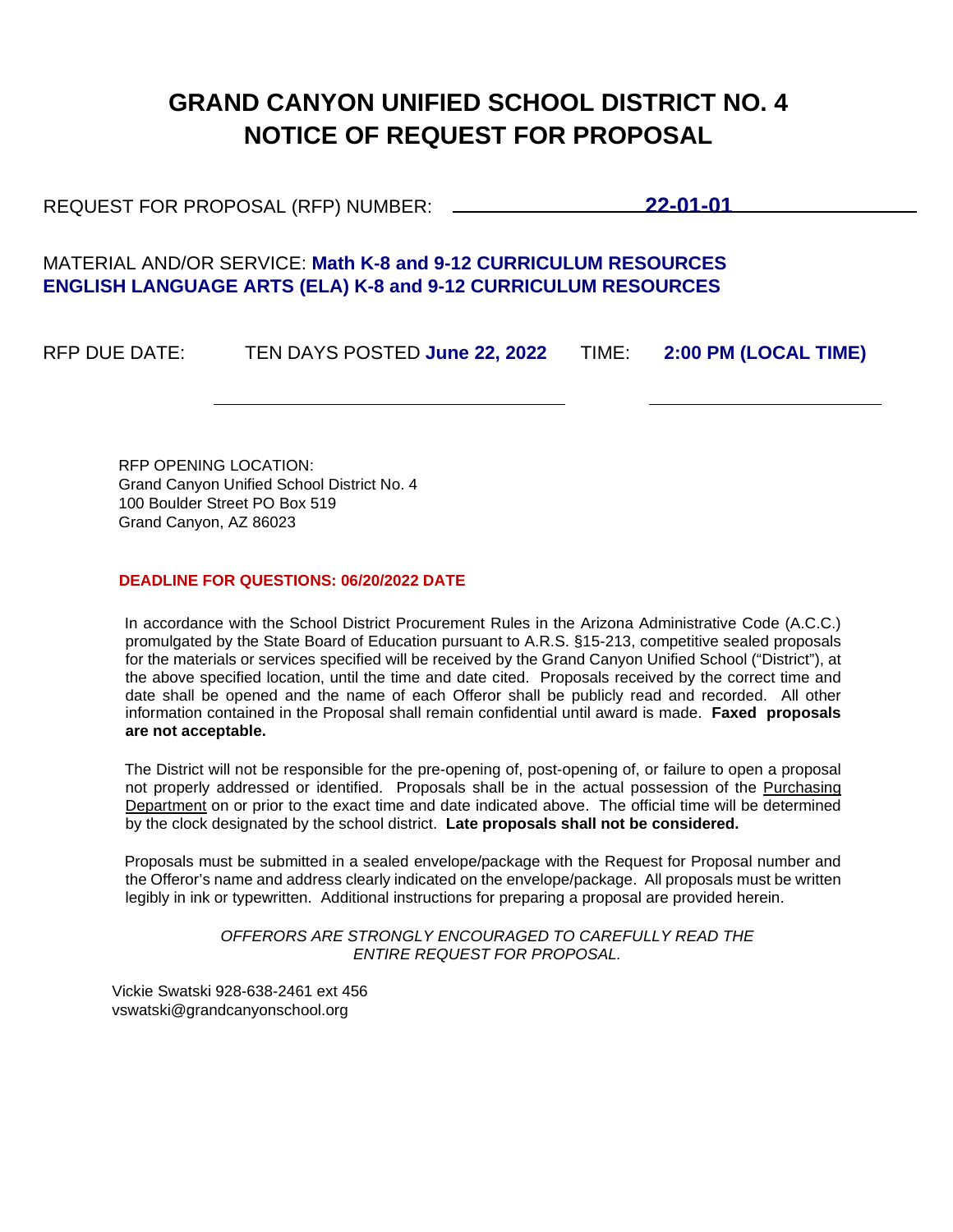# GRAND CANYON UNIFIED SCHOOL DISTRICT NO. 4
# NOTICE OF REQUEST FOR PROPOSAL

REQUEST FOR PROPOSAL (RFP) NUMBER: **22-01-01**

MATERIAL AND/OR SERVICE: **Math K-8 and 9-12 CURRICULUM RESOURCES**
**ENGLISH LANGUAGE ARTS (ELA) K-8 and 9-12 CURRICULUM RESOURCES**

RFP DUE DATE: TEN DAYS POSTED **June 22, 2022** TIME: **2:00 PM (LOCAL TIME)**

RFP OPENING LOCATION:
Grand Canyon Unified School District No. 4
100 Boulder Street PO Box 519
Grand Canyon, AZ 86023

**DEADLINE FOR QUESTIONS: 06/20/2022 DATE**

In accordance with the School District Procurement Rules in the Arizona Administrative Code (A.C.C.) promulgated by the State Board of Education pursuant to A.R.S. §15-213, competitive sealed proposals for the materials or services specified will be received by the Grand Canyon Unified School ("District"), at the above specified location, until the time and date cited. Proposals received by the correct time and date shall be opened and the name of each Offeror shall be publicly read and recorded. All other information contained in the Proposal shall remain confidential until award is made. **Faxed proposals are not acceptable.**

The District will not be responsible for the pre-opening of, post-opening of, or failure to open a proposal not properly addressed or identified. Proposals shall be in the actual possession of the Purchasing Department on or prior to the exact time and date indicated above. The official time will be determined by the clock designated by the school district. **Late proposals shall not be considered.**

Proposals must be submitted in a sealed envelope/package with the Request for Proposal number and the Offeror's name and address clearly indicated on the envelope/package. All proposals must be written legibly in ink or typewritten. Additional instructions for preparing a proposal are provided herein.

*OFFERORS ARE STRONGLY ENCOURAGED TO CAREFULLY READ THE ENTIRE REQUEST FOR PROPOSAL.*

Vickie Swatski 928-638-2461 ext 456
vswatski@grandcanyonschool.org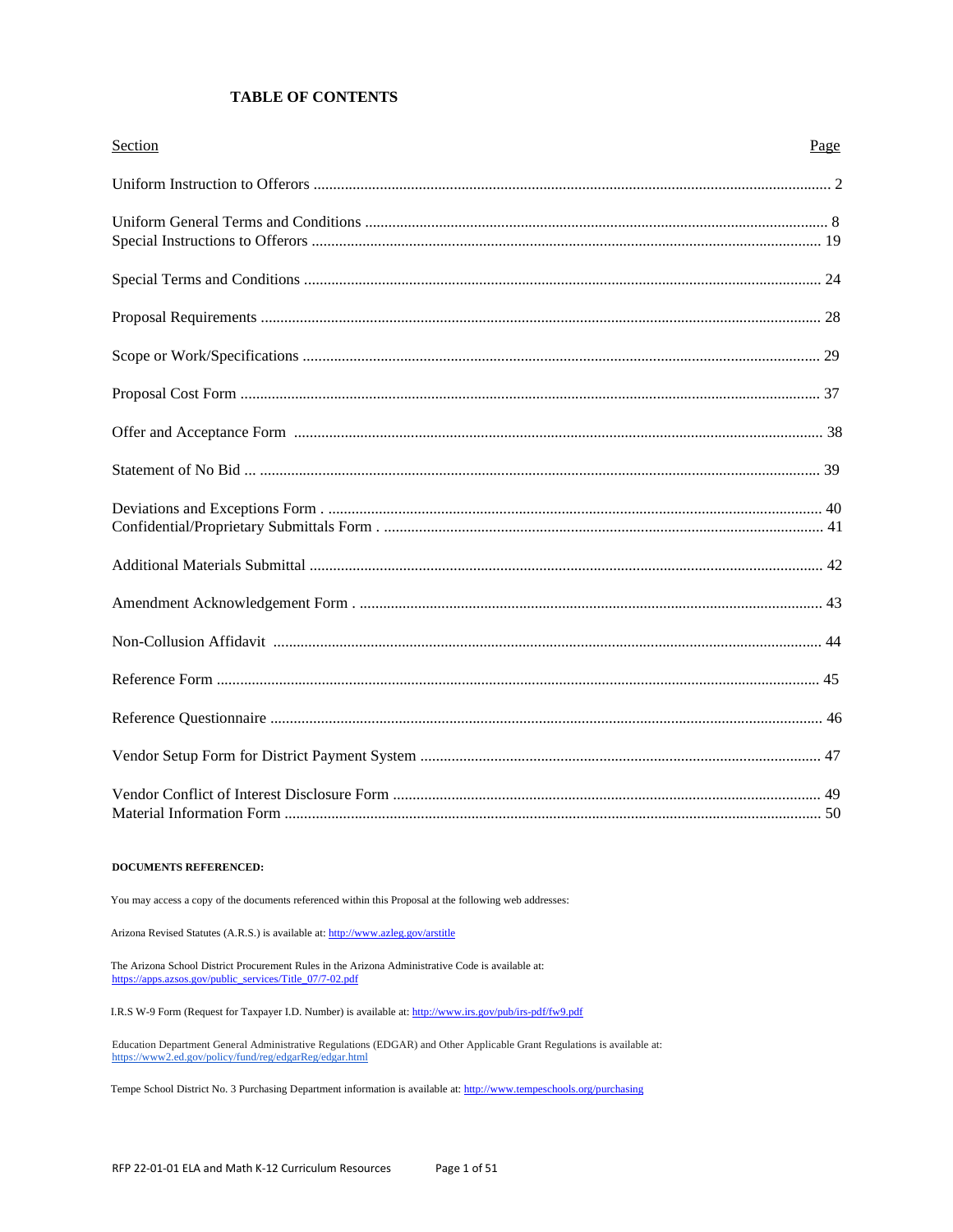# TABLE OF CONTENTS

| Section | Page |
|---|---|
| Uniform Instruction to Offerors | 2 |
| Uniform General Terms and Conditions | 8 |
| Special Instructions to Offerors | 19 |
| Special Terms and Conditions | 24 |
| Proposal Requirements | 28 |
| Scope or Work/Specifications | 29 |
| Proposal Cost Form | 37 |
| Offer and Acceptance Form | 38 |
| Statement of No Bid ... | 39 |
| Deviations and Exceptions Form . | 40 |
| Confidential/Proprietary Submittals Form . | 41 |
| Additional Materials Submittal | 42 |
| Amendment Acknowledgement Form . | 43 |
| Non-Collusion Affidavit | 44 |
| Reference Form | 45 |
| Reference Questionnaire | 46 |
| Vendor Setup Form for District Payment System | 47 |
| Vendor Conflict of Interest Disclosure Form | 49 |
| Material Information Form | 50 |

**DOCUMENTS REFERENCED:**

You may access a copy of the documents referenced within this Proposal at the following web addresses:

Arizona Revised Statutes (A.R.S.) is available at: http://www.azleg.gov/arstitle

The Arizona School District Procurement Rules in the Arizona Administrative Code is available at: https://apps.azsos.gov/public_services/Title_07/7-02.pdf

I.R.S W-9 Form (Request for Taxpayer I.D. Number) is available at: http://www.irs.gov/pub/irs-pdf/fw9.pdf

Education Department General Administrative Regulations (EDGAR) and Other Applicable Grant Regulations is available at: https://www2.ed.gov/policy/fund/reg/edgarReg/edgar.html

Tempe School District No. 3 Purchasing Department information is available at: http://www.tempeschools.org/purchasing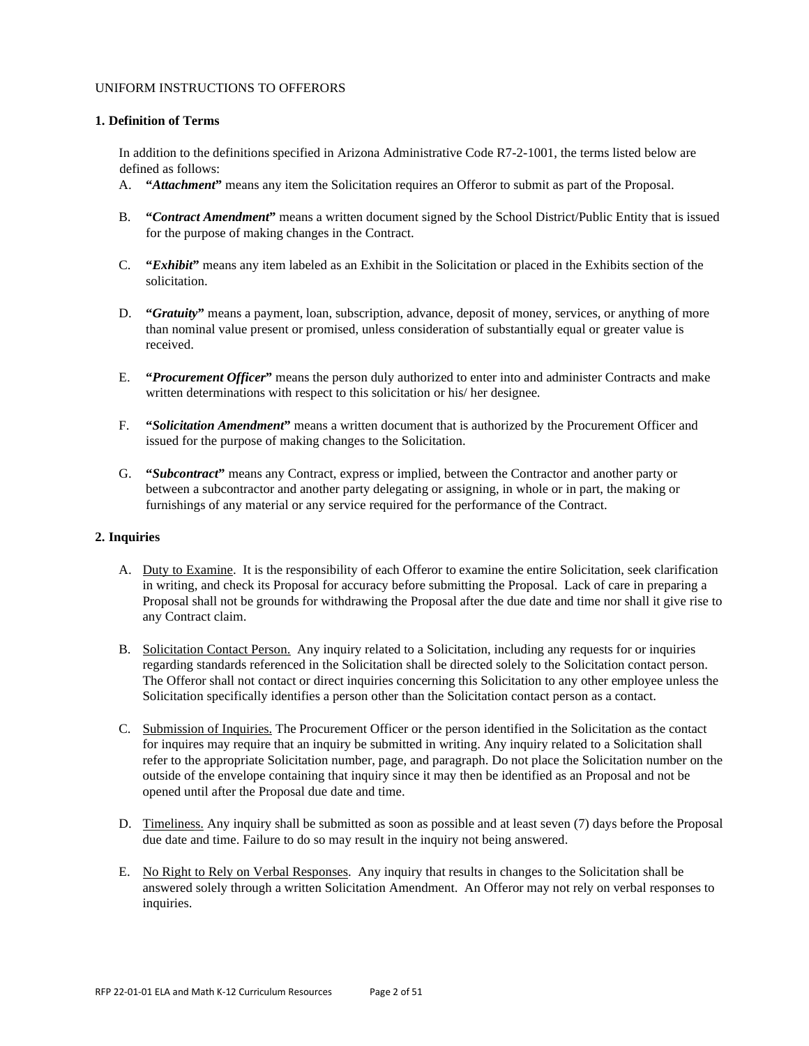UNIFORM INSTRUCTIONS TO OFFERORS

**1. Definition of Terms**

In addition to the definitions specified in Arizona Administrative Code R7-2-1001, the terms listed below are defined as follows:

A. **"*Attachment*"** means any item the Solicitation requires an Offeror to submit as part of the Proposal.

B. **"*Contract Amendment*"** means a written document signed by the School District/Public Entity that is issued for the purpose of making changes in the Contract.

C. **"*Exhibit*"** means any item labeled as an Exhibit in the Solicitation or placed in the Exhibits section of the solicitation.

D. **"*Gratuity*"** means a payment, loan, subscription, advance, deposit of money, services, or anything of more than nominal value present or promised, unless consideration of substantially equal or greater value is received.

E. **"*Procurement Officer*"** means the person duly authorized to enter into and administer Contracts and make written determinations with respect to this solicitation or his/ her designee.

F. **"*Solicitation Amendment*"** means a written document that is authorized by the Procurement Officer and issued for the purpose of making changes to the Solicitation.

G. **"*Subcontract*"** means any Contract, express or implied, between the Contractor and another party or between a subcontractor and another party delegating or assigning, in whole or in part, the making or furnishings of any material or any service required for the performance of the Contract.

**2. Inquiries**

A. Duty to Examine. It is the responsibility of each Offeror to examine the entire Solicitation, seek clarification in writing, and check its Proposal for accuracy before submitting the Proposal. Lack of care in preparing a Proposal shall not be grounds for withdrawing the Proposal after the due date and time nor shall it give rise to any Contract claim.

B. Solicitation Contact Person. Any inquiry related to a Solicitation, including any requests for or inquiries regarding standards referenced in the Solicitation shall be directed solely to the Solicitation contact person. The Offeror shall not contact or direct inquiries concerning this Solicitation to any other employee unless the Solicitation specifically identifies a person other than the Solicitation contact person as a contact.

C. Submission of Inquiries. The Procurement Officer or the person identified in the Solicitation as the contact for inquires may require that an inquiry be submitted in writing. Any inquiry related to a Solicitation shall refer to the appropriate Solicitation number, page, and paragraph. Do not place the Solicitation number on the outside of the envelope containing that inquiry since it may then be identified as an Proposal and not be opened until after the Proposal due date and time.

D. Timeliness. Any inquiry shall be submitted as soon as possible and at least seven (7) days before the Proposal due date and time. Failure to do so may result in the inquiry not being answered.

E. No Right to Rely on Verbal Responses. Any inquiry that results in changes to the Solicitation shall be answered solely through a written Solicitation Amendment. An Offeror may not rely on verbal responses to inquiries.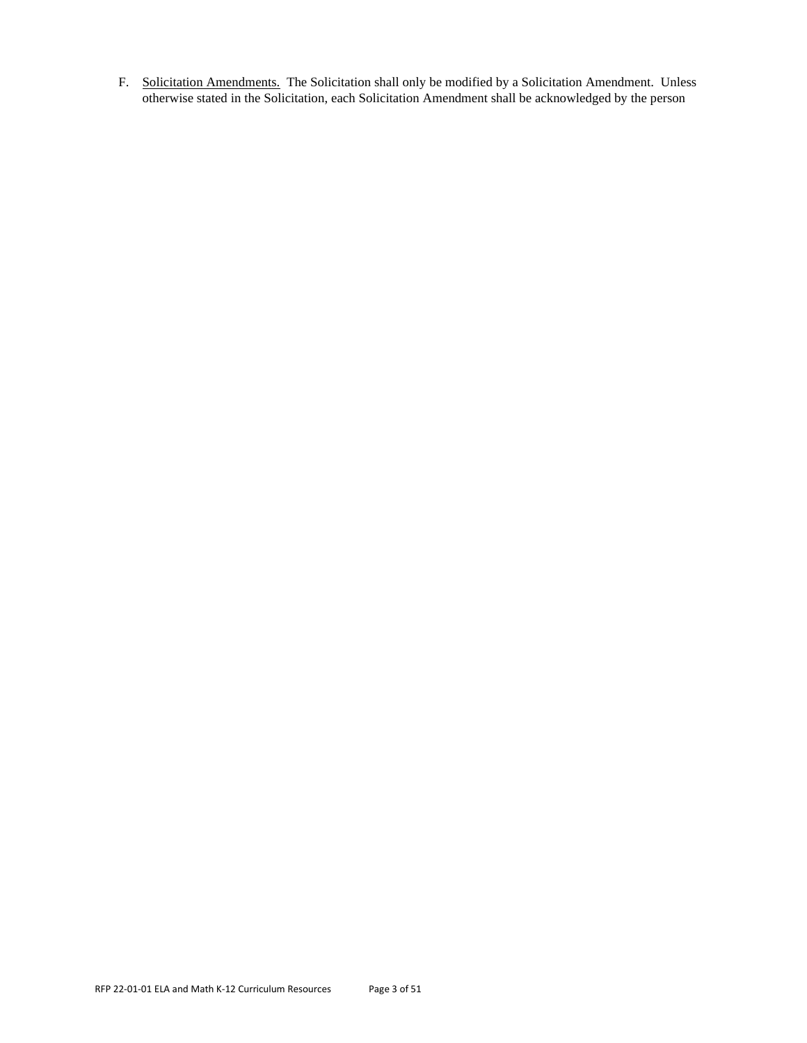F. <u>Solicitation Amendments.</u> The Solicitation shall only be modified by a Solicitation Amendment. Unless otherwise stated in the Solicitation, each Solicitation Amendment shall be acknowledged by the person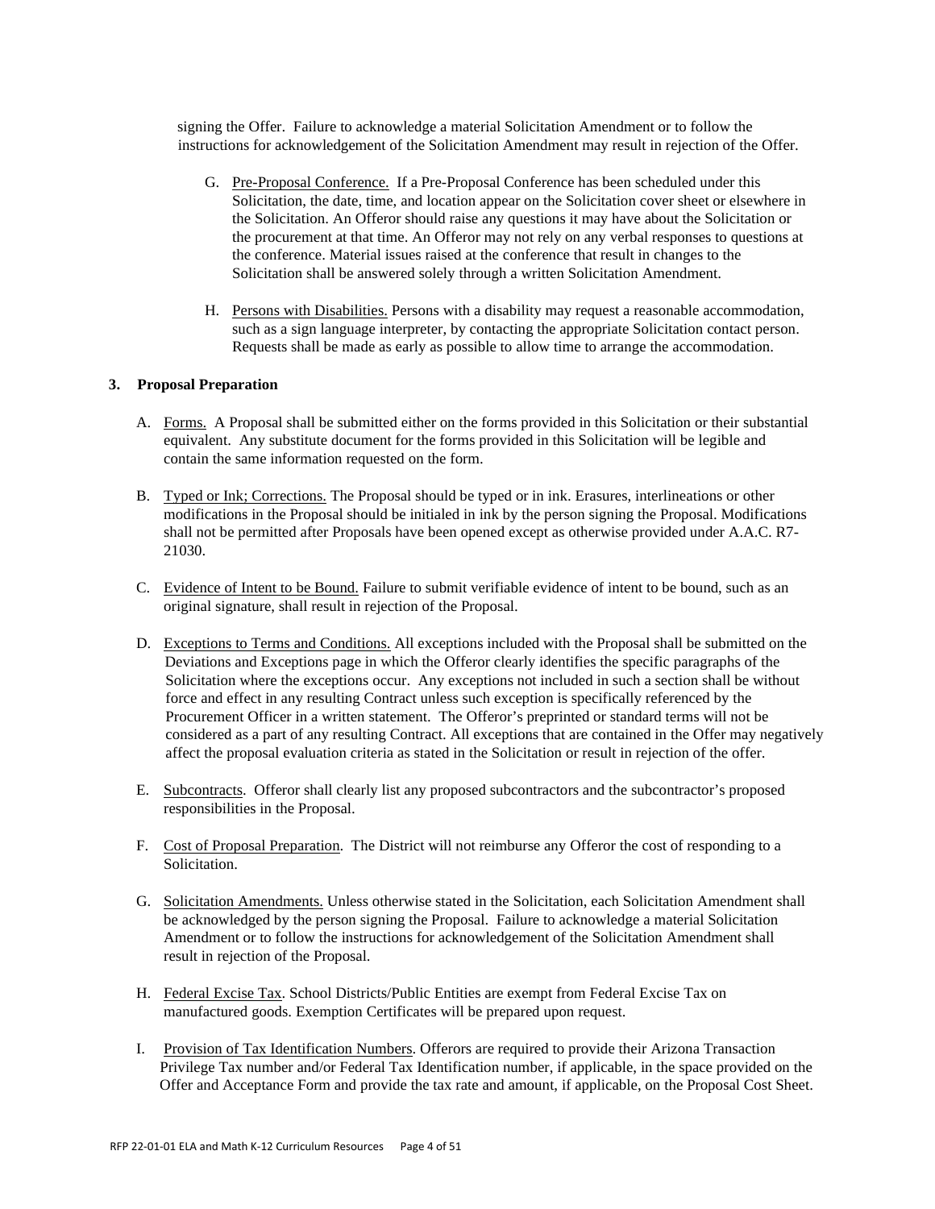signing the Offer. Failure to acknowledge a material Solicitation Amendment or to follow the instructions for acknowledgement of the Solicitation Amendment may result in rejection of the Offer.

G. Pre-Proposal Conference. If a Pre-Proposal Conference has been scheduled under this Solicitation, the date, time, and location appear on the Solicitation cover sheet or elsewhere in the Solicitation. An Offeror should raise any questions it may have about the Solicitation or the procurement at that time. An Offeror may not rely on any verbal responses to questions at the conference. Material issues raised at the conference that result in changes to the Solicitation shall be answered solely through a written Solicitation Amendment.

H. Persons with Disabilities. Persons with a disability may request a reasonable accommodation, such as a sign language interpreter, by contacting the appropriate Solicitation contact person. Requests shall be made as early as possible to allow time to arrange the accommodation.

**3. Proposal Preparation**

A. Forms. A Proposal shall be submitted either on the forms provided in this Solicitation or their substantial equivalent. Any substitute document for the forms provided in this Solicitation will be legible and contain the same information requested on the form.

B. Typed or Ink; Corrections. The Proposal should be typed or in ink. Erasures, interlineations or other modifications in the Proposal should be initialed in ink by the person signing the Proposal. Modifications shall not be permitted after Proposals have been opened except as otherwise provided under A.A.C. R7-21030.

C. Evidence of Intent to be Bound. Failure to submit verifiable evidence of intent to be bound, such as an original signature, shall result in rejection of the Proposal.

D. Exceptions to Terms and Conditions. All exceptions included with the Proposal shall be submitted on the Deviations and Exceptions page in which the Offeror clearly identifies the specific paragraphs of the Solicitation where the exceptions occur. Any exceptions not included in such a section shall be without force and effect in any resulting Contract unless such exception is specifically referenced by the Procurement Officer in a written statement. The Offeror's preprinted or standard terms will not be considered as a part of any resulting Contract. All exceptions that are contained in the Offer may negatively affect the proposal evaluation criteria as stated in the Solicitation or result in rejection of the offer.

E. Subcontracts. Offeror shall clearly list any proposed subcontractors and the subcontractor's proposed responsibilities in the Proposal.

F. Cost of Proposal Preparation. The District will not reimburse any Offeror the cost of responding to a Solicitation.

G. Solicitation Amendments. Unless otherwise stated in the Solicitation, each Solicitation Amendment shall be acknowledged by the person signing the Proposal. Failure to acknowledge a material Solicitation Amendment or to follow the instructions for acknowledgement of the Solicitation Amendment shall result in rejection of the Proposal.

H. Federal Excise Tax. School Districts/Public Entities are exempt from Federal Excise Tax on manufactured goods. Exemption Certificates will be prepared upon request.

I. Provision of Tax Identification Numbers. Offerors are required to provide their Arizona Transaction Privilege Tax number and/or Federal Tax Identification number, if applicable, in the space provided on the Offer and Acceptance Form and provide the tax rate and amount, if applicable, on the Proposal Cost Sheet.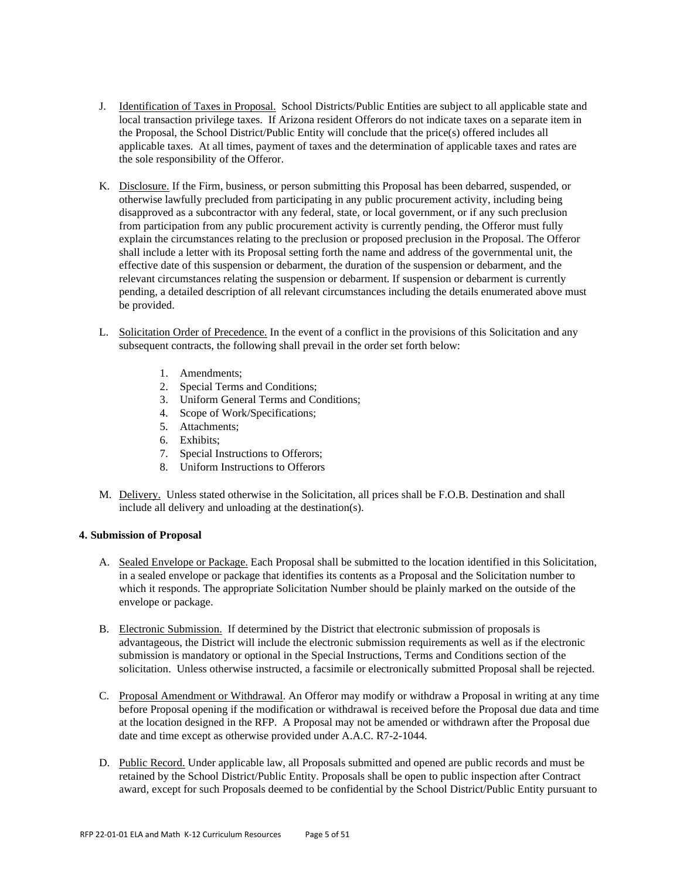J. Identification of Taxes in Proposal. School Districts/Public Entities are subject to all applicable state and local transaction privilege taxes. If Arizona resident Offerors do not indicate taxes on a separate item in the Proposal, the School District/Public Entity will conclude that the price(s) offered includes all applicable taxes. At all times, payment of taxes and the determination of applicable taxes and rates are the sole responsibility of the Offeror.

K. Disclosure. If the Firm, business, or person submitting this Proposal has been debarred, suspended, or otherwise lawfully precluded from participating in any public procurement activity, including being disapproved as a subcontractor with any federal, state, or local government, or if any such preclusion from participation from any public procurement activity is currently pending, the Offeror must fully explain the circumstances relating to the preclusion or proposed preclusion in the Proposal. The Offeror shall include a letter with its Proposal setting forth the name and address of the governmental unit, the effective date of this suspension or debarment, the duration of the suspension or debarment, and the relevant circumstances relating the suspension or debarment. If suspension or debarment is currently pending, a detailed description of all relevant circumstances including the details enumerated above must be provided.

L. Solicitation Order of Precedence. In the event of a conflict in the provisions of this Solicitation and any subsequent contracts, the following shall prevail in the order set forth below:

   1. Amendments;
   2. Special Terms and Conditions;
   3. Uniform General Terms and Conditions;
   4. Scope of Work/Specifications;
   5. Attachments;
   6. Exhibits;
   7. Special Instructions to Offerors;
   8. Uniform Instructions to Offerors

M. Delivery. Unless stated otherwise in the Solicitation, all prices shall be F.O.B. Destination and shall include all delivery and unloading at the destination(s).

**4. Submission of Proposal**

A. Sealed Envelope or Package. Each Proposal shall be submitted to the location identified in this Solicitation, in a sealed envelope or package that identifies its contents as a Proposal and the Solicitation number to which it responds. The appropriate Solicitation Number should be plainly marked on the outside of the envelope or package.

B. Electronic Submission. If determined by the District that electronic submission of proposals is advantageous, the District will include the electronic submission requirements as well as if the electronic submission is mandatory or optional in the Special Instructions, Terms and Conditions section of the solicitation. Unless otherwise instructed, a facsimile or electronically submitted Proposal shall be rejected.

C. Proposal Amendment or Withdrawal. An Offeror may modify or withdraw a Proposal in writing at any time before Proposal opening if the modification or withdrawal is received before the Proposal due data and time at the location designed in the RFP. A Proposal may not be amended or withdrawn after the Proposal due date and time except as otherwise provided under A.A.C. R7-2-1044.

D. Public Record. Under applicable law, all Proposals submitted and opened are public records and must be retained by the School District/Public Entity. Proposals shall be open to public inspection after Contract award, except for such Proposals deemed to be confidential by the School District/Public Entity pursuant to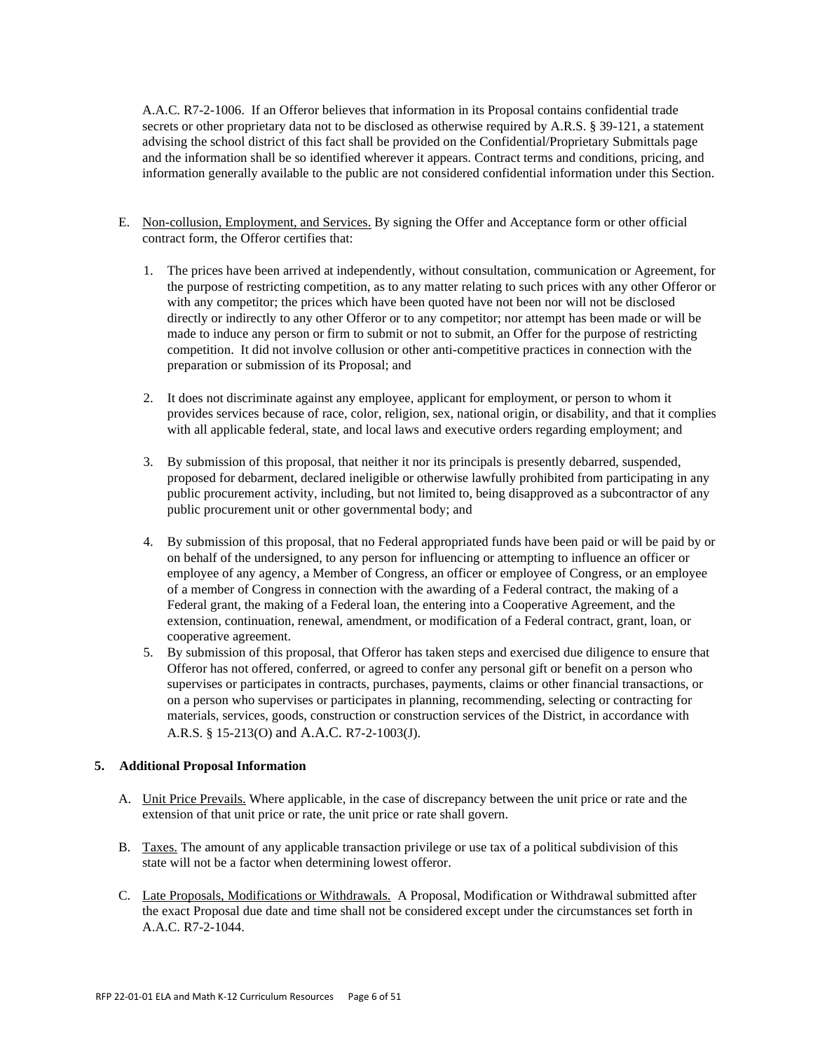A.A.C. R7-2-1006. If an Offeror believes that information in its Proposal contains confidential trade secrets or other proprietary data not to be disclosed as otherwise required by A.R.S. § 39-121, a statement advising the school district of this fact shall be provided on the Confidential/Proprietary Submittals page and the information shall be so identified wherever it appears. Contract terms and conditions, pricing, and information generally available to the public are not considered confidential information under this Section.

E. Non-collusion, Employment, and Services. By signing the Offer and Acceptance form or other official contract form, the Offeror certifies that:

   1. The prices have been arrived at independently, without consultation, communication or Agreement, for the purpose of restricting competition, as to any matter relating to such prices with any other Offeror or with any competitor; the prices which have been quoted have not been nor will not be disclosed directly or indirectly to any other Offeror or to any competitor; nor attempt has been made or will be made to induce any person or firm to submit or not to submit, an Offer for the purpose of restricting competition. It did not involve collusion or other anti-competitive practices in connection with the preparation or submission of its Proposal; and

   2. It does not discriminate against any employee, applicant for employment, or person to whom it provides services because of race, color, religion, sex, national origin, or disability, and that it complies with all applicable federal, state, and local laws and executive orders regarding employment; and

   3. By submission of this proposal, that neither it nor its principals is presently debarred, suspended, proposed for debarment, declared ineligible or otherwise lawfully prohibited from participating in any public procurement activity, including, but not limited to, being disapproved as a subcontractor of any public procurement unit or other governmental body; and

   4. By submission of this proposal, that no Federal appropriated funds have been paid or will be paid by or on behalf of the undersigned, to any person for influencing or attempting to influence an officer or employee of any agency, a Member of Congress, an officer or employee of Congress, or an employee of a member of Congress in connection with the awarding of a Federal contract, the making of a Federal grant, the making of a Federal loan, the entering into a Cooperative Agreement, and the extension, continuation, renewal, amendment, or modification of a Federal contract, grant, loan, or cooperative agreement.

   5. By submission of this proposal, that Offeror has taken steps and exercised due diligence to ensure that Offeror has not offered, conferred, or agreed to confer any personal gift or benefit on a person who supervises or participates in contracts, purchases, payments, claims or other financial transactions, or on a person who supervises or participates in planning, recommending, selecting or contracting for materials, services, goods, construction or construction services of the District, in accordance with A.R.S. § 15-213(O) and A.A.C. R7-2-1003(J).

**5. Additional Proposal Information**

A. Unit Price Prevails. Where applicable, in the case of discrepancy between the unit price or rate and the extension of that unit price or rate, the unit price or rate shall govern.

B. Taxes. The amount of any applicable transaction privilege or use tax of a political subdivision of this state will not be a factor when determining lowest offeror.

C. Late Proposals, Modifications or Withdrawals. A Proposal, Modification or Withdrawal submitted after the exact Proposal due date and time shall not be considered except under the circumstances set forth in A.A.C. R7-2-1044.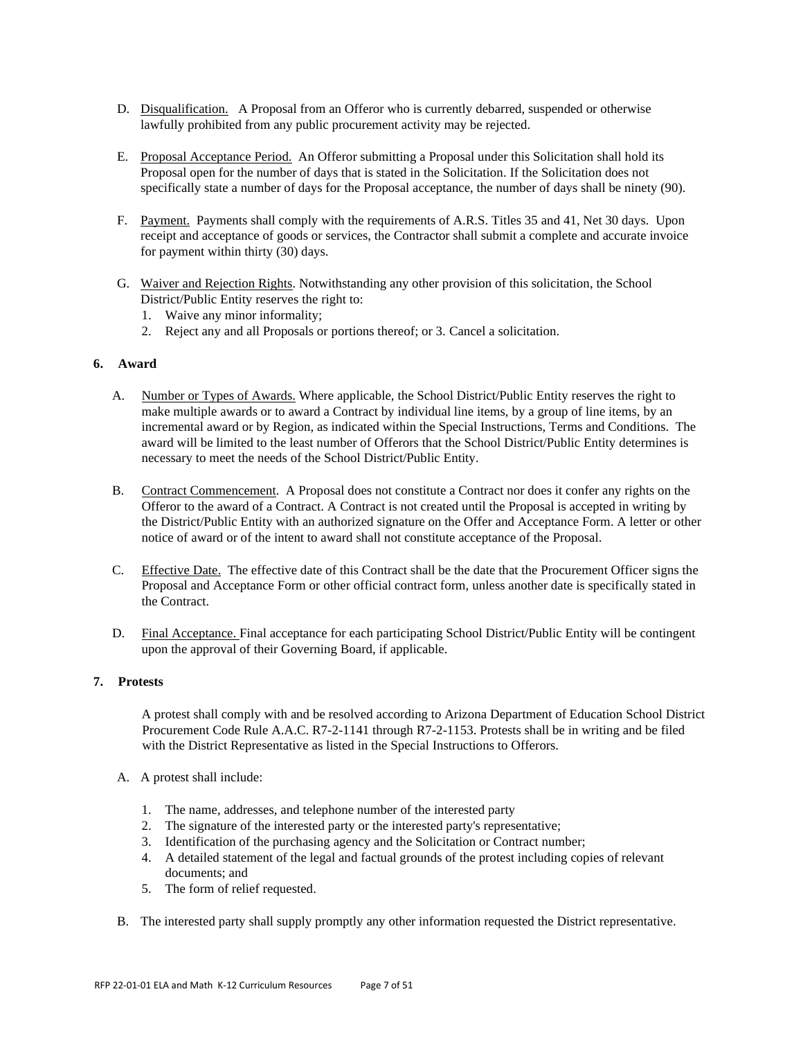D. Disqualification. A Proposal from an Offeror who is currently debarred, suspended or otherwise lawfully prohibited from any public procurement activity may be rejected.

E. Proposal Acceptance Period. An Offeror submitting a Proposal under this Solicitation shall hold its Proposal open for the number of days that is stated in the Solicitation. If the Solicitation does not specifically state a number of days for the Proposal acceptance, the number of days shall be ninety (90).

F. Payment. Payments shall comply with the requirements of A.R.S. Titles 35 and 41, Net 30 days. Upon receipt and acceptance of goods or services, the Contractor shall submit a complete and accurate invoice for payment within thirty (30) days.

G. Waiver and Rejection Rights. Notwithstanding any other provision of this solicitation, the School District/Public Entity reserves the right to:
   1. Waive any minor informality;
   2. Reject any and all Proposals or portions thereof; or 3. Cancel a solicitation.

## 6. Award

A. Number or Types of Awards. Where applicable, the School District/Public Entity reserves the right to make multiple awards or to award a Contract by individual line items, by a group of line items, by an incremental award or by Region, as indicated within the Special Instructions, Terms and Conditions. The award will be limited to the least number of Offerors that the School District/Public Entity determines is necessary to meet the needs of the School District/Public Entity.

B. Contract Commencement. A Proposal does not constitute a Contract nor does it confer any rights on the Offeror to the award of a Contract. A Contract is not created until the Proposal is accepted in writing by the District/Public Entity with an authorized signature on the Offer and Acceptance Form. A letter or other notice of award or of the intent to award shall not constitute acceptance of the Proposal.

C. Effective Date. The effective date of this Contract shall be the date that the Procurement Officer signs the Proposal and Acceptance Form or other official contract form, unless another date is specifically stated in the Contract.

D. Final Acceptance. Final acceptance for each participating School District/Public Entity will be contingent upon the approval of their Governing Board, if applicable.

## 7. Protests

A protest shall comply with and be resolved according to Arizona Department of Education School District Procurement Code Rule A.A.C. R7-2-1141 through R7-2-1153. Protests shall be in writing and be filed with the District Representative as listed in the Special Instructions to Offerors.

A. A protest shall include:

   1. The name, addresses, and telephone number of the interested party
   2. The signature of the interested party or the interested party's representative;
   3. Identification of the purchasing agency and the Solicitation or Contract number;
   4. A detailed statement of the legal and factual grounds of the protest including copies of relevant documents; and
   5. The form of relief requested.

B. The interested party shall supply promptly any other information requested the District representative.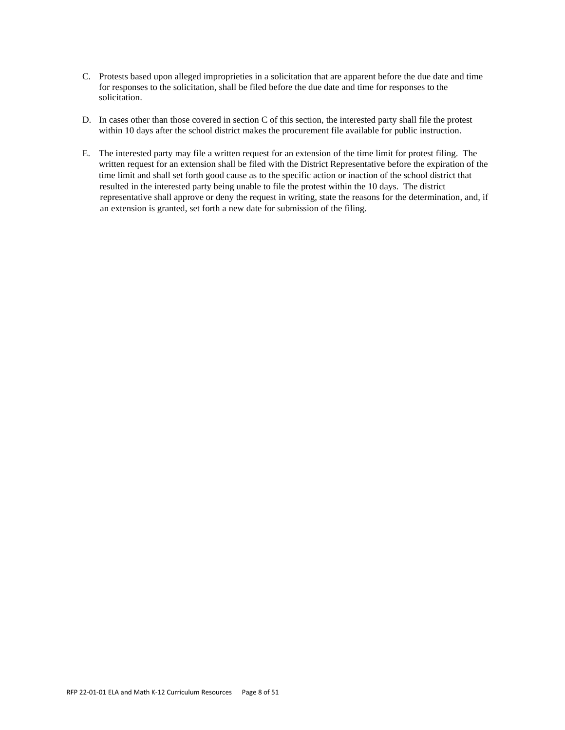C. Protests based upon alleged improprieties in a solicitation that are apparent before the due date and time for responses to the solicitation, shall be filed before the due date and time for responses to the solicitation.

D. In cases other than those covered in section C of this section, the interested party shall file the protest within 10 days after the school district makes the procurement file available for public instruction.

E. The interested party may file a written request for an extension of the time limit for protest filing. The written request for an extension shall be filed with the District Representative before the expiration of the time limit and shall set forth good cause as to the specific action or inaction of the school district that resulted in the interested party being unable to file the protest within the 10 days. The district representative shall approve or deny the request in writing, state the reasons for the determination, and, if an extension is granted, set forth a new date for submission of the filing.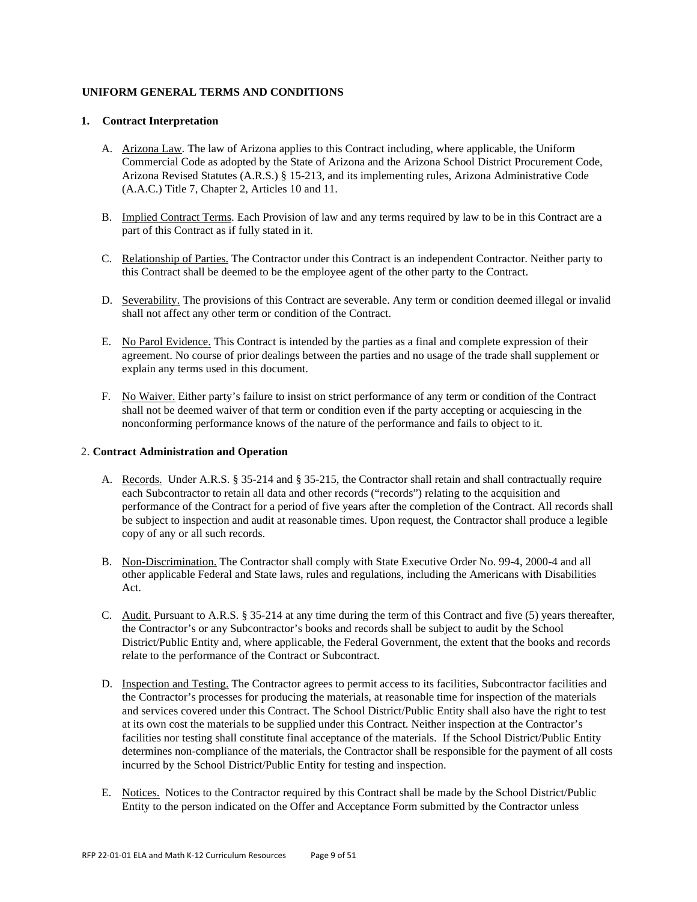**UNIFORM GENERAL TERMS AND CONDITIONS**

**1. Contract Interpretation**

A. Arizona Law. The law of Arizona applies to this Contract including, where applicable, the Uniform Commercial Code as adopted by the State of Arizona and the Arizona School District Procurement Code, Arizona Revised Statutes (A.R.S.) § 15-213, and its implementing rules, Arizona Administrative Code (A.A.C.) Title 7, Chapter 2, Articles 10 and 11.

B. Implied Contract Terms. Each Provision of law and any terms required by law to be in this Contract are a part of this Contract as if fully stated in it.

C. Relationship of Parties. The Contractor under this Contract is an independent Contractor. Neither party to this Contract shall be deemed to be the employee agent of the other party to the Contract.

D. Severability. The provisions of this Contract are severable. Any term or condition deemed illegal or invalid shall not affect any other term or condition of the Contract.

E. No Parol Evidence. This Contract is intended by the parties as a final and complete expression of their agreement. No course of prior dealings between the parties and no usage of the trade shall supplement or explain any terms used in this document.

F. No Waiver. Either party's failure to insist on strict performance of any term or condition of the Contract shall not be deemed waiver of that term or condition even if the party accepting or acquiescing in the nonconforming performance knows of the nature of the performance and fails to object to it.

2. **Contract Administration and Operation**

A. Records. Under A.R.S. § 35-214 and § 35-215, the Contractor shall retain and shall contractually require each Subcontractor to retain all data and other records ("records") relating to the acquisition and performance of the Contract for a period of five years after the completion of the Contract. All records shall be subject to inspection and audit at reasonable times. Upon request, the Contractor shall produce a legible copy of any or all such records.

B. Non-Discrimination. The Contractor shall comply with State Executive Order No. 99-4, 2000-4 and all other applicable Federal and State laws, rules and regulations, including the Americans with Disabilities Act.

C. Audit. Pursuant to A.R.S. § 35-214 at any time during the term of this Contract and five (5) years thereafter, the Contractor's or any Subcontractor's books and records shall be subject to audit by the School District/Public Entity and, where applicable, the Federal Government, the extent that the books and records relate to the performance of the Contract or Subcontract.

D. Inspection and Testing. The Contractor agrees to permit access to its facilities, Subcontractor facilities and the Contractor's processes for producing the materials, at reasonable time for inspection of the materials and services covered under this Contract. The School District/Public Entity shall also have the right to test at its own cost the materials to be supplied under this Contract. Neither inspection at the Contractor's facilities nor testing shall constitute final acceptance of the materials. If the School District/Public Entity determines non-compliance of the materials, the Contractor shall be responsible for the payment of all costs incurred by the School District/Public Entity for testing and inspection.

E. Notices. Notices to the Contractor required by this Contract shall be made by the School District/Public Entity to the person indicated on the Offer and Acceptance Form submitted by the Contractor unless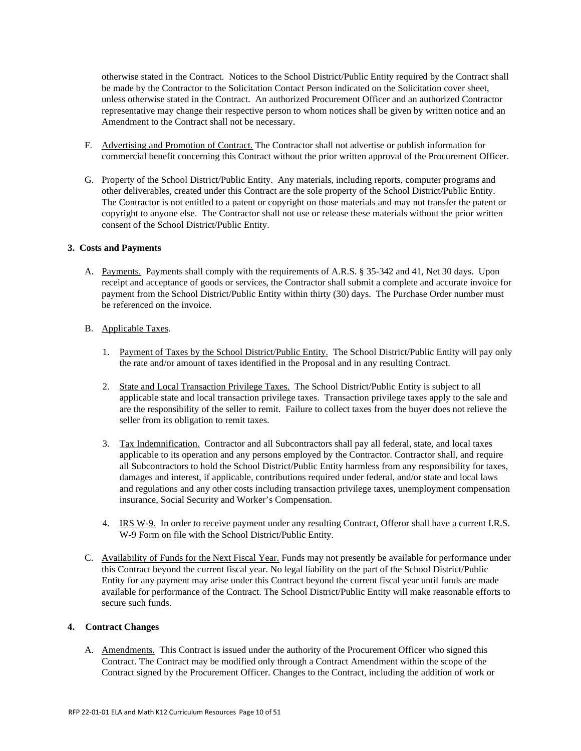otherwise stated in the Contract. Notices to the School District/Public Entity required by the Contract shall be made by the Contractor to the Solicitation Contact Person indicated on the Solicitation cover sheet, unless otherwise stated in the Contract. An authorized Procurement Officer and an authorized Contractor representative may change their respective person to whom notices shall be given by written notice and an Amendment to the Contract shall not be necessary.

F. Advertising and Promotion of Contract. The Contractor shall not advertise or publish information for commercial benefit concerning this Contract without the prior written approval of the Procurement Officer.

G. Property of the School District/Public Entity. Any materials, including reports, computer programs and other deliverables, created under this Contract are the sole property of the School District/Public Entity. The Contractor is not entitled to a patent or copyright on those materials and may not transfer the patent or copyright to anyone else. The Contractor shall not use or release these materials without the prior written consent of the School District/Public Entity.

**3. Costs and Payments**

A. Payments. Payments shall comply with the requirements of A.R.S. § 35-342 and 41, Net 30 days. Upon receipt and acceptance of goods or services, the Contractor shall submit a complete and accurate invoice for payment from the School District/Public Entity within thirty (30) days. The Purchase Order number must be referenced on the invoice.

B. Applicable Taxes.

1. Payment of Taxes by the School District/Public Entity. The School District/Public Entity will pay only the rate and/or amount of taxes identified in the Proposal and in any resulting Contract.

2. State and Local Transaction Privilege Taxes. The School District/Public Entity is subject to all applicable state and local transaction privilege taxes. Transaction privilege taxes apply to the sale and are the responsibility of the seller to remit. Failure to collect taxes from the buyer does not relieve the seller from its obligation to remit taxes.

3. Tax Indemnification. Contractor and all Subcontractors shall pay all federal, state, and local taxes applicable to its operation and any persons employed by the Contractor. Contractor shall, and require all Subcontractors to hold the School District/Public Entity harmless from any responsibility for taxes, damages and interest, if applicable, contributions required under federal, and/or state and local laws and regulations and any other costs including transaction privilege taxes, unemployment compensation insurance, Social Security and Worker's Compensation.

4. IRS W-9. In order to receive payment under any resulting Contract, Offeror shall have a current I.R.S. W-9 Form on file with the School District/Public Entity.

C. Availability of Funds for the Next Fiscal Year. Funds may not presently be available for performance under this Contract beyond the current fiscal year. No legal liability on the part of the School District/Public Entity for any payment may arise under this Contract beyond the current fiscal year until funds are made available for performance of the Contract. The School District/Public Entity will make reasonable efforts to secure such funds.

**4. Contract Changes**

A. Amendments. This Contract is issued under the authority of the Procurement Officer who signed this Contract. The Contract may be modified only through a Contract Amendment within the scope of the Contract signed by the Procurement Officer. Changes to the Contract, including the addition of work or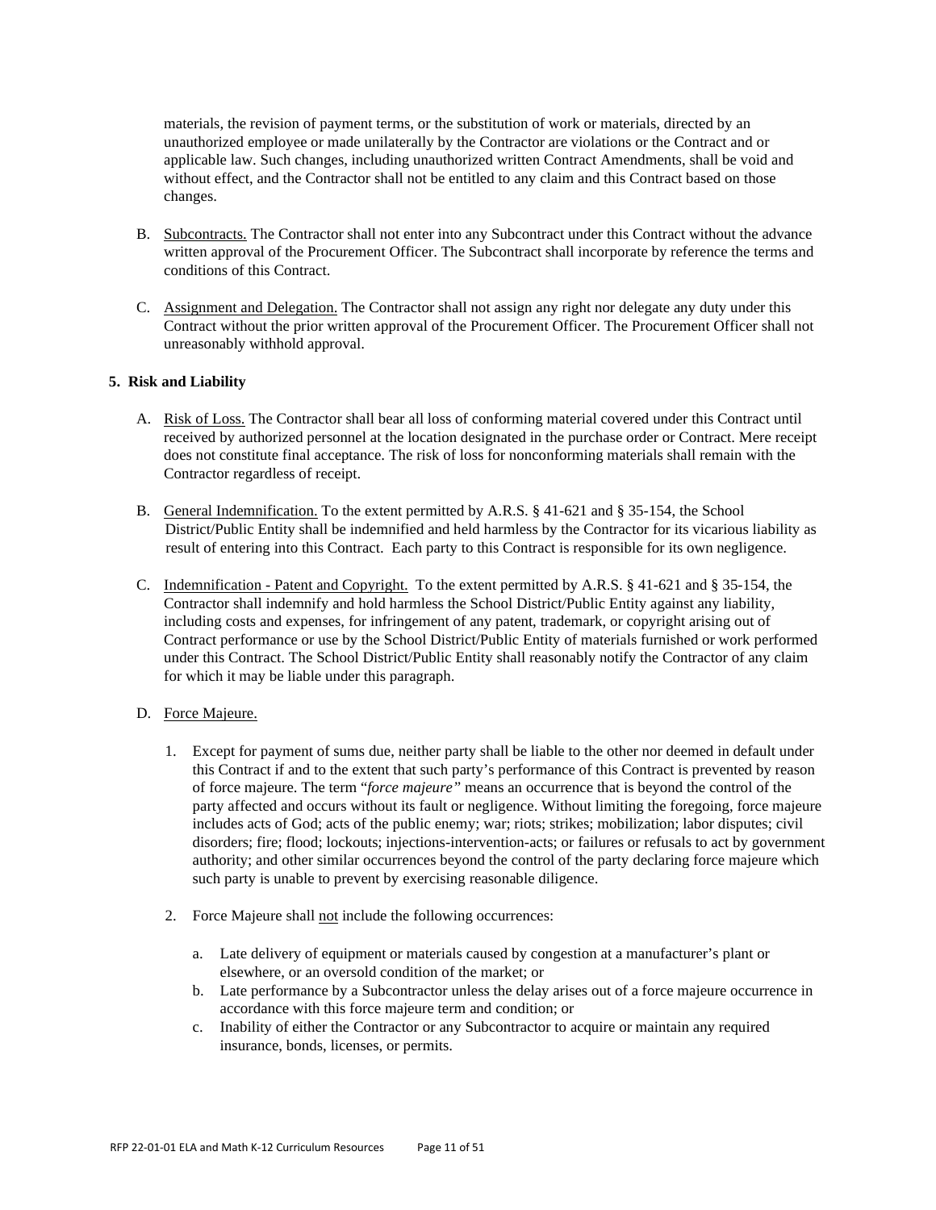materials, the revision of payment terms, or the substitution of work or materials, directed by an unauthorized employee or made unilaterally by the Contractor are violations or the Contract and or applicable law. Such changes, including unauthorized written Contract Amendments, shall be void and without effect, and the Contractor shall not be entitled to any claim and this Contract based on those changes.

B. Subcontracts. The Contractor shall not enter into any Subcontract under this Contract without the advance written approval of the Procurement Officer. The Subcontract shall incorporate by reference the terms and conditions of this Contract.

C. Assignment and Delegation. The Contractor shall not assign any right nor delegate any duty under this Contract without the prior written approval of the Procurement Officer. The Procurement Officer shall not unreasonably withhold approval.

**5. Risk and Liability**

A. Risk of Loss. The Contractor shall bear all loss of conforming material covered under this Contract until received by authorized personnel at the location designated in the purchase order or Contract. Mere receipt does not constitute final acceptance. The risk of loss for nonconforming materials shall remain with the Contractor regardless of receipt.

B. General Indemnification. To the extent permitted by A.R.S. § 41-621 and § 35-154, the School District/Public Entity shall be indemnified and held harmless by the Contractor for its vicarious liability as result of entering into this Contract. Each party to this Contract is responsible for its own negligence.

C. Indemnification - Patent and Copyright. To the extent permitted by A.R.S. § 41-621 and § 35-154, the Contractor shall indemnify and hold harmless the School District/Public Entity against any liability, including costs and expenses, for infringement of any patent, trademark, or copyright arising out of Contract performance or use by the School District/Public Entity of materials furnished or work performed under this Contract. The School District/Public Entity shall reasonably notify the Contractor of any claim for which it may be liable under this paragraph.

D. Force Majeure.

1. Except for payment of sums due, neither party shall be liable to the other nor deemed in default under this Contract if and to the extent that such party's performance of this Contract is prevented by reason of force majeure. The term "*force majeure*" means an occurrence that is beyond the control of the party affected and occurs without its fault or negligence. Without limiting the foregoing, force majeure includes acts of God; acts of the public enemy; war; riots; strikes; mobilization; labor disputes; civil disorders; fire; flood; lockouts; injections-intervention-acts; or failures or refusals to act by government authority; and other similar occurrences beyond the control of the party declaring force majeure which such party is unable to prevent by exercising reasonable diligence.

2. Force Majeure shall not include the following occurrences:

   a. Late delivery of equipment or materials caused by congestion at a manufacturer's plant or elsewhere, or an oversold condition of the market; or
   b. Late performance by a Subcontractor unless the delay arises out of a force majeure occurrence in accordance with this force majeure term and condition; or
   c. Inability of either the Contractor or any Subcontractor to acquire or maintain any required insurance, bonds, licenses, or permits.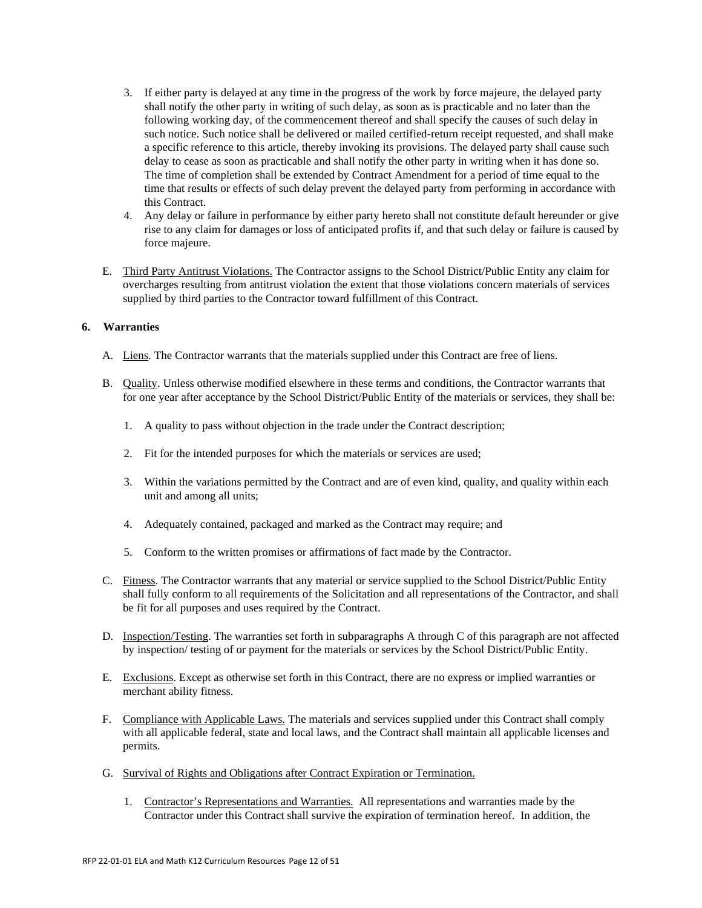3. If either party is delayed at any time in the progress of the work by force majeure, the delayed party shall notify the other party in writing of such delay, as soon as is practicable and no later than the following working day, of the commencement thereof and shall specify the causes of such delay in such notice. Such notice shall be delivered or mailed certified-return receipt requested, and shall make a specific reference to this article, thereby invoking its provisions. The delayed party shall cause such delay to cease as soon as practicable and shall notify the other party in writing when it has done so. The time of completion shall be extended by Contract Amendment for a period of time equal to the time that results or effects of such delay prevent the delayed party from performing in accordance with this Contract.
4. Any delay or failure in performance by either party hereto shall not constitute default hereunder or give rise to any claim for damages or loss of anticipated profits if, and that such delay or failure is caused by force majeure.

E. Third Party Antitrust Violations. The Contractor assigns to the School District/Public Entity any claim for overcharges resulting from antitrust violation the extent that those violations concern materials of services supplied by third parties to the Contractor toward fulfillment of this Contract.

**6. Warranties**

A. Liens. The Contractor warrants that the materials supplied under this Contract are free of liens.

B. Quality. Unless otherwise modified elsewhere in these terms and conditions, the Contractor warrants that for one year after acceptance by the School District/Public Entity of the materials or services, they shall be:

1. A quality to pass without objection in the trade under the Contract description;
2. Fit for the intended purposes for which the materials or services are used;
3. Within the variations permitted by the Contract and are of even kind, quality, and quality within each unit and among all units;
4. Adequately contained, packaged and marked as the Contract may require; and
5. Conform to the written promises or affirmations of fact made by the Contractor.

C. Fitness. The Contractor warrants that any material or service supplied to the School District/Public Entity shall fully conform to all requirements of the Solicitation and all representations of the Contractor, and shall be fit for all purposes and uses required by the Contract.

D. Inspection/Testing. The warranties set forth in subparagraphs A through C of this paragraph are not affected by inspection/ testing of or payment for the materials or services by the School District/Public Entity.

E. Exclusions. Except as otherwise set forth in this Contract, there are no express or implied warranties or merchant ability fitness.

F. Compliance with Applicable Laws. The materials and services supplied under this Contract shall comply with all applicable federal, state and local laws, and the Contract shall maintain all applicable licenses and permits.

G. Survival of Rights and Obligations after Contract Expiration or Termination.

1. Contractor's Representations and Warranties. All representations and warranties made by the Contractor under this Contract shall survive the expiration of termination hereof. In addition, the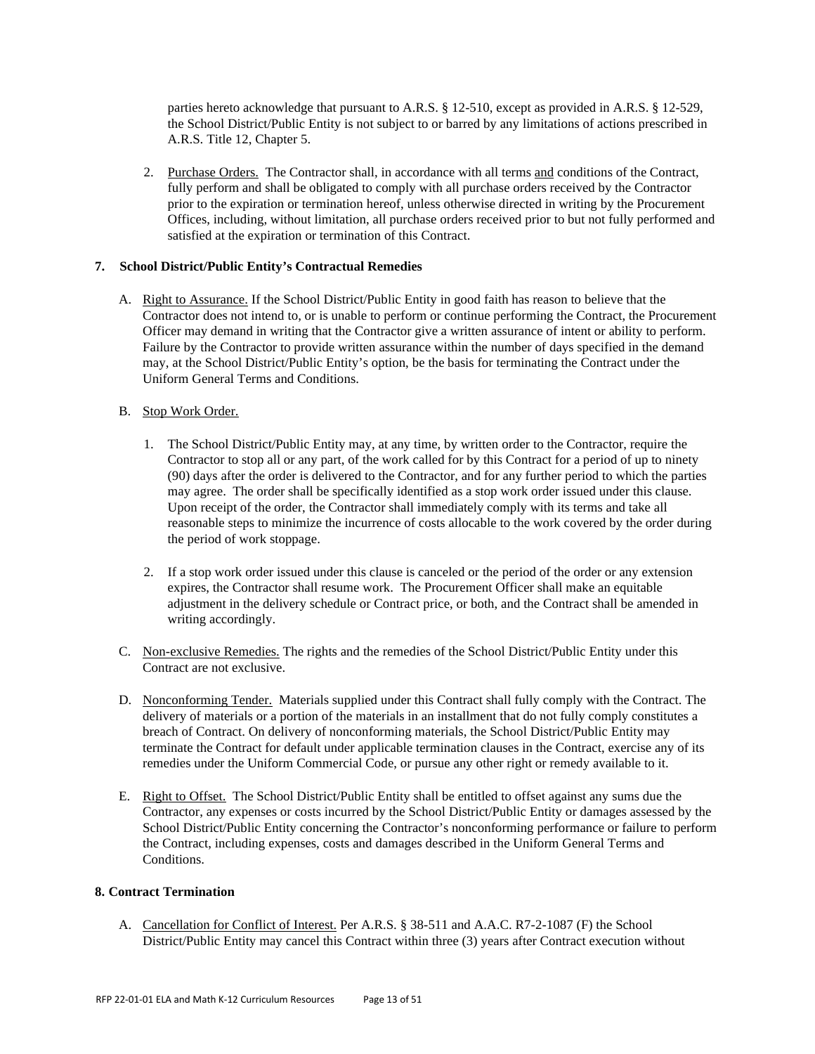parties hereto acknowledge that pursuant to A.R.S. § 12-510, except as provided in A.R.S. § 12-529, the School District/Public Entity is not subject to or barred by any limitations of actions prescribed in A.R.S. Title 12, Chapter 5.

2. Purchase Orders. The Contractor shall, in accordance with all terms and conditions of the Contract, fully perform and shall be obligated to comply with all purchase orders received by the Contractor prior to the expiration or termination hereof, unless otherwise directed in writing by the Procurement Offices, including, without limitation, all purchase orders received prior to but not fully performed and satisfied at the expiration or termination of this Contract.

### 7. School District/Public Entity's Contractual Remedies

A. Right to Assurance. If the School District/Public Entity in good faith has reason to believe that the Contractor does not intend to, or is unable to perform or continue performing the Contract, the Procurement Officer may demand in writing that the Contractor give a written assurance of intent or ability to perform. Failure by the Contractor to provide written assurance within the number of days specified in the demand may, at the School District/Public Entity's option, be the basis for terminating the Contract under the Uniform General Terms and Conditions.

B. Stop Work Order.

1. The School District/Public Entity may, at any time, by written order to the Contractor, require the Contractor to stop all or any part, of the work called for by this Contract for a period of up to ninety (90) days after the order is delivered to the Contractor, and for any further period to which the parties may agree. The order shall be specifically identified as a stop work order issued under this clause. Upon receipt of the order, the Contractor shall immediately comply with its terms and take all reasonable steps to minimize the incurrence of costs allocable to the work covered by the order during the period of work stoppage.

2. If a stop work order issued under this clause is canceled or the period of the order or any extension expires, the Contractor shall resume work. The Procurement Officer shall make an equitable adjustment in the delivery schedule or Contract price, or both, and the Contract shall be amended in writing accordingly.

C. Non-exclusive Remedies. The rights and the remedies of the School District/Public Entity under this Contract are not exclusive.

D. Nonconforming Tender. Materials supplied under this Contract shall fully comply with the Contract. The delivery of materials or a portion of the materials in an installment that do not fully comply constitutes a breach of Contract. On delivery of nonconforming materials, the School District/Public Entity may terminate the Contract for default under applicable termination clauses in the Contract, exercise any of its remedies under the Uniform Commercial Code, or pursue any other right or remedy available to it.

E. Right to Offset. The School District/Public Entity shall be entitled to offset against any sums due the Contractor, any expenses or costs incurred by the School District/Public Entity or damages assessed by the School District/Public Entity concerning the Contractor's nonconforming performance or failure to perform the Contract, including expenses, costs and damages described in the Uniform General Terms and Conditions.

### 8. Contract Termination

A. Cancellation for Conflict of Interest. Per A.R.S. § 38-511 and A.A.C. R7-2-1087 (F) the School District/Public Entity may cancel this Contract within three (3) years after Contract execution without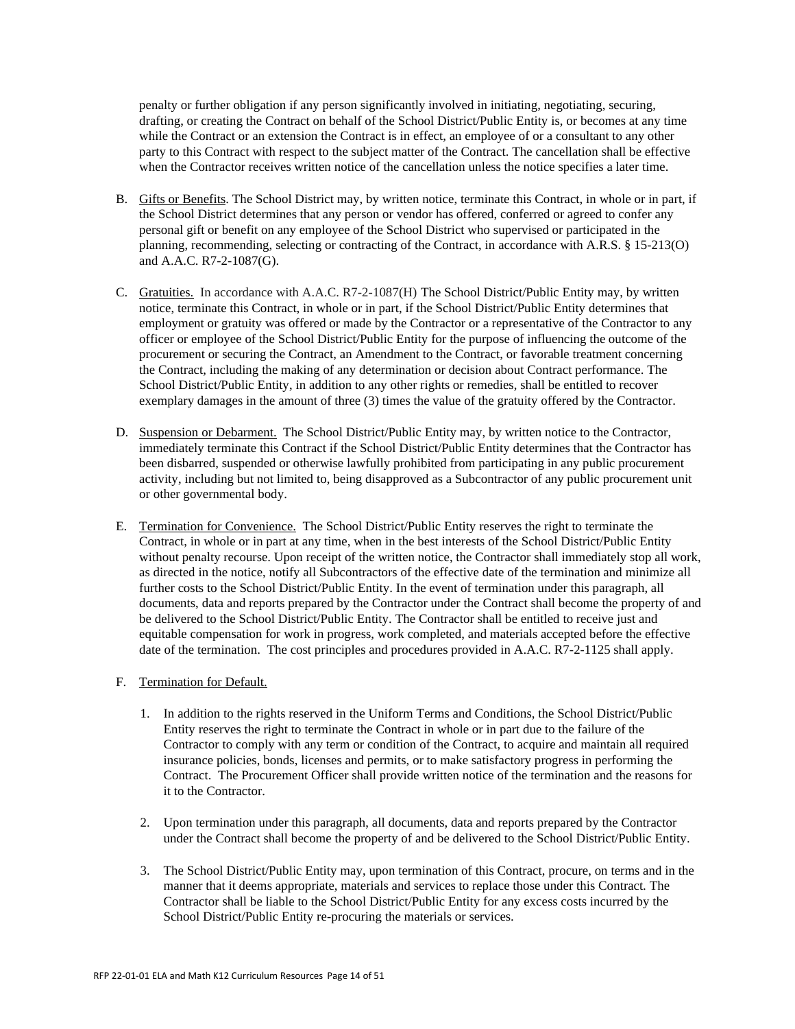penalty or further obligation if any person significantly involved in initiating, negotiating, securing, drafting, or creating the Contract on behalf of the School District/Public Entity is, or becomes at any time while the Contract or an extension the Contract is in effect, an employee of or a consultant to any other party to this Contract with respect to the subject matter of the Contract. The cancellation shall be effective when the Contractor receives written notice of the cancellation unless the notice specifies a later time.

B. Gifts or Benefits. The School District may, by written notice, terminate this Contract, in whole or in part, if the School District determines that any person or vendor has offered, conferred or agreed to confer any personal gift or benefit on any employee of the School District who supervised or participated in the planning, recommending, selecting or contracting of the Contract, in accordance with A.R.S. § 15-213(O) and A.A.C. R7-2-1087(G).

C. Gratuities. In accordance with A.A.C. R7-2-1087(H) The School District/Public Entity may, by written notice, terminate this Contract, in whole or in part, if the School District/Public Entity determines that employment or gratuity was offered or made by the Contractor or a representative of the Contractor to any officer or employee of the School District/Public Entity for the purpose of influencing the outcome of the procurement or securing the Contract, an Amendment to the Contract, or favorable treatment concerning the Contract, including the making of any determination or decision about Contract performance. The School District/Public Entity, in addition to any other rights or remedies, shall be entitled to recover exemplary damages in the amount of three (3) times the value of the gratuity offered by the Contractor.

D. Suspension or Debarment. The School District/Public Entity may, by written notice to the Contractor, immediately terminate this Contract if the School District/Public Entity determines that the Contractor has been disbarred, suspended or otherwise lawfully prohibited from participating in any public procurement activity, including but not limited to, being disapproved as a Subcontractor of any public procurement unit or other governmental body.

E. Termination for Convenience. The School District/Public Entity reserves the right to terminate the Contract, in whole or in part at any time, when in the best interests of the School District/Public Entity without penalty recourse. Upon receipt of the written notice, the Contractor shall immediately stop all work, as directed in the notice, notify all Subcontractors of the effective date of the termination and minimize all further costs to the School District/Public Entity. In the event of termination under this paragraph, all documents, data and reports prepared by the Contractor under the Contract shall become the property of and be delivered to the School District/Public Entity. The Contractor shall be entitled to receive just and equitable compensation for work in progress, work completed, and materials accepted before the effective date of the termination. The cost principles and procedures provided in A.A.C. R7-2-1125 shall apply.

F. Termination for Default.

1. In addition to the rights reserved in the Uniform Terms and Conditions, the School District/Public Entity reserves the right to terminate the Contract in whole or in part due to the failure of the Contractor to comply with any term or condition of the Contract, to acquire and maintain all required insurance policies, bonds, licenses and permits, or to make satisfactory progress in performing the Contract. The Procurement Officer shall provide written notice of the termination and the reasons for it to the Contractor.

2. Upon termination under this paragraph, all documents, data and reports prepared by the Contractor under the Contract shall become the property of and be delivered to the School District/Public Entity.

3. The School District/Public Entity may, upon termination of this Contract, procure, on terms and in the manner that it deems appropriate, materials and services to replace those under this Contract. The Contractor shall be liable to the School District/Public Entity for any excess costs incurred by the School District/Public Entity re-procuring the materials or services.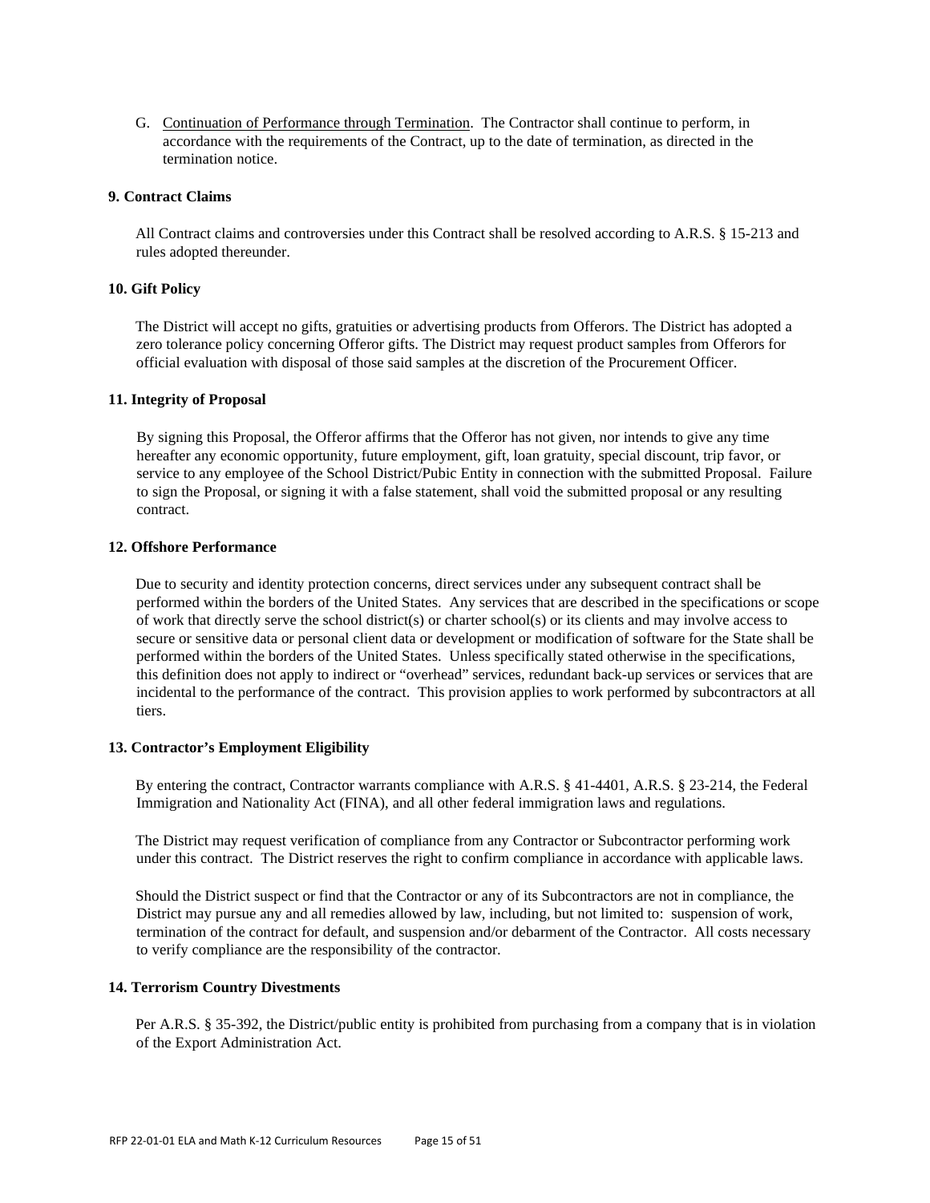G. Continuation of Performance through Termination. The Contractor shall continue to perform, in accordance with the requirements of the Contract, up to the date of termination, as directed in the termination notice.

**9. Contract Claims**

All Contract claims and controversies under this Contract shall be resolved according to A.R.S. § 15-213 and rules adopted thereunder.

**10. Gift Policy**

The District will accept no gifts, gratuities or advertising products from Offerors. The District has adopted a zero tolerance policy concerning Offeror gifts. The District may request product samples from Offerors for official evaluation with disposal of those said samples at the discretion of the Procurement Officer.

**11. Integrity of Proposal**

By signing this Proposal, the Offeror affirms that the Offeror has not given, nor intends to give any time hereafter any economic opportunity, future employment, gift, loan gratuity, special discount, trip favor, or service to any employee of the School District/Pubic Entity in connection with the submitted Proposal. Failure to sign the Proposal, or signing it with a false statement, shall void the submitted proposal or any resulting contract.

**12. Offshore Performance**

Due to security and identity protection concerns, direct services under any subsequent contract shall be performed within the borders of the United States. Any services that are described in the specifications or scope of work that directly serve the school district(s) or charter school(s) or its clients and may involve access to secure or sensitive data or personal client data or development or modification of software for the State shall be performed within the borders of the United States. Unless specifically stated otherwise in the specifications, this definition does not apply to indirect or "overhead" services, redundant back-up services or services that are incidental to the performance of the contract. This provision applies to work performed by subcontractors at all tiers.

**13. Contractor's Employment Eligibility**

By entering the contract, Contractor warrants compliance with A.R.S. § 41-4401, A.R.S. § 23-214, the Federal Immigration and Nationality Act (FINA), and all other federal immigration laws and regulations.

The District may request verification of compliance from any Contractor or Subcontractor performing work under this contract. The District reserves the right to confirm compliance in accordance with applicable laws.

Should the District suspect or find that the Contractor or any of its Subcontractors are not in compliance, the District may pursue any and all remedies allowed by law, including, but not limited to: suspension of work, termination of the contract for default, and suspension and/or debarment of the Contractor. All costs necessary to verify compliance are the responsibility of the contractor.

**14. Terrorism Country Divestments**

Per A.R.S. § 35-392, the District/public entity is prohibited from purchasing from a company that is in violation of the Export Administration Act.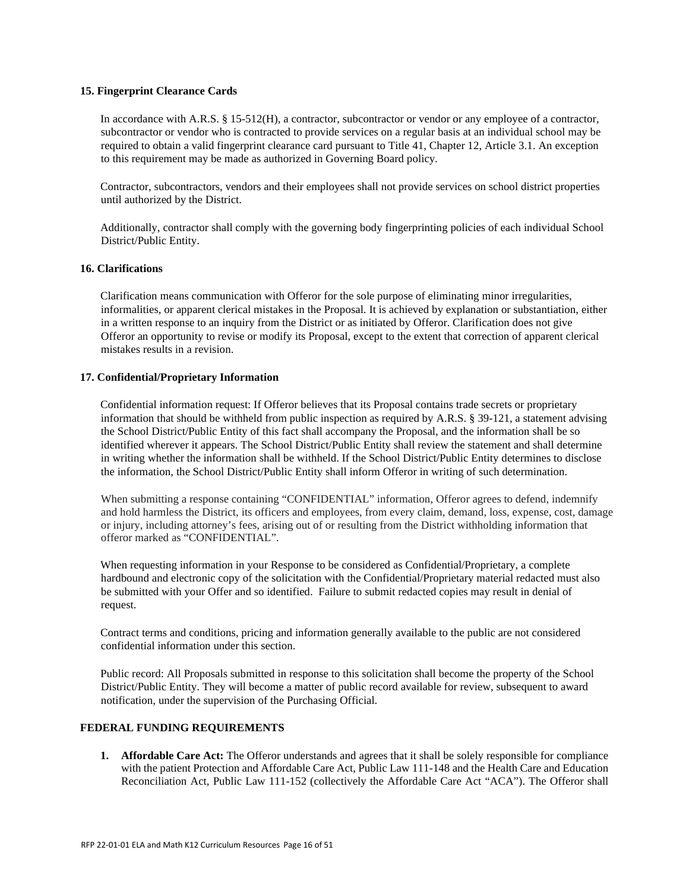**15. Fingerprint Clearance Cards**

In accordance with A.R.S. § 15-512(H), a contractor, subcontractor or vendor or any employee of a contractor, subcontractor or vendor who is contracted to provide services on a regular basis at an individual school may be required to obtain a valid fingerprint clearance card pursuant to Title 41, Chapter 12, Article 3.1. An exception to this requirement may be made as authorized in Governing Board policy.

Contractor, subcontractors, vendors and their employees shall not provide services on school district properties until authorized by the District.

Additionally, contractor shall comply with the governing body fingerprinting policies of each individual School District/Public Entity.

**16. Clarifications**

Clarification means communication with Offeror for the sole purpose of eliminating minor irregularities, informalities, or apparent clerical mistakes in the Proposal. It is achieved by explanation or substantiation, either in a written response to an inquiry from the District or as initiated by Offeror. Clarification does not give Offeror an opportunity to revise or modify its Proposal, except to the extent that correction of apparent clerical mistakes results in a revision.

**17. Confidential/Proprietary Information**

Confidential information request: If Offeror believes that its Proposal contains trade secrets or proprietary information that should be withheld from public inspection as required by A.R.S. § 39-121, a statement advising the School District/Public Entity of this fact shall accompany the Proposal, and the information shall be so identified wherever it appears. The School District/Public Entity shall review the statement and shall determine in writing whether the information shall be withheld. If the School District/Public Entity determines to disclose the information, the School District/Public Entity shall inform Offeror in writing of such determination.

When submitting a response containing "CONFIDENTIAL" information, Offeror agrees to defend, indemnify and hold harmless the District, its officers and employees, from every claim, demand, loss, expense, cost, damage or injury, including attorney's fees, arising out of or resulting from the District withholding information that offeror marked as "CONFIDENTIAL".

When requesting information in your Response to be considered as Confidential/Proprietary, a complete hardbound and electronic copy of the solicitation with the Confidential/Proprietary material redacted must also be submitted with your Offer and so identified. Failure to submit redacted copies may result in denial of request.

Contract terms and conditions, pricing and information generally available to the public are not considered confidential information under this section.

Public record: All Proposals submitted in response to this solicitation shall become the property of the School District/Public Entity. They will become a matter of public record available for review, subsequent to award notification, under the supervision of the Purchasing Official.

**FEDERAL FUNDING REQUIREMENTS**

1. **Affordable Care Act:** The Offeror understands and agrees that it shall be solely responsible for compliance with the patient Protection and Affordable Care Act, Public Law 111-148 and the Health Care and Education Reconciliation Act, Public Law 111-152 (collectively the Affordable Care Act "ACA"). The Offeror shall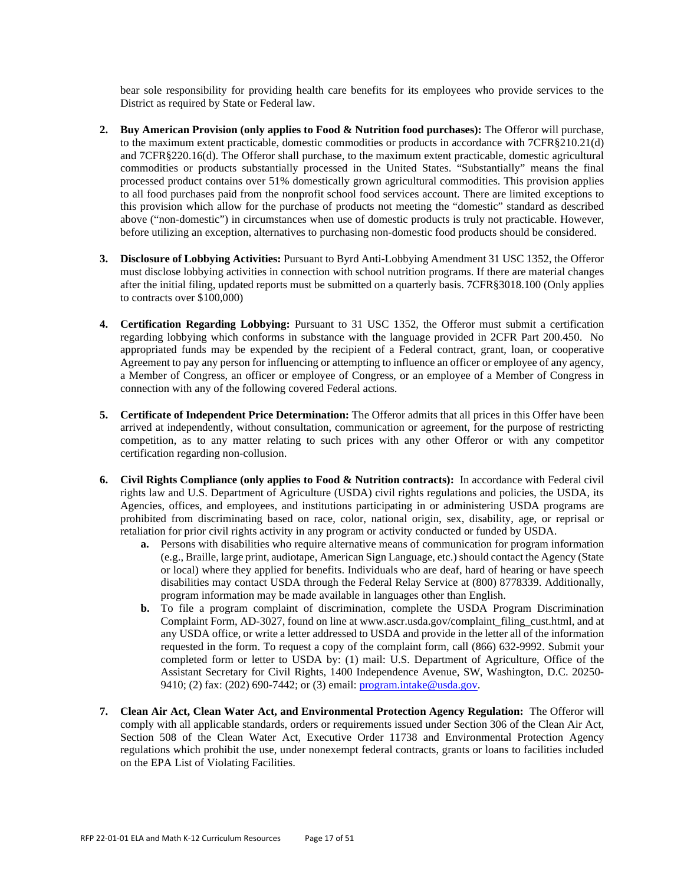bear sole responsibility for providing health care benefits for its employees who provide services to the District as required by State or Federal law.

2. **Buy American Provision (only applies to Food & Nutrition food purchases):** The Offeror will purchase, to the maximum extent practicable, domestic commodities or products in accordance with 7CFR§210.21(d) and 7CFR§220.16(d). The Offeror shall purchase, to the maximum extent practicable, domestic agricultural commodities or products substantially processed in the United States. "Substantially" means the final processed product contains over 51% domestically grown agricultural commodities. This provision applies to all food purchases paid from the nonprofit school food services account. There are limited exceptions to this provision which allow for the purchase of products not meeting the "domestic" standard as described above ("non-domestic") in circumstances when use of domestic products is truly not practicable. However, before utilizing an exception, alternatives to purchasing non-domestic food products should be considered.

3. **Disclosure of Lobbying Activities:** Pursuant to Byrd Anti-Lobbying Amendment 31 USC 1352, the Offeror must disclose lobbying activities in connection with school nutrition programs. If there are material changes after the initial filing, updated reports must be submitted on a quarterly basis. 7CFR§3018.100 (Only applies to contracts over $100,000)

4. **Certification Regarding Lobbying:** Pursuant to 31 USC 1352, the Offeror must submit a certification regarding lobbying which conforms in substance with the language provided in 2CFR Part 200.450. No appropriated funds may be expended by the recipient of a Federal contract, grant, loan, or cooperative Agreement to pay any person for influencing or attempting to influence an officer or employee of any agency, a Member of Congress, an officer or employee of Congress, or an employee of a Member of Congress in connection with any of the following covered Federal actions.

5. **Certificate of Independent Price Determination:** The Offeror admits that all prices in this Offer have been arrived at independently, without consultation, communication or agreement, for the purpose of restricting competition, as to any matter relating to such prices with any other Offeror or with any competitor certification regarding non-collusion.

6. **Civil Rights Compliance (only applies to Food & Nutrition contracts):** In accordance with Federal civil rights law and U.S. Department of Agriculture (USDA) civil rights regulations and policies, the USDA, its Agencies, offices, and employees, and institutions participating in or administering USDA programs are prohibited from discriminating based on race, color, national origin, sex, disability, age, or reprisal or retaliation for prior civil rights activity in any program or activity conducted or funded by USDA.
   - **a.** Persons with disabilities who require alternative means of communication for program information (e.g., Braille, large print, audiotape, American Sign Language, etc.) should contact the Agency (State or local) where they applied for benefits. Individuals who are deaf, hard of hearing or have speech disabilities may contact USDA through the Federal Relay Service at (800) 8778339. Additionally, program information may be made available in languages other than English.
   - **b.** To file a program complaint of discrimination, complete the USDA Program Discrimination Complaint Form, AD-3027, found on line at www.ascr.usda.gov/complaint_filing_cust.html, and at any USDA office, or write a letter addressed to USDA and provide in the letter all of the information requested in the form. To request a copy of the complaint form, call (866) 632-9992. Submit your completed form or letter to USDA by: (1) mail: U.S. Department of Agriculture, Office of the Assistant Secretary for Civil Rights, 1400 Independence Avenue, SW, Washington, D.C. 20250-9410; (2) fax: (202) 690-7442; or (3) email: program.intake@usda.gov.

7. **Clean Air Act, Clean Water Act, and Environmental Protection Agency Regulation:** The Offeror will comply with all applicable standards, orders or requirements issued under Section 306 of the Clean Air Act, Section 508 of the Clean Water Act, Executive Order 11738 and Environmental Protection Agency regulations which prohibit the use, under nonexempt federal contracts, grants or loans to facilities included on the EPA List of Violating Facilities.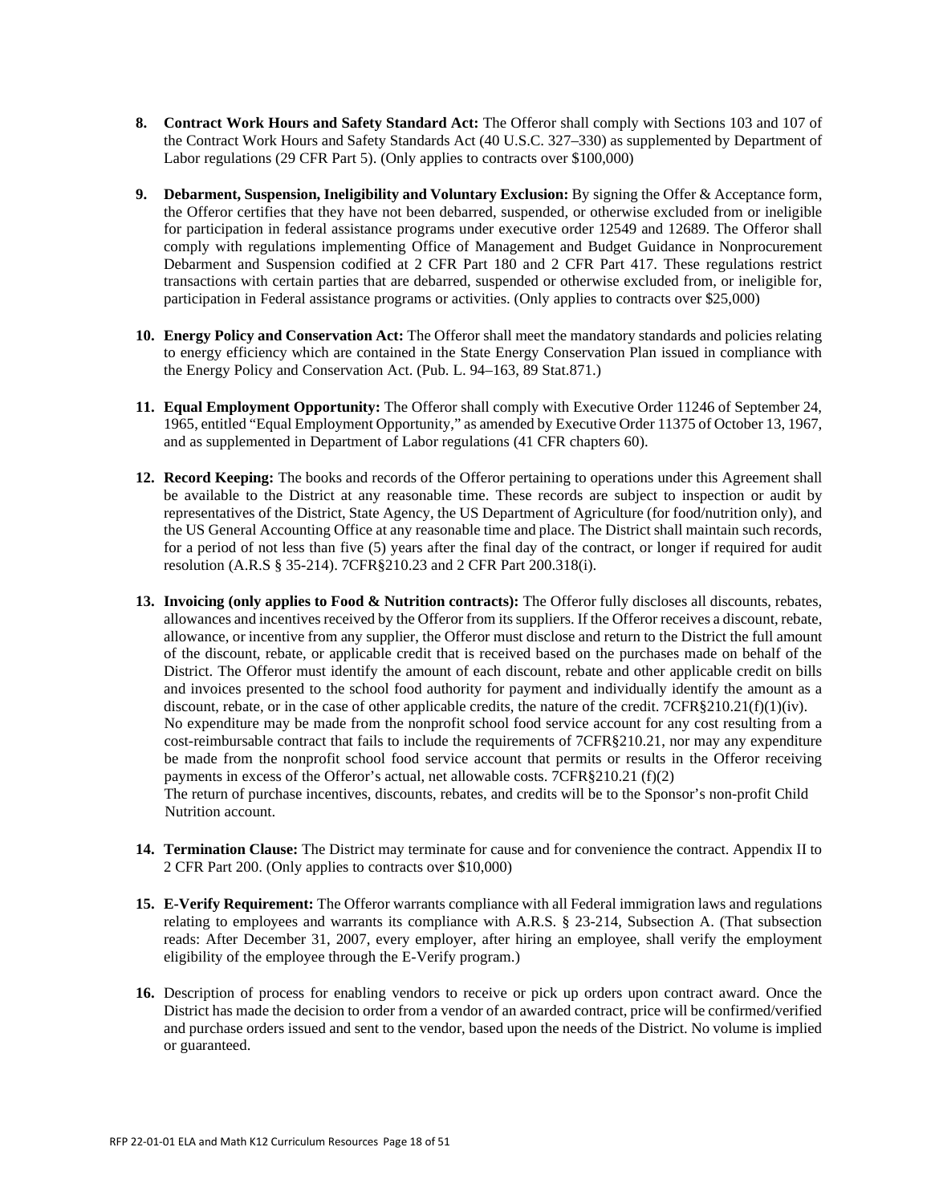8. **Contract Work Hours and Safety Standard Act:** The Offeror shall comply with Sections 103 and 107 of the Contract Work Hours and Safety Standards Act (40 U.S.C. 327–330) as supplemented by Department of Labor regulations (29 CFR Part 5). (Only applies to contracts over $100,000)

9. **Debarment, Suspension, Ineligibility and Voluntary Exclusion:** By signing the Offer & Acceptance form, the Offeror certifies that they have not been debarred, suspended, or otherwise excluded from or ineligible for participation in federal assistance programs under executive order 12549 and 12689. The Offeror shall comply with regulations implementing Office of Management and Budget Guidance in Nonprocurement Debarment and Suspension codified at 2 CFR Part 180 and 2 CFR Part 417. These regulations restrict transactions with certain parties that are debarred, suspended or otherwise excluded from, or ineligible for, participation in Federal assistance programs or activities. (Only applies to contracts over $25,000)

10. **Energy Policy and Conservation Act:** The Offeror shall meet the mandatory standards and policies relating to energy efficiency which are contained in the State Energy Conservation Plan issued in compliance with the Energy Policy and Conservation Act. (Pub. L. 94–163, 89 Stat.871.)

11. **Equal Employment Opportunity:** The Offeror shall comply with Executive Order 11246 of September 24, 1965, entitled "Equal Employment Opportunity," as amended by Executive Order 11375 of October 13, 1967, and as supplemented in Department of Labor regulations (41 CFR chapters 60).

12. **Record Keeping:** The books and records of the Offeror pertaining to operations under this Agreement shall be available to the District at any reasonable time. These records are subject to inspection or audit by representatives of the District, State Agency, the US Department of Agriculture (for food/nutrition only), and the US General Accounting Office at any reasonable time and place. The District shall maintain such records, for a period of not less than five (5) years after the final day of the contract, or longer if required for audit resolution (A.R.S § 35-214). 7CFR§210.23 and 2 CFR Part 200.318(i).

13. **Invoicing (only applies to Food & Nutrition contracts):** The Offeror fully discloses all discounts, rebates, allowances and incentives received by the Offeror from its suppliers. If the Offeror receives a discount, rebate, allowance, or incentive from any supplier, the Offeror must disclose and return to the District the full amount of the discount, rebate, or applicable credit that is received based on the purchases made on behalf of the District. The Offeror must identify the amount of each discount, rebate and other applicable credit on bills and invoices presented to the school food authority for payment and individually identify the amount as a discount, rebate, or in the case of other applicable credits, the nature of the credit. 7CFR§210.21(f)(1)(iv).
    No expenditure may be made from the nonprofit school food service account for any cost resulting from a cost-reimbursable contract that fails to include the requirements of 7CFR§210.21, nor may any expenditure be made from the nonprofit school food service account that permits or results in the Offeror receiving payments in excess of the Offeror's actual, net allowable costs. 7CFR§210.21 (f)(2)
    The return of purchase incentives, discounts, rebates, and credits will be to the Sponsor's non-profit Child Nutrition account.

14. **Termination Clause:** The District may terminate for cause and for convenience the contract. Appendix II to 2 CFR Part 200. (Only applies to contracts over $10,000)

15. **E-Verify Requirement:** The Offeror warrants compliance with all Federal immigration laws and regulations relating to employees and warrants its compliance with A.R.S. § 23-214, Subsection A. (That subsection reads: After December 31, 2007, every employer, after hiring an employee, shall verify the employment eligibility of the employee through the E-Verify program.)

16. Description of process for enabling vendors to receive or pick up orders upon contract award. Once the District has made the decision to order from a vendor of an awarded contract, price will be confirmed/verified and purchase orders issued and sent to the vendor, based upon the needs of the District. No volume is implied or guaranteed.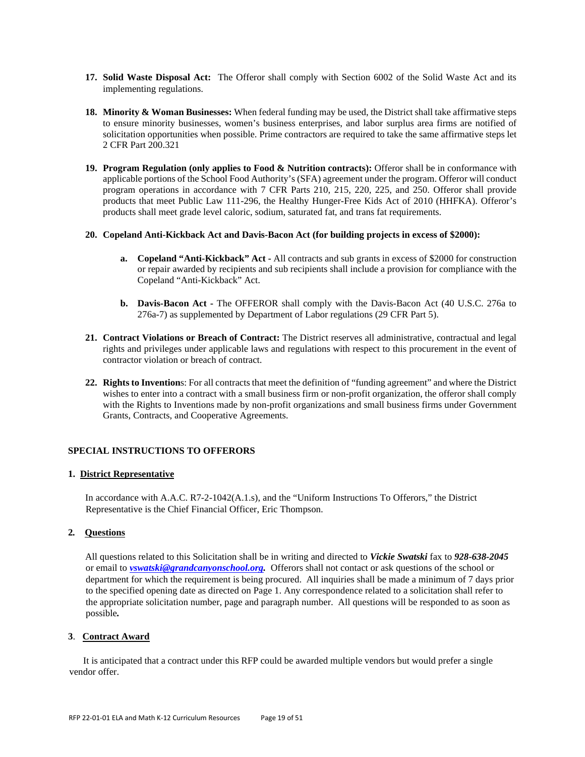17. **Solid Waste Disposal Act:** The Offeror shall comply with Section 6002 of the Solid Waste Act and its implementing regulations.

18. **Minority & Woman Businesses:** When federal funding may be used, the District shall take affirmative steps to ensure minority businesses, women's business enterprises, and labor surplus area firms are notified of solicitation opportunities when possible. Prime contractors are required to take the same affirmative steps let 2 CFR Part 200.321

19. **Program Regulation (only applies to Food & Nutrition contracts):** Offeror shall be in conformance with applicable portions of the School Food Authority's (SFA) agreement under the program. Offeror will conduct program operations in accordance with 7 CFR Parts 210, 215, 220, 225, and 250. Offeror shall provide products that meet Public Law 111-296, the Healthy Hunger-Free Kids Act of 2010 (HHFKA). Offeror's products shall meet grade level caloric, sodium, saturated fat, and trans fat requirements.

20. **Copeland Anti-Kickback Act and Davis-Bacon Act (for building projects in excess of $2000):**

    a. **Copeland "Anti-Kickback" Act -** All contracts and sub grants in excess of $2000 for construction or repair awarded by recipients and sub recipients shall include a provision for compliance with the Copeland "Anti-Kickback" Act.

    b. **Davis-Bacon Act -** The OFFEROR shall comply with the Davis-Bacon Act (40 U.S.C. 276a to 276a-7) as supplemented by Department of Labor regulations (29 CFR Part 5).

21. **Contract Violations or Breach of Contract:** The District reserves all administrative, contractual and legal rights and privileges under applicable laws and regulations with respect to this procurement in the event of contractor violation or breach of contract.

22. **Rights to Invention**s: For all contracts that meet the definition of "funding agreement" and where the District wishes to enter into a contract with a small business firm or non-profit organization, the offeror shall comply with the Rights to Inventions made by non-profit organizations and small business firms under Government Grants, Contracts, and Cooperative Agreements.

## SPECIAL INSTRUCTIONS TO OFFERORS

### 1. District Representative

In accordance with A.A.C. R7-2-1042(A.1.s), and the "Uniform Instructions To Offerors," the District Representative is the Chief Financial Officer, Eric Thompson.

### 2. Questions

All questions related to this Solicitation shall be in writing and directed to ***Vickie Swatski*** fax to ***928-638-2045*** or email to ***vswatski@grandcanyonschool.org.*** Offerors shall not contact or ask questions of the school or department for which the requirement is being procured. All inquiries shall be made a minimum of 7 days prior to the specified opening date as directed on Page 1. Any correspondence related to a solicitation shall refer to the appropriate solicitation number, page and paragraph number. All questions will be responded to as soon as possible**.**

### 3. Contract Award

It is anticipated that a contract under this RFP could be awarded multiple vendors but would prefer a single vendor offer.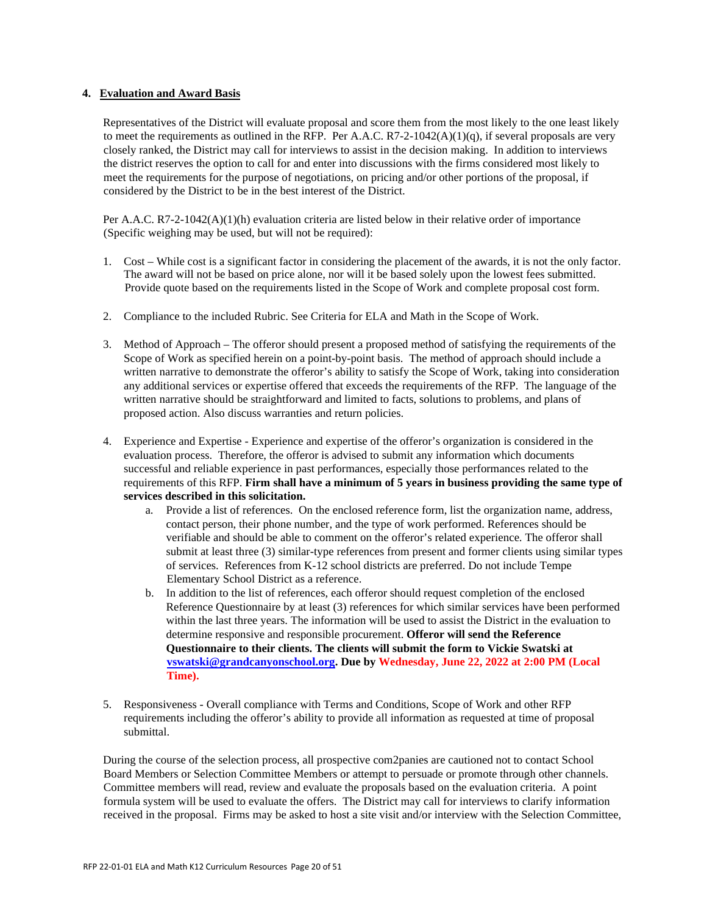## 4. Evaluation and Award Basis

Representatives of the District will evaluate proposal and score them from the most likely to the one least likely to meet the requirements as outlined in the RFP. Per A.A.C. R7-2-1042(A)(1)(q), if several proposals are very closely ranked, the District may call for interviews to assist in the decision making. In addition to interviews the district reserves the option to call for and enter into discussions with the firms considered most likely to meet the requirements for the purpose of negotiations, on pricing and/or other portions of the proposal, if considered by the District to be in the best interest of the District.

Per A.A.C. R7-2-1042(A)(1)(h) evaluation criteria are listed below in their relative order of importance (Specific weighing may be used, but will not be required):

1. Cost – While cost is a significant factor in considering the placement of the awards, it is not the only factor. The award will not be based on price alone, nor will it be based solely upon the lowest fees submitted. Provide quote based on the requirements listed in the Scope of Work and complete proposal cost form.

2. Compliance to the included Rubric. See Criteria for ELA and Math in the Scope of Work.

3. Method of Approach – The offeror should present a proposed method of satisfying the requirements of the Scope of Work as specified herein on a point-by-point basis. The method of approach should include a written narrative to demonstrate the offeror's ability to satisfy the Scope of Work, taking into consideration any additional services or expertise offered that exceeds the requirements of the RFP. The language of the written narrative should be straightforward and limited to facts, solutions to problems, and plans of proposed action. Also discuss warranties and return policies.

4. Experience and Expertise - Experience and expertise of the offeror's organization is considered in the evaluation process. Therefore, the offeror is advised to submit any information which documents successful and reliable experience in past performances, especially those performances related to the requirements of this RFP. **Firm shall have a minimum of 5 years in business providing the same type of services described in this solicitation.**
   a. Provide a list of references. On the enclosed reference form, list the organization name, address, contact person, their phone number, and the type of work performed. References should be verifiable and should be able to comment on the offeror's related experience. The offeror shall submit at least three (3) similar-type references from present and former clients using similar types of services. References from K-12 school districts are preferred. Do not include Tempe Elementary School District as a reference.
   b. In addition to the list of references, each offeror should request completion of the enclosed Reference Questionnaire by at least (3) references for which similar services have been performed within the last three years. The information will be used to assist the District in the evaluation to determine responsive and responsible procurement. **Offeror will send the Reference Questionnaire to their clients. The clients will submit the form to Vickie Swatski at [vswatski@grandcanyonschool.org](mailto:vswatski@grandcanyonschool.org). Due by Wednesday, June 22, 2022 at 2:00 PM (Local Time).**

5. Responsiveness - Overall compliance with Terms and Conditions, Scope of Work and other RFP requirements including the offeror's ability to provide all information as requested at time of proposal submittal.

During the course of the selection process, all prospective com2panies are cautioned not to contact School Board Members or Selection Committee Members or attempt to persuade or promote through other channels. Committee members will read, review and evaluate the proposals based on the evaluation criteria. A point formula system will be used to evaluate the offers. The District may call for interviews to clarify information received in the proposal. Firms may be asked to host a site visit and/or interview with the Selection Committee,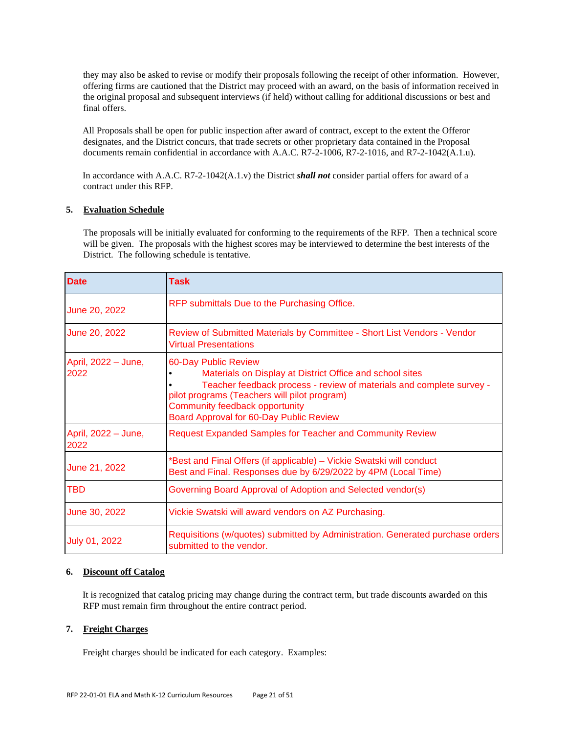they may also be asked to revise or modify their proposals following the receipt of other information. However, offering firms are cautioned that the District may proceed with an award, on the basis of information received in the original proposal and subsequent interviews (if held) without calling for additional discussions or best and final offers.

All Proposals shall be open for public inspection after award of contract, except to the extent the Offeror designates, and the District concurs, that trade secrets or other proprietary data contained in the Proposal documents remain confidential in accordance with A.A.C. R7-2-1006, R7-2-1016, and R7-2-1042(A.1.u).

In accordance with A.A.C. R7-2-1042(A.1.v) the District ***shall not*** consider partial offers for award of a contract under this RFP.

**5. Evaluation Schedule**

The proposals will be initially evaluated for conforming to the requirements of the RFP. Then a technical score will be given. The proposals with the highest scores may be interviewed to determine the best interests of the District. The following schedule is tentative.

| Date | Task |
|---|---|
| June 20, 2022 | RFP submittals Due to the Purchasing Office. |
| June 20, 2022 | Review of Submitted Materials by Committee - Short List Vendors - Vendor Virtual Presentations |
| April, 2022 – June, 2022 | 60-Day Public Review<br>• Materials on Display at District Office and school sites<br>• Teacher feedback process - review of materials and complete survey - pilot programs (Teachers will pilot program)<br>Community feedback opportunity<br>Board Approval for 60-Day Public Review |
| April, 2022 – June, 2022 | Request Expanded Samples for Teacher and Community Review |
| June 21, 2022 | *Best and Final Offers (if applicable) – Vickie Swatski will conduct Best and Final. Responses due by 6/29/2022 by 4PM (Local Time) |
| TBD | Governing Board Approval of Adoption and Selected vendor(s) |
| June 30, 2022 | Vickie Swatski will award vendors on AZ Purchasing. |
| July 01, 2022 | Requisitions (w/quotes) submitted by Administration. Generated purchase orders submitted to the vendor. |

**6. Discount off Catalog**

It is recognized that catalog pricing may change during the contract term, but trade discounts awarded on this RFP must remain firm throughout the entire contract period.

**7. Freight Charges**

Freight charges should be indicated for each category. Examples: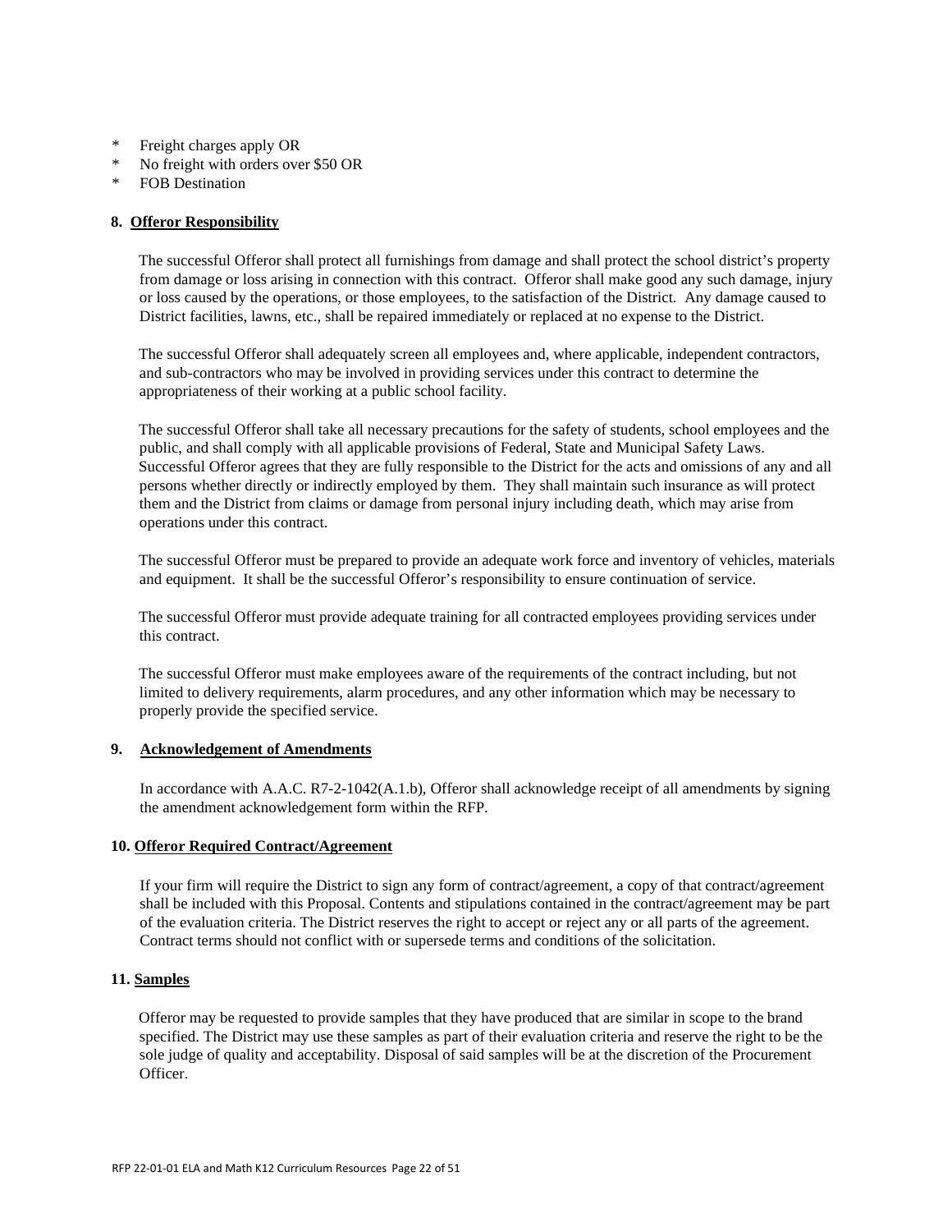* Freight charges apply OR
* No freight with orders over $50 OR
* FOB Destination

**8. Offeror Responsibility**

The successful Offeror shall protect all furnishings from damage and shall protect the school district's property from damage or loss arising in connection with this contract. Offeror shall make good any such damage, injury or loss caused by the operations, or those employees, to the satisfaction of the District. Any damage caused to District facilities, lawns, etc., shall be repaired immediately or replaced at no expense to the District.

The successful Offeror shall adequately screen all employees and, where applicable, independent contractors, and sub-contractors who may be involved in providing services under this contract to determine the appropriateness of their working at a public school facility.

The successful Offeror shall take all necessary precautions for the safety of students, school employees and the public, and shall comply with all applicable provisions of Federal, State and Municipal Safety Laws. Successful Offeror agrees that they are fully responsible to the District for the acts and omissions of any and all persons whether directly or indirectly employed by them. They shall maintain such insurance as will protect them and the District from claims or damage from personal injury including death, which may arise from operations under this contract.

The successful Offeror must be prepared to provide an adequate work force and inventory of vehicles, materials and equipment. It shall be the successful Offeror's responsibility to ensure continuation of service.

The successful Offeror must provide adequate training for all contracted employees providing services under this contract.

The successful Offeror must make employees aware of the requirements of the contract including, but not limited to delivery requirements, alarm procedures, and any other information which may be necessary to properly provide the specified service.

**9. Acknowledgement of Amendments**

In accordance with A.A.C. R7-2-1042(A.1.b), Offeror shall acknowledge receipt of all amendments by signing the amendment acknowledgement form within the RFP.

**10. Offeror Required Contract/Agreement**

If your firm will require the District to sign any form of contract/agreement, a copy of that contract/agreement shall be included with this Proposal. Contents and stipulations contained in the contract/agreement may be part of the evaluation criteria. The District reserves the right to accept or reject any or all parts of the agreement. Contract terms should not conflict with or supersede terms and conditions of the solicitation.

**11. Samples**

Offeror may be requested to provide samples that they have produced that are similar in scope to the brand specified. The District may use these samples as part of their evaluation criteria and reserve the right to be the sole judge of quality and acceptability. Disposal of said samples will be at the discretion of the Procurement Officer.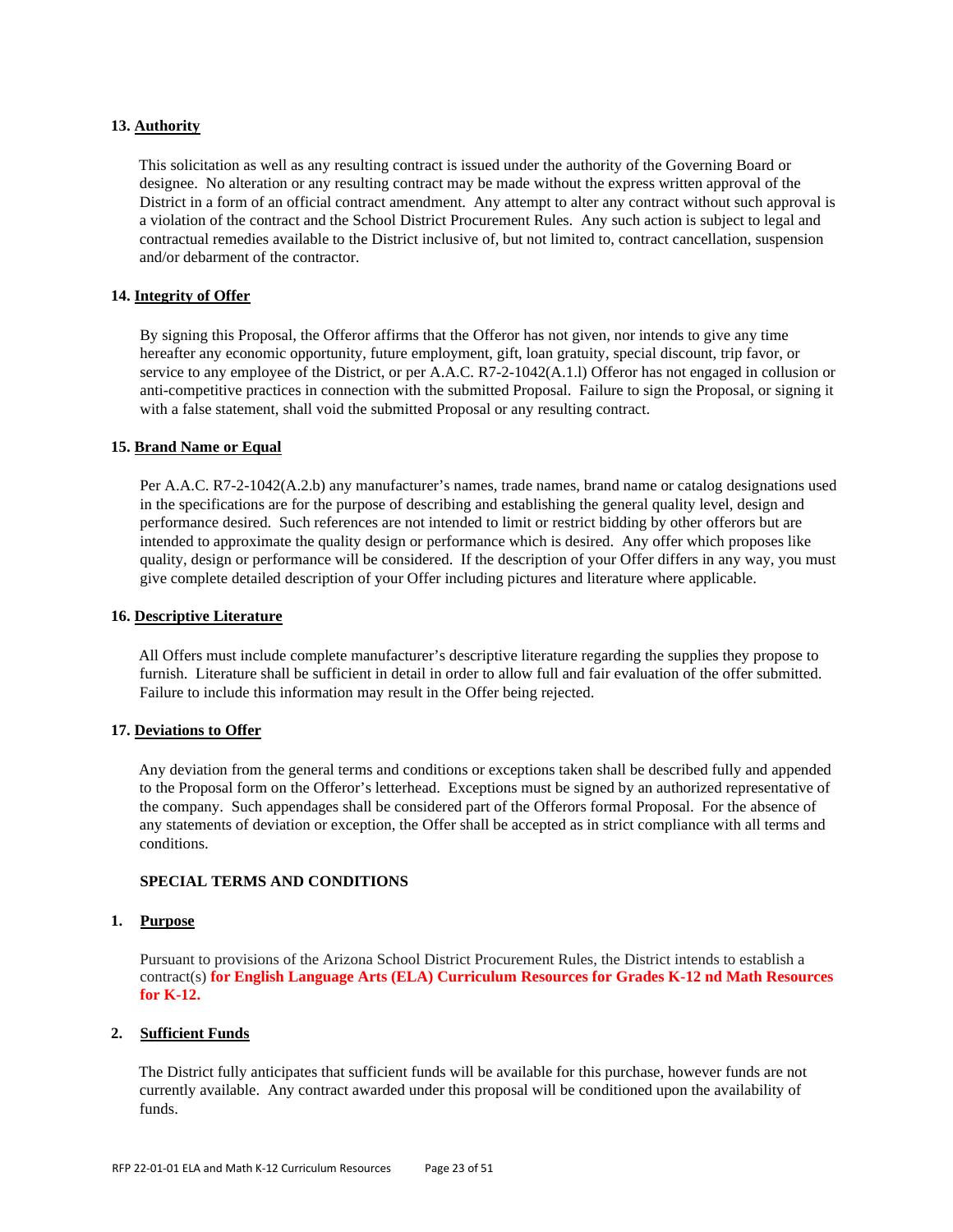**13. Authority**

This solicitation as well as any resulting contract is issued under the authority of the Governing Board or designee. No alteration or any resulting contract may be made without the express written approval of the District in a form of an official contract amendment. Any attempt to alter any contract without such approval is a violation of the contract and the School District Procurement Rules. Any such action is subject to legal and contractual remedies available to the District inclusive of, but not limited to, contract cancellation, suspension and/or debarment of the contractor.

**14. Integrity of Offer**

By signing this Proposal, the Offeror affirms that the Offeror has not given, nor intends to give any time hereafter any economic opportunity, future employment, gift, loan gratuity, special discount, trip favor, or service to any employee of the District, or per A.A.C. R7-2-1042(A.1.l) Offeror has not engaged in collusion or anti-competitive practices in connection with the submitted Proposal. Failure to sign the Proposal, or signing it with a false statement, shall void the submitted Proposal or any resulting contract.

**15. Brand Name or Equal**

Per A.A.C. R7-2-1042(A.2.b) any manufacturer's names, trade names, brand name or catalog designations used in the specifications are for the purpose of describing and establishing the general quality level, design and performance desired. Such references are not intended to limit or restrict bidding by other offerors but are intended to approximate the quality design or performance which is desired. Any offer which proposes like quality, design or performance will be considered. If the description of your Offer differs in any way, you must give complete detailed description of your Offer including pictures and literature where applicable.

**16. Descriptive Literature**

All Offers must include complete manufacturer's descriptive literature regarding the supplies they propose to furnish. Literature shall be sufficient in detail in order to allow full and fair evaluation of the offer submitted. Failure to include this information may result in the Offer being rejected.

**17. Deviations to Offer**

Any deviation from the general terms and conditions or exceptions taken shall be described fully and appended to the Proposal form on the Offeror's letterhead. Exceptions must be signed by an authorized representative of the company. Such appendages shall be considered part of the Offerors formal Proposal. For the absence of any statements of deviation or exception, the Offer shall be accepted as in strict compliance with all terms and conditions.

## SPECIAL TERMS AND CONDITIONS

**1. Purpose**

Pursuant to provisions of the Arizona School District Procurement Rules, the District intends to establish a contract(s) **for English Language Arts (ELA) Curriculum Resources for Grades K-12 nd Math Resources for K-12.**

**2. Sufficient Funds**

The District fully anticipates that sufficient funds will be available for this purchase, however funds are not currently available. Any contract awarded under this proposal will be conditioned upon the availability of funds.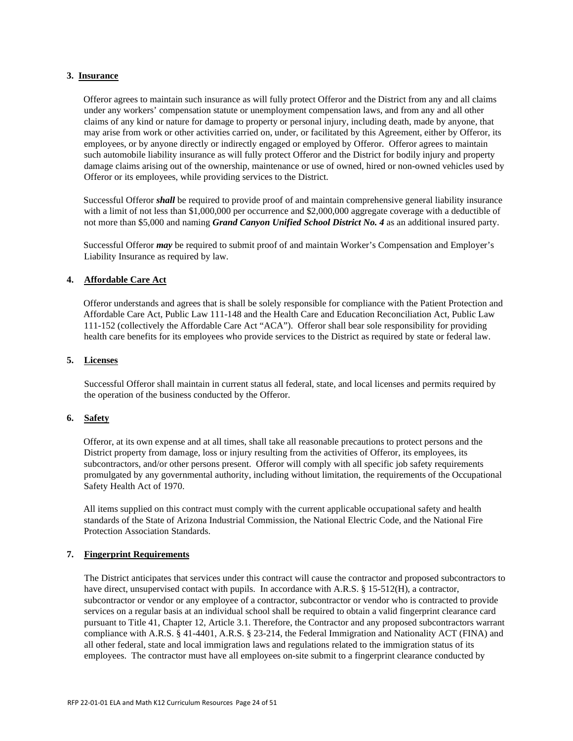### 3. Insurance

Offeror agrees to maintain such insurance as will fully protect Offeror and the District from any and all claims under any workers' compensation statute or unemployment compensation laws, and from any and all other claims of any kind or nature for damage to property or personal injury, including death, made by anyone, that may arise from work or other activities carried on, under, or facilitated by this Agreement, either by Offeror, its employees, or by anyone directly or indirectly engaged or employed by Offeror. Offeror agrees to maintain such automobile liability insurance as will fully protect Offeror and the District for bodily injury and property damage claims arising out of the ownership, maintenance or use of owned, hired or non-owned vehicles used by Offeror or its employees, while providing services to the District.

Successful Offeror ***shall*** be required to provide proof of and maintain comprehensive general liability insurance with a limit of not less than $1,000,000 per occurrence and $2,000,000 aggregate coverage with a deductible of not more than $5,000 and naming ***Grand Canyon Unified School District No. 4*** as an additional insured party.

Successful Offeror ***may*** be required to submit proof of and maintain Worker's Compensation and Employer's Liability Insurance as required by law.

### 4. Affordable Care Act

Offeror understands and agrees that is shall be solely responsible for compliance with the Patient Protection and Affordable Care Act, Public Law 111-148 and the Health Care and Education Reconciliation Act, Public Law 111-152 (collectively the Affordable Care Act "ACA"). Offeror shall bear sole responsibility for providing health care benefits for its employees who provide services to the District as required by state or federal law.

### 5. Licenses

Successful Offeror shall maintain in current status all federal, state, and local licenses and permits required by the operation of the business conducted by the Offeror.

### 6. Safety

Offeror, at its own expense and at all times, shall take all reasonable precautions to protect persons and the District property from damage, loss or injury resulting from the activities of Offeror, its employees, its subcontractors, and/or other persons present. Offeror will comply with all specific job safety requirements promulgated by any governmental authority, including without limitation, the requirements of the Occupational Safety Health Act of 1970.

All items supplied on this contract must comply with the current applicable occupational safety and health standards of the State of Arizona Industrial Commission, the National Electric Code, and the National Fire Protection Association Standards.

### 7. Fingerprint Requirements

The District anticipates that services under this contract will cause the contractor and proposed subcontractors to have direct, unsupervised contact with pupils. In accordance with A.R.S. § 15-512(H), a contractor, subcontractor or vendor or any employee of a contractor, subcontractor or vendor who is contracted to provide services on a regular basis at an individual school shall be required to obtain a valid fingerprint clearance card pursuant to Title 41, Chapter 12, Article 3.1. Therefore, the Contractor and any proposed subcontractors warrant compliance with A.R.S. § 41-4401, A.R.S. § 23-214, the Federal Immigration and Nationality ACT (FINA) and all other federal, state and local immigration laws and regulations related to the immigration status of its employees. The contractor must have all employees on-site submit to a fingerprint clearance conducted by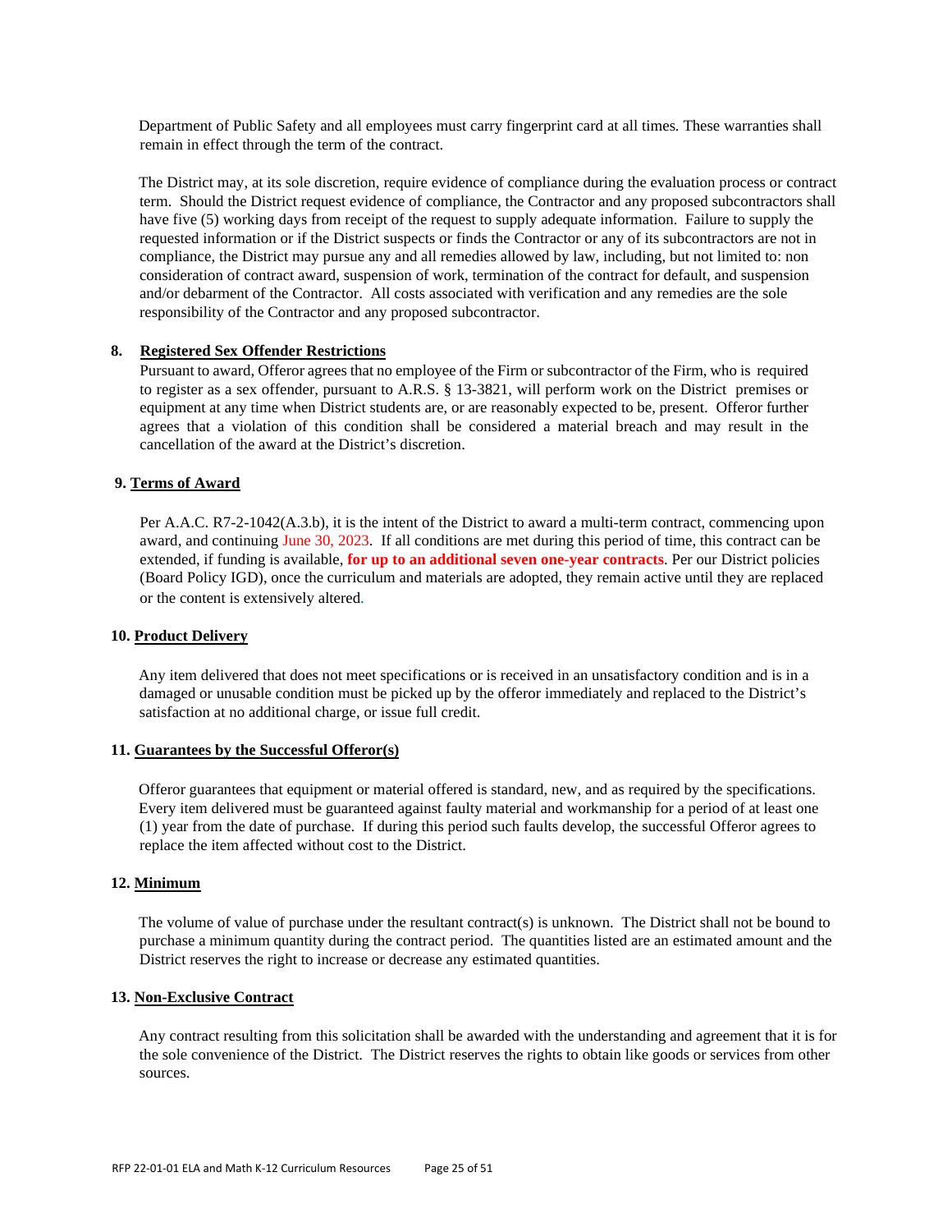Department of Public Safety and all employees must carry fingerprint card at all times. These warranties shall remain in effect through the term of the contract.

The District may, at its sole discretion, require evidence of compliance during the evaluation process or contract term. Should the District request evidence of compliance, the Contractor and any proposed subcontractors shall have five (5) working days from receipt of the request to supply adequate information. Failure to supply the requested information or if the District suspects or finds the Contractor or any of its subcontractors are not in compliance, the District may pursue any and all remedies allowed by law, including, but not limited to: non consideration of contract award, suspension of work, termination of the contract for default, and suspension and/or debarment of the Contractor. All costs associated with verification and any remedies are the sole responsibility of the Contractor and any proposed subcontractor.

**8. Registered Sex Offender Restrictions**

Pursuant to award, Offeror agrees that no employee of the Firm or subcontractor of the Firm, who is required to register as a sex offender, pursuant to A.R.S. § 13-3821, will perform work on the District premises or equipment at any time when District students are, or are reasonably expected to be, present. Offeror further agrees that a violation of this condition shall be considered a material breach and may result in the cancellation of the award at the District's discretion.

**9. Terms of Award**

Per A.A.C. R7-2-1042(A.3.b), it is the intent of the District to award a multi-term contract, commencing upon award, and continuing June 30, 2023. If all conditions are met during this period of time, this contract can be extended, if funding is available, **for up to an additional seven one-year contracts**. Per our District policies (Board Policy IGD), once the curriculum and materials are adopted, they remain active until they are replaced or the content is extensively altered.

**10. Product Delivery**

Any item delivered that does not meet specifications or is received in an unsatisfactory condition and is in a damaged or unusable condition must be picked up by the offeror immediately and replaced to the District's satisfaction at no additional charge, or issue full credit.

**11. Guarantees by the Successful Offeror(s)**

Offeror guarantees that equipment or material offered is standard, new, and as required by the specifications. Every item delivered must be guaranteed against faulty material and workmanship for a period of at least one (1) year from the date of purchase. If during this period such faults develop, the successful Offeror agrees to replace the item affected without cost to the District.

**12. Minimum**

The volume of value of purchase under the resultant contract(s) is unknown. The District shall not be bound to purchase a minimum quantity during the contract period. The quantities listed are an estimated amount and the District reserves the right to increase or decrease any estimated quantities.

**13. Non-Exclusive Contract**

Any contract resulting from this solicitation shall be awarded with the understanding and agreement that it is for the sole convenience of the District. The District reserves the rights to obtain like goods or services from other sources.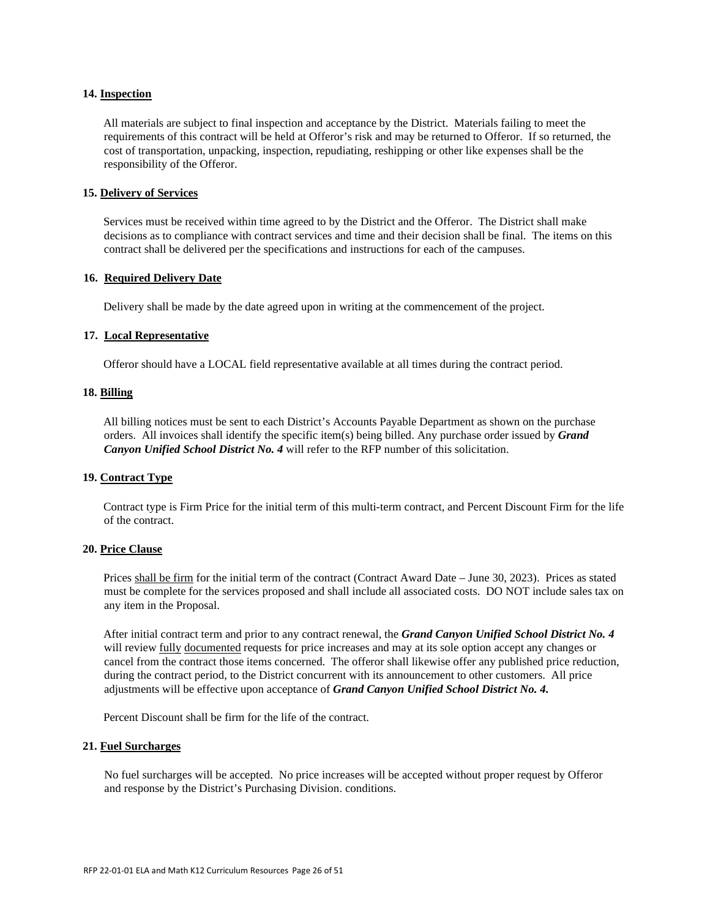**14. <u>Inspection</u>**

All materials are subject to final inspection and acceptance by the District. Materials failing to meet the requirements of this contract will be held at Offeror's risk and may be returned to Offeror. If so returned, the cost of transportation, unpacking, inspection, repudiating, reshipping or other like expenses shall be the responsibility of the Offeror.

**15. <u>Delivery of Services</u>**

Services must be received within time agreed to by the District and the Offeror. The District shall make decisions as to compliance with contract services and time and their decision shall be final. The items on this contract shall be delivered per the specifications and instructions for each of the campuses.

**16. <u>Required Delivery Date</u>**

Delivery shall be made by the date agreed upon in writing at the commencement of the project.

**17. <u>Local Representative</u>**

Offeror should have a LOCAL field representative available at all times during the contract period.

**18. <u>Billing</u>**

All billing notices must be sent to each District's Accounts Payable Department as shown on the purchase orders. All invoices shall identify the specific item(s) being billed. Any purchase order issued by ***Grand Canyon Unified School District No. 4*** will refer to the RFP number of this solicitation.

**19. <u>Contract Type</u>**

Contract type is Firm Price for the initial term of this multi-term contract, and Percent Discount Firm for the life of the contract.

**20. <u>Price Clause</u>**

Prices <u>shall be firm</u> for the initial term of the contract (Contract Award Date – June 30, 2023). Prices as stated must be complete for the services proposed and shall include all associated costs. DO NOT include sales tax on any item in the Proposal.

After initial contract term and prior to any contract renewal, the ***Grand Canyon Unified School District No. 4*** will review <u>fully</u> <u>documented</u> requests for price increases and may at its sole option accept any changes or cancel from the contract those items concerned. The offeror shall likewise offer any published price reduction, during the contract period, to the District concurrent with its announcement to other customers. All price adjustments will be effective upon acceptance of ***Grand Canyon Unified School District No. 4.***

Percent Discount shall be firm for the life of the contract.

**21. <u>Fuel Surcharges</u>**

No fuel surcharges will be accepted. No price increases will be accepted without proper request by Offeror and response by the District's Purchasing Division. conditions.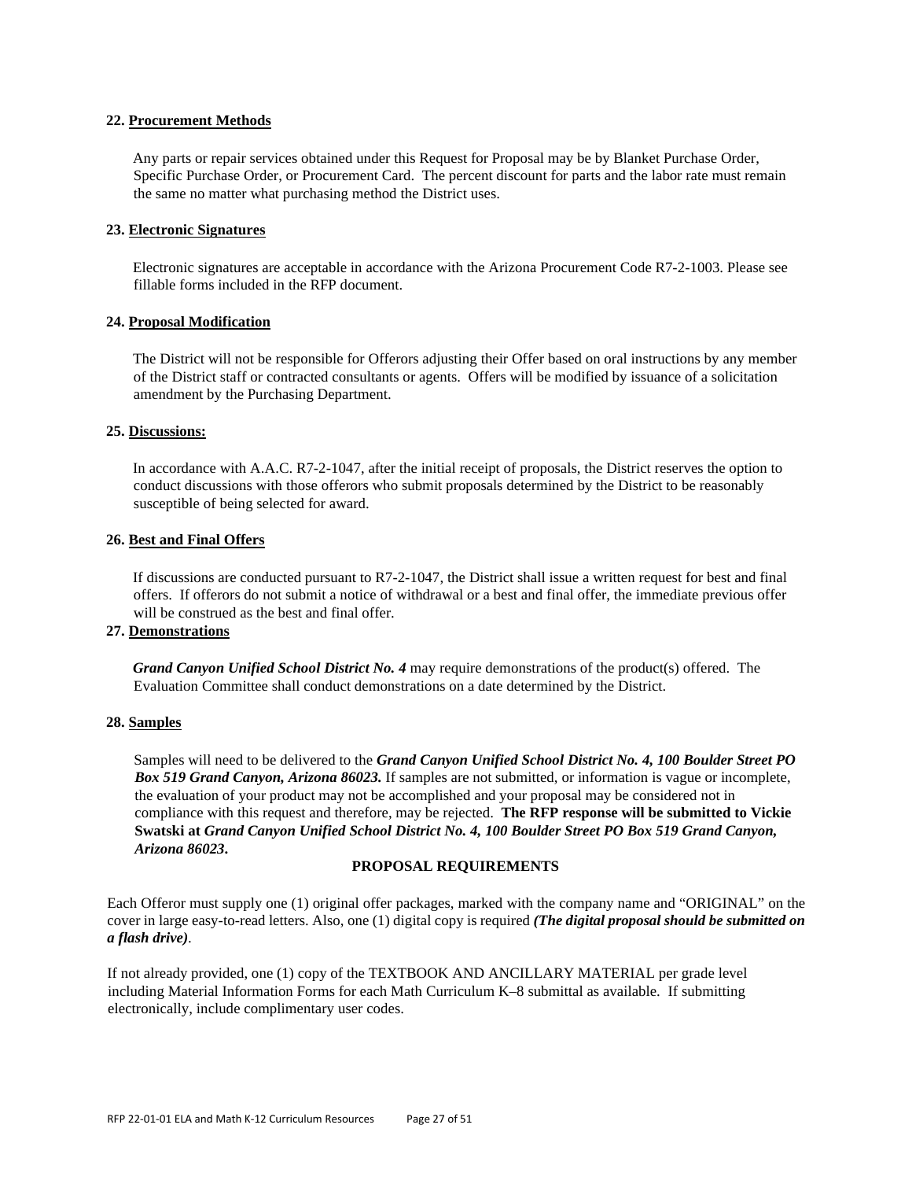**22. Procurement Methods**

Any parts or repair services obtained under this Request for Proposal may be by Blanket Purchase Order, Specific Purchase Order, or Procurement Card. The percent discount for parts and the labor rate must remain the same no matter what purchasing method the District uses.

**23. Electronic Signatures**

Electronic signatures are acceptable in accordance with the Arizona Procurement Code R7-2-1003. Please see fillable forms included in the RFP document.

**24. Proposal Modification**

The District will not be responsible for Offerors adjusting their Offer based on oral instructions by any member of the District staff or contracted consultants or agents. Offers will be modified by issuance of a solicitation amendment by the Purchasing Department.

**25. Discussions:**

In accordance with A.A.C. R7-2-1047, after the initial receipt of proposals, the District reserves the option to conduct discussions with those offerors who submit proposals determined by the District to be reasonably susceptible of being selected for award.

**26. Best and Final Offers**

If discussions are conducted pursuant to R7-2-1047, the District shall issue a written request for best and final offers. If offerors do not submit a notice of withdrawal or a best and final offer, the immediate previous offer will be construed as the best and final offer.

**27. Demonstrations**

***Grand Canyon Unified School District No. 4*** may require demonstrations of the product(s) offered. The Evaluation Committee shall conduct demonstrations on a date determined by the District.

**28. Samples**

Samples will need to be delivered to the ***Grand Canyon Unified School District No. 4, 100 Boulder Street PO Box 519 Grand Canyon, Arizona 86023.*** If samples are not submitted, or information is vague or incomplete, the evaluation of your product may not be accomplished and your proposal may be considered not in compliance with this request and therefore, may be rejected. **The RFP response will be submitted to Vickie Swatski at *Grand Canyon Unified School District No. 4, 100 Boulder Street PO Box 519 Grand Canyon, Arizona 86023*.**

**PROPOSAL REQUIREMENTS**

Each Offeror must supply one (1) original offer packages, marked with the company name and "ORIGINAL" on the cover in large easy-to-read letters. Also, one (1) digital copy is required ***(The digital proposal should be submitted on a flash drive)***.

If not already provided, one (1) copy of the TEXTBOOK AND ANCILLARY MATERIAL per grade level including Material Information Forms for each Math Curriculum K–8 submittal as available. If submitting electronically, include complimentary user codes.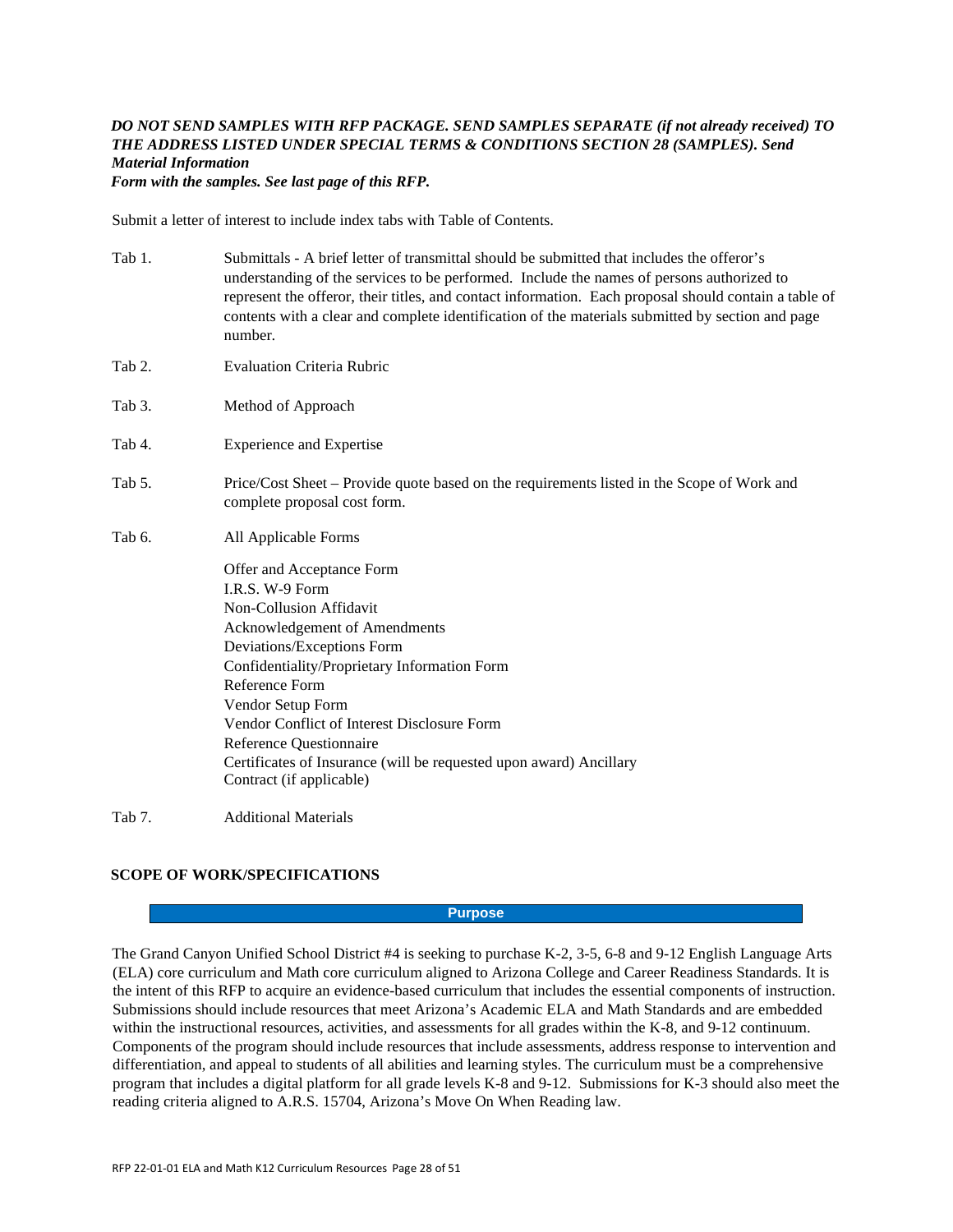***DO NOT SEND SAMPLES WITH RFP PACKAGE. SEND SAMPLES SEPARATE (if not already received) TO THE ADDRESS LISTED UNDER SPECIAL TERMS & CONDITIONS SECTION 28 (SAMPLES). Send Material Information Form with the samples. See last page of this RFP.***

Submit a letter of interest to include index tabs with Table of Contents.

Tab 1. Submittals - A brief letter of transmittal should be submitted that includes the offeror's understanding of the services to be performed. Include the names of persons authorized to represent the offeror, their titles, and contact information. Each proposal should contain a table of contents with a clear and complete identification of the materials submitted by section and page number.

Tab 2. Evaluation Criteria Rubric

Tab 3. Method of Approach

Tab 4. Experience and Expertise

Tab 5. Price/Cost Sheet – Provide quote based on the requirements listed in the Scope of Work and complete proposal cost form.

Tab 6. All Applicable Forms

- Offer and Acceptance Form
- I.R.S. W-9 Form
- Non-Collusion Affidavit
- Acknowledgement of Amendments
- Deviations/Exceptions Form
- Confidentiality/Proprietary Information Form
- Reference Form
- Vendor Setup Form
- Vendor Conflict of Interest Disclosure Form
- Reference Questionnaire
- Certificates of Insurance (will be requested upon award) Ancillary Contract (if applicable)

Tab 7. Additional Materials

## SCOPE OF WORK/SPECIFICATIONS

### Purpose

The Grand Canyon Unified School District #4 is seeking to purchase K-2, 3-5, 6-8 and 9-12 English Language Arts (ELA) core curriculum and Math core curriculum aligned to Arizona College and Career Readiness Standards. It is the intent of this RFP to acquire an evidence-based curriculum that includes the essential components of instruction. Submissions should include resources that meet Arizona's Academic ELA and Math Standards and are embedded within the instructional resources, activities, and assessments for all grades within the K-8, and 9-12 continuum. Components of the program should include resources that include assessments, address response to intervention and differentiation, and appeal to students of all abilities and learning styles. The curriculum must be a comprehensive program that includes a digital platform for all grade levels K-8 and 9-12. Submissions for K-3 should also meet the reading criteria aligned to A.R.S. 15704, Arizona's Move On When Reading law.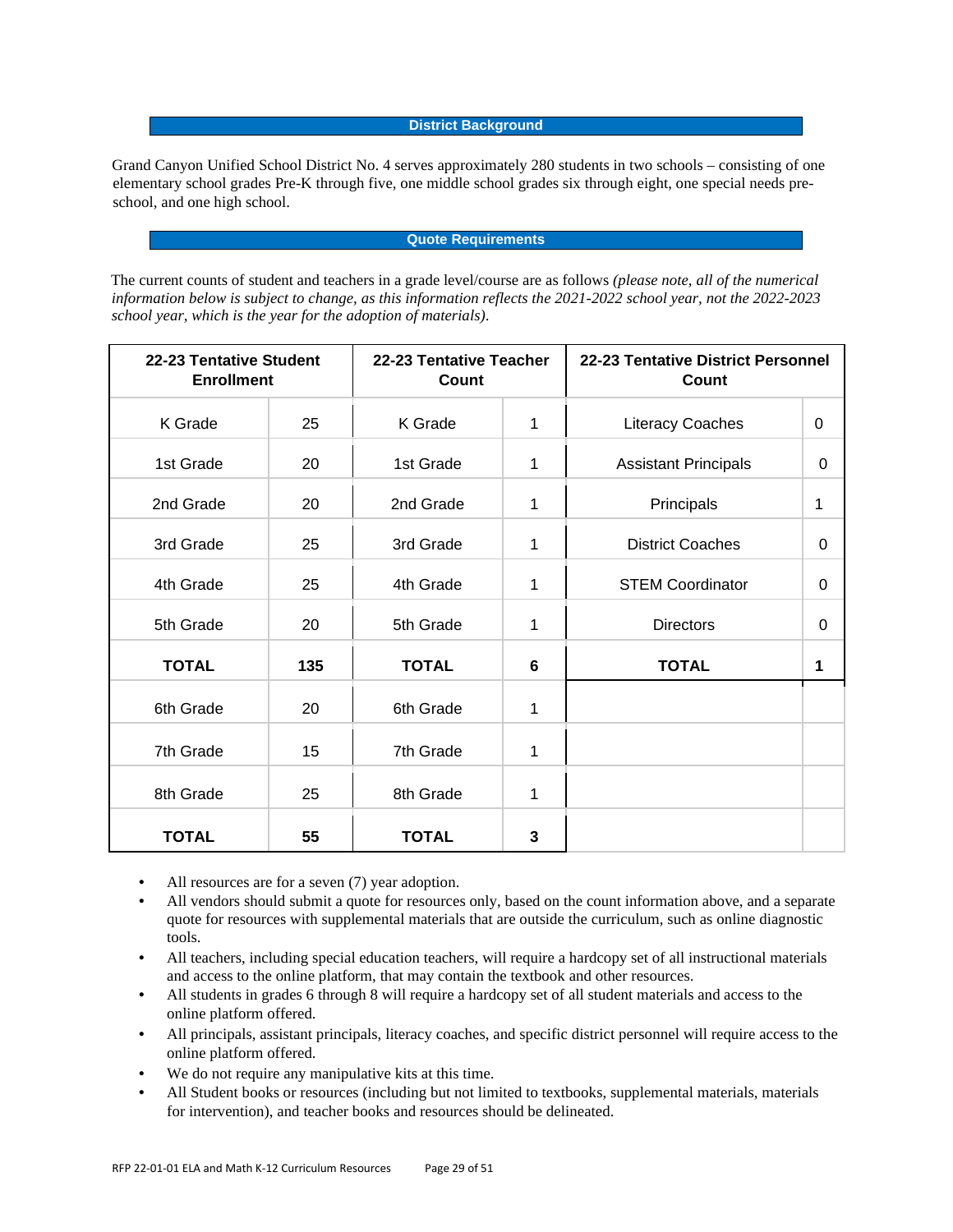## District Background

Grand Canyon Unified School District No. 4 serves approximately 280 students in two schools – consisting of one elementary school grades Pre-K through five, one middle school grades six through eight, one special needs pre-school, and one high school.

## Quote Requirements

The current counts of student and teachers in a grade level/course are as follows *(please note, all of the numerical information below is subject to change, as this information reflects the 2021-2022 school year, not the 2022-2023 school year, which is the year for the adoption of materials).*

| 22-23 Tentative Student Enrollment | | 22-23 Tentative Teacher Count | | 22-23 Tentative District Personnel Count | |
|---|---|---|---|---|---|
| K Grade | 25 | K Grade | 1 | Literacy Coaches | 0 |
| 1st Grade | 20 | 1st Grade | 1 | Assistant Principals | 0 |
| 2nd Grade | 20 | 2nd Grade | 1 | Principals | 1 |
| 3rd Grade | 25 | 3rd Grade | 1 | District Coaches | 0 |
| 4th Grade | 25 | 4th Grade | 1 | STEM Coordinator | 0 |
| 5th Grade | 20 | 5th Grade | 1 | Directors | 0 |
| **TOTAL** | **135** | **TOTAL** | **6** | **TOTAL** | **1** |
| 6th Grade | 20 | 6th Grade | 1 | | |
| 7th Grade | 15 | 7th Grade | 1 | | |
| 8th Grade | 25 | 8th Grade | 1 | | |
| **TOTAL** | **55** | **TOTAL** | **3** | | |

- All resources are for a seven (7) year adoption.
- All vendors should submit a quote for resources only, based on the count information above, and a separate quote for resources with supplemental materials that are outside the curriculum, such as online diagnostic tools.
- All teachers, including special education teachers, will require a hardcopy set of all instructional materials and access to the online platform, that may contain the textbook and other resources.
- All students in grades 6 through 8 will require a hardcopy set of all student materials and access to the online platform offered.
- All principals, assistant principals, literacy coaches, and specific district personnel will require access to the online platform offered.
- We do not require any manipulative kits at this time.
- All Student books or resources (including but not limited to textbooks, supplemental materials, materials for intervention), and teacher books and resources should be delineated.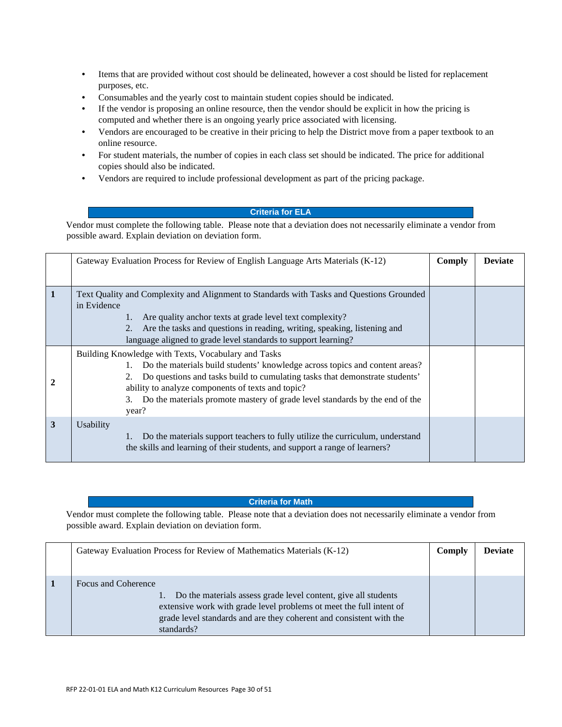- Items that are provided without cost should be delineated, however a cost should be listed for replacement purposes, etc.
- Consumables and the yearly cost to maintain student copies should be indicated.
- If the vendor is proposing an online resource, then the vendor should be explicit in how the pricing is computed and whether there is an ongoing yearly price associated with licensing.
- Vendors are encouraged to be creative in their pricing to help the District move from a paper textbook to an online resource.
- For student materials, the number of copies in each class set should be indicated. The price for additional copies should also be indicated.
- Vendors are required to include professional development as part of the pricing package.

## Criteria for ELA

Vendor must complete the following table. Please note that a deviation does not necessarily eliminate a vendor from possible award. Explain deviation on deviation form.

| | Gateway Evaluation Process for Review of English Language Arts Materials (K-12) | Comply | Deviate |
|---|---|---|---|
| 1 | Text Quality and Complexity and Alignment to Standards with Tasks and Questions Grounded in Evidence<br>1. Are quality anchor texts at grade level text complexity?<br>2. Are the tasks and questions in reading, writing, speaking, listening and language aligned to grade level standards to support learning? | | |
| 2 | Building Knowledge with Texts, Vocabulary and Tasks<br>1. Do the materials build students' knowledge across topics and content areas?<br>2. Do questions and tasks build to cumulating tasks that demonstrate students' ability to analyze components of texts and topic?<br>3. Do the materials promote mastery of grade level standards by the end of the year? | | |
| 3 | Usability<br>1. Do the materials support teachers to fully utilize the curriculum, understand the skills and learning of their students, and support a range of learners? | | |

## Criteria for Math

Vendor must complete the following table. Please note that a deviation does not necessarily eliminate a vendor from possible award. Explain deviation on deviation form.

| | Gateway Evaluation Process for Review of Mathematics Materials (K-12) | Comply | Deviate |
|---|---|---|---|
| 1 | Focus and Coherence<br>1. Do the materials assess grade level content, give all students extensive work with grade level problems ot meet the full intent of grade level standards and are they coherent and consistent with the standards? | | |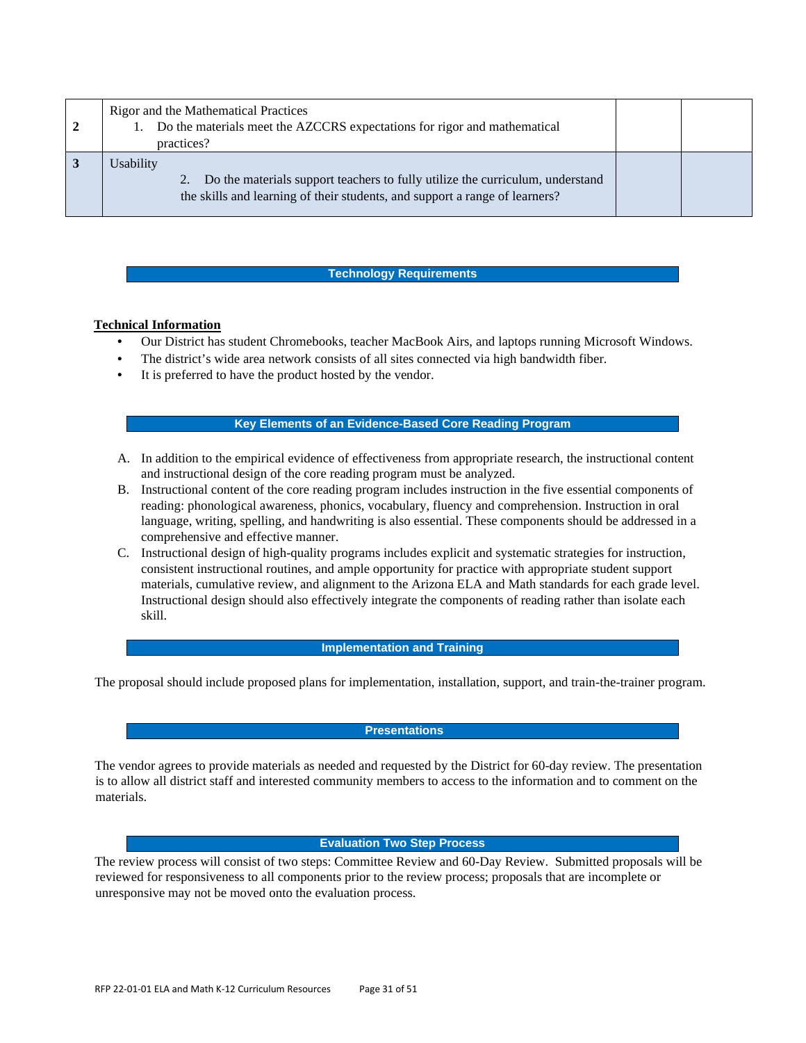| | | | |
|---|---|---|---|
| 2 | Rigor and the Mathematical Practices<br>1. Do the materials meet the AZCCRS expectations for rigor and mathematical practices? | | |
| 3 | Usability<br>2. Do the materials support teachers to fully utilize the curriculum, understand the skills and learning of their students, and support a range of learners? | | |

## Technology Requirements

**Technical Information**

- Our District has student Chromebooks, teacher MacBook Airs, and laptops running Microsoft Windows.
- The district's wide area network consists of all sites connected via high bandwidth fiber.
- It is preferred to have the product hosted by the vendor.

## Key Elements of an Evidence-Based Core Reading Program

A. In addition to the empirical evidence of effectiveness from appropriate research, the instructional content and instructional design of the core reading program must be analyzed.

B. Instructional content of the core reading program includes instruction in the five essential components of reading: phonological awareness, phonics, vocabulary, fluency and comprehension. Instruction in oral language, writing, spelling, and handwriting is also essential. These components should be addressed in a comprehensive and effective manner.

C. Instructional design of high-quality programs includes explicit and systematic strategies for instruction, consistent instructional routines, and ample opportunity for practice with appropriate student support materials, cumulative review, and alignment to the Arizona ELA and Math standards for each grade level. Instructional design should also effectively integrate the components of reading rather than isolate each skill.

## Implementation and Training

The proposal should include proposed plans for implementation, installation, support, and train-the-trainer program.

## Presentations

The vendor agrees to provide materials as needed and requested by the District for 60-day review. The presentation is to allow all district staff and interested community members to access to the information and to comment on the materials.

## Evaluation Two Step Process

The review process will consist of two steps: Committee Review and 60-Day Review. Submitted proposals will be reviewed for responsiveness to all components prior to the review process; proposals that are incomplete or unresponsive may not be moved onto the evaluation process.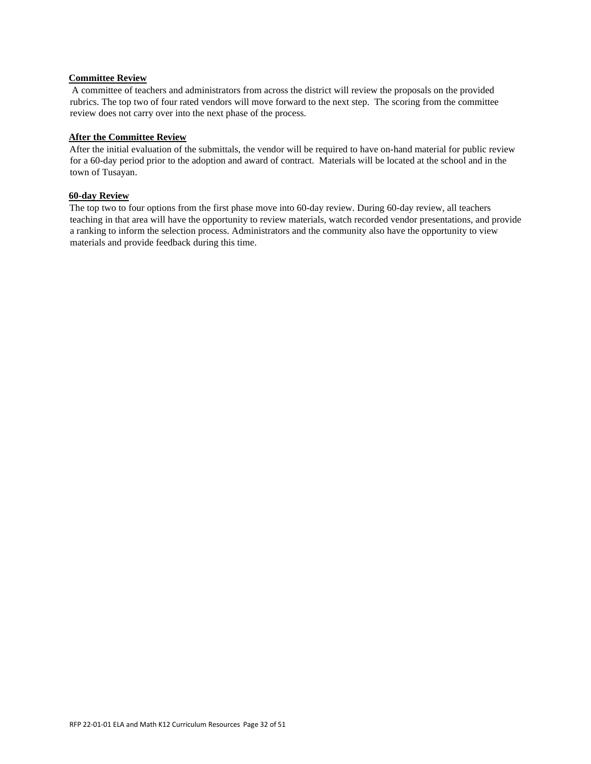**Committee Review**

A committee of teachers and administrators from across the district will review the proposals on the provided rubrics. The top two of four rated vendors will move forward to the next step. The scoring from the committee review does not carry over into the next phase of the process.

**After the Committee Review**

After the initial evaluation of the submittals, the vendor will be required to have on-hand material for public review for a 60-day period prior to the adoption and award of contract. Materials will be located at the school and in the town of Tusayan.

**60-day Review**

The top two to four options from the first phase move into 60-day review. During 60-day review, all teachers teaching in that area will have the opportunity to review materials, watch recorded vendor presentations, and provide a ranking to inform the selection process. Administrators and the community also have the opportunity to view materials and provide feedback during this time.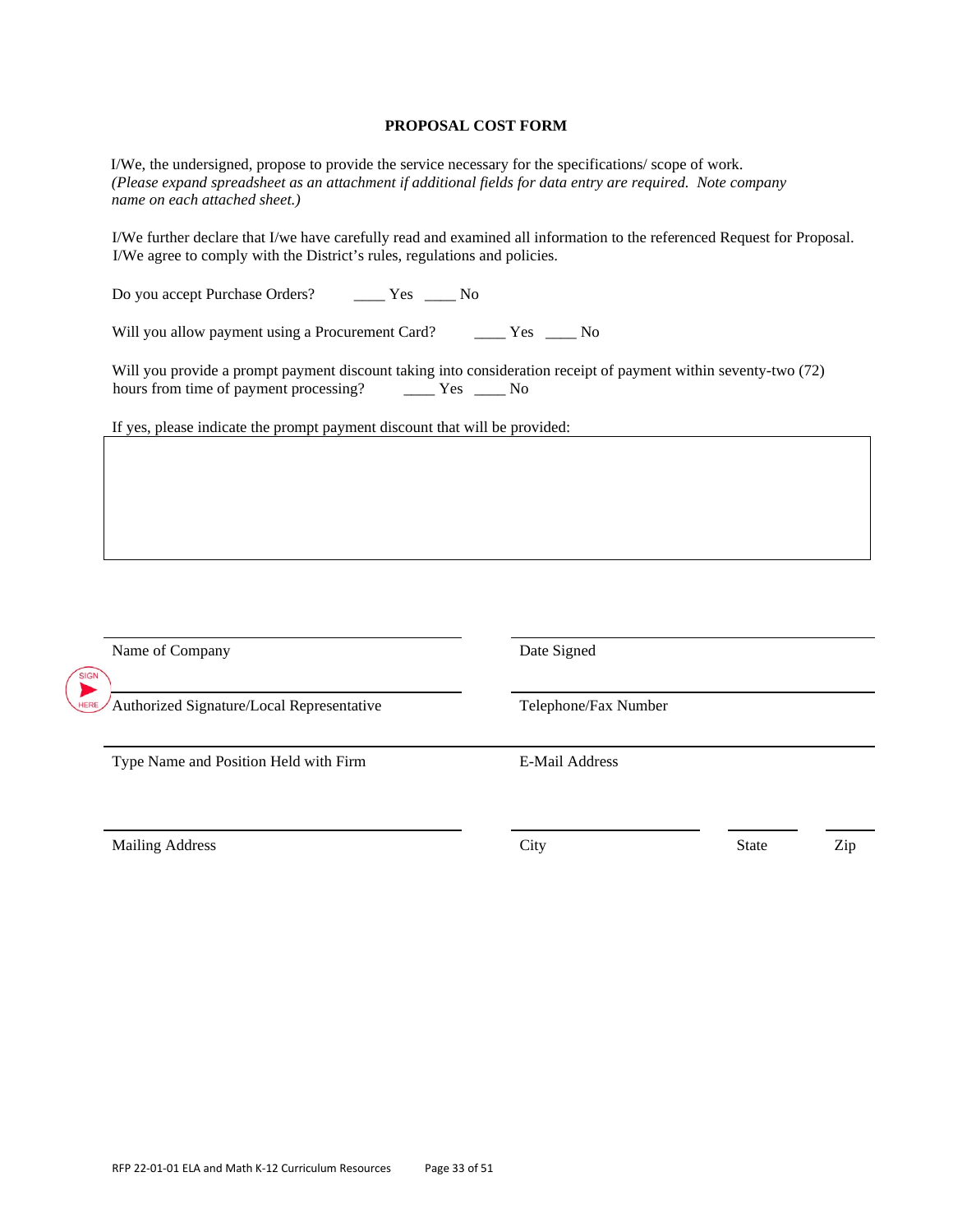**PROPOSAL COST FORM**

I/We, the undersigned, propose to provide the service necessary for the specifications/ scope of work.
*(Please expand spreadsheet as an attachment if additional fields for data entry are required. Note company name on each attached sheet.)*

I/We further declare that I/we have carefully read and examined all information to the referenced Request for Proposal. I/We agree to comply with the District's rules, regulations and policies.

Do you accept Purchase Orders? ____ Yes ____ No

Will you allow payment using a Procurement Card? ____ Yes ____ No

Will you provide a prompt payment discount taking into consideration receipt of payment within seventy-two (72) hours from time of payment processing? ____ Yes ____ No

If yes, please indicate the prompt payment discount that will be provided:

| |
|---|
| |

| | |
|---|---|
| Name of Company | Date Signed |
| SIGN HERE Authorized Signature/Local Representative | Telephone/Fax Number |
| Type Name and Position Held with Firm | E-Mail Address |
| Mailing Address | City / State / Zip |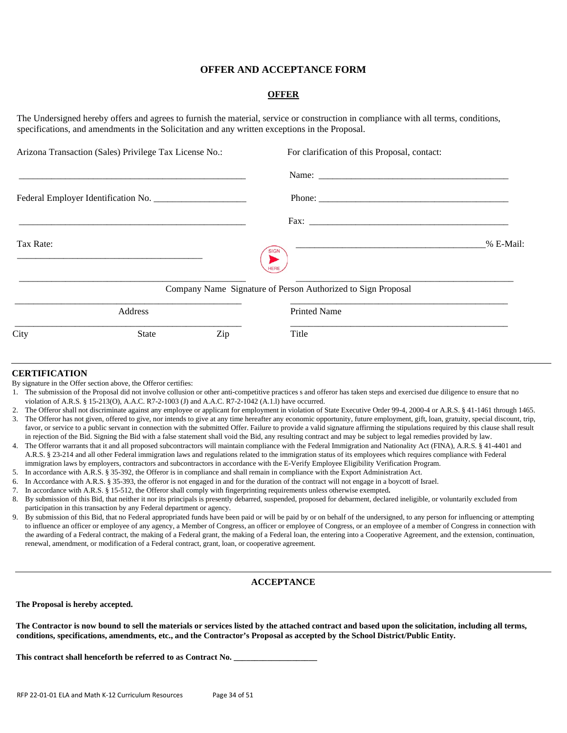# OFFER AND ACCEPTANCE FORM

## OFFER

The Undersigned hereby offers and agrees to furnish the material, service or construction in compliance with all terms, conditions, specifications, and amendments in the Solicitation and any written exceptions in the Proposal.

Arizona Transaction (Sales) Privilege Tax License No.: ______________________________

Federal Employer Identification No. ____________________

______________________________

Tax Rate: ______________________________ %

For clarification of this Proposal, contact:

Name: ______________________________

Phone: ______________________________

Fax: ______________________________

E-Mail: ______________________________

______________________________ Company Name

______________________________ Signature of Person Authorized to Sign Proposal

______________________________ Address

______________________________ Printed Name

______________________________ City State Zip

______________________________ Title

## CERTIFICATION

By signature in the Offer section above, the Offeror certifies:

1. The submission of the Proposal did not involve collusion or other anti-competitive practices s and offeror has taken steps and exercised due diligence to ensure that no violation of A.R.S. § 15-213(O), A.A.C. R7-2-1003 (J) and A.A.C. R7-2-1042 (A.1.l) have occurred.
2. The Offeror shall not discriminate against any employee or applicant for employment in violation of State Executive Order 99-4, 2000-4 or A.R.S. § 41-1461 through 1465.
3. The Offeror has not given, offered to give, nor intends to give at any time hereafter any economic opportunity, future employment, gift, loan, gratuity, special discount, trip, favor, or service to a public servant in connection with the submitted Offer. Failure to provide a valid signature affirming the stipulations required by this clause shall result in rejection of the Bid. Signing the Bid with a false statement shall void the Bid, any resulting contract and may be subject to legal remedies provided by law.
4. The Offeror warrants that it and all proposed subcontractors will maintain compliance with the Federal Immigration and Nationality Act (FINA), A.R.S. § 41-4401 and A.R.S. § 23-214 and all other Federal immigration laws and regulations related to the immigration status of its employees which requires compliance with Federal immigration laws by employers, contractors and subcontractors in accordance with the E-Verify Employee Eligibility Verification Program.
5. In accordance with A.R.S. § 35-392, the Offeror is in compliance and shall remain in compliance with the Export Administration Act.
6. In Accordance with A.R.S. § 35-393, the offeror is not engaged in and for the duration of the contract will not engage in a boycott of Israel.
7. In accordance with A.R.S. § 15-512, the Offeror shall comply with fingerprinting requirements unless otherwise exempted**.**
8. By submission of this Bid, that neither it nor its principals is presently debarred, suspended, proposed for debarment, declared ineligible, or voluntarily excluded from participation in this transaction by any Federal department or agency.
9. By submission of this Bid, that no Federal appropriated funds have been paid or will be paid by or on behalf of the undersigned, to any person for influencing or attempting to influence an officer or employee of any agency, a Member of Congress, an officer or employee of Congress, or an employee of a member of Congress in connection with the awarding of a Federal contract, the making of a Federal grant, the making of a Federal loan, the entering into a Cooperative Agreement, and the extension, continuation, renewal, amendment, or modification of a Federal contract, grant, loan, or cooperative agreement.

## ACCEPTANCE

**The Proposal is hereby accepted.**

**The Contractor is now bound to sell the materials or services listed by the attached contract and based upon the solicitation, including all terms, conditions, specifications, amendments, etc., and the Contractor's Proposal as accepted by the School District/Public Entity.**

**This contract shall henceforth be referred to as Contract No. ____________________**

RFP 22-01-01 ELA and Math K-12 Curriculum Resources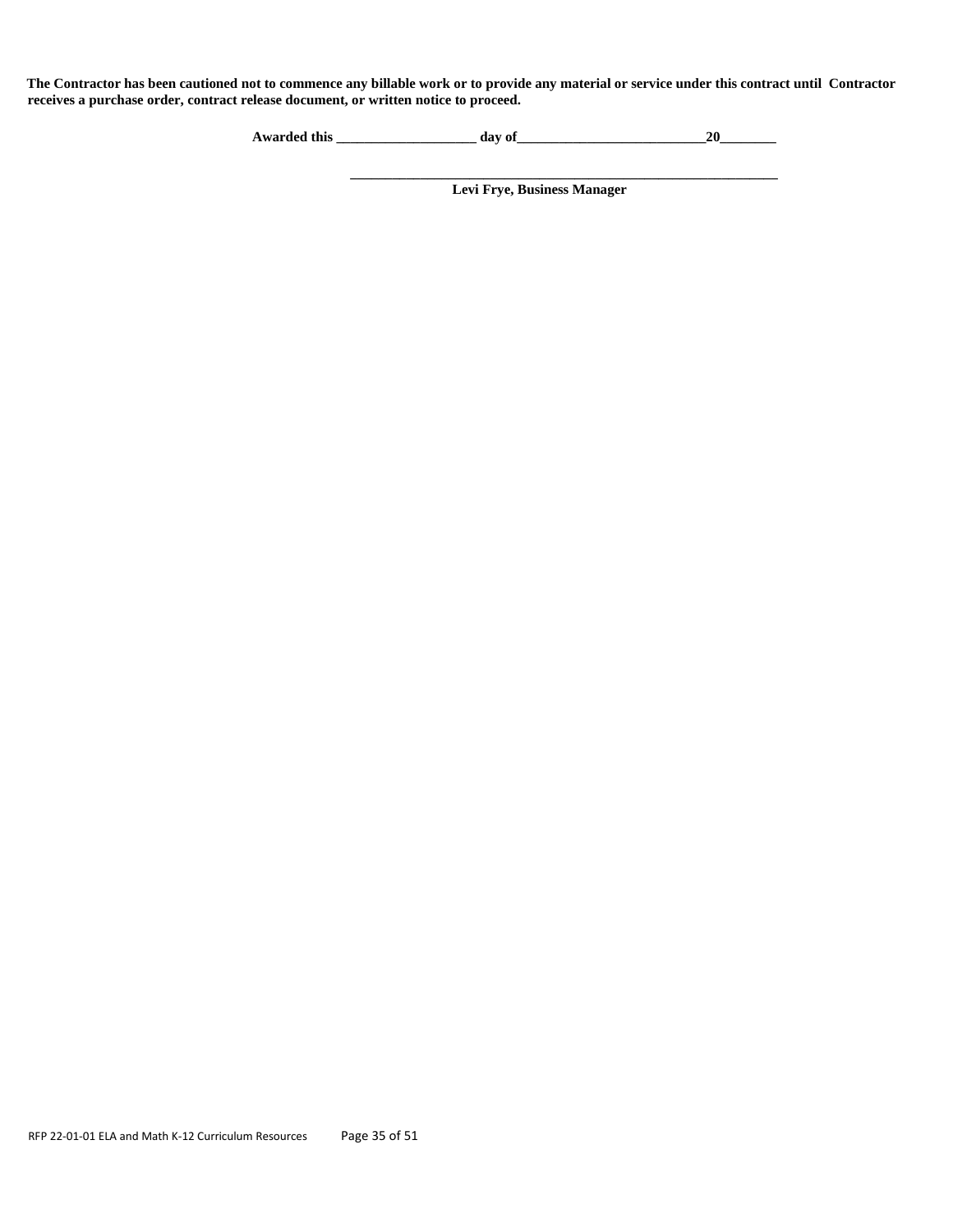**The Contractor has been cautioned not to commence any billable work or to provide any material or service under this contract until Contractor receives a purchase order, contract release document, or written notice to proceed.**

**Awarded this ____________________ day of___________________________20________**

**______________________________________________________________**
**Levi Frye, Business Manager**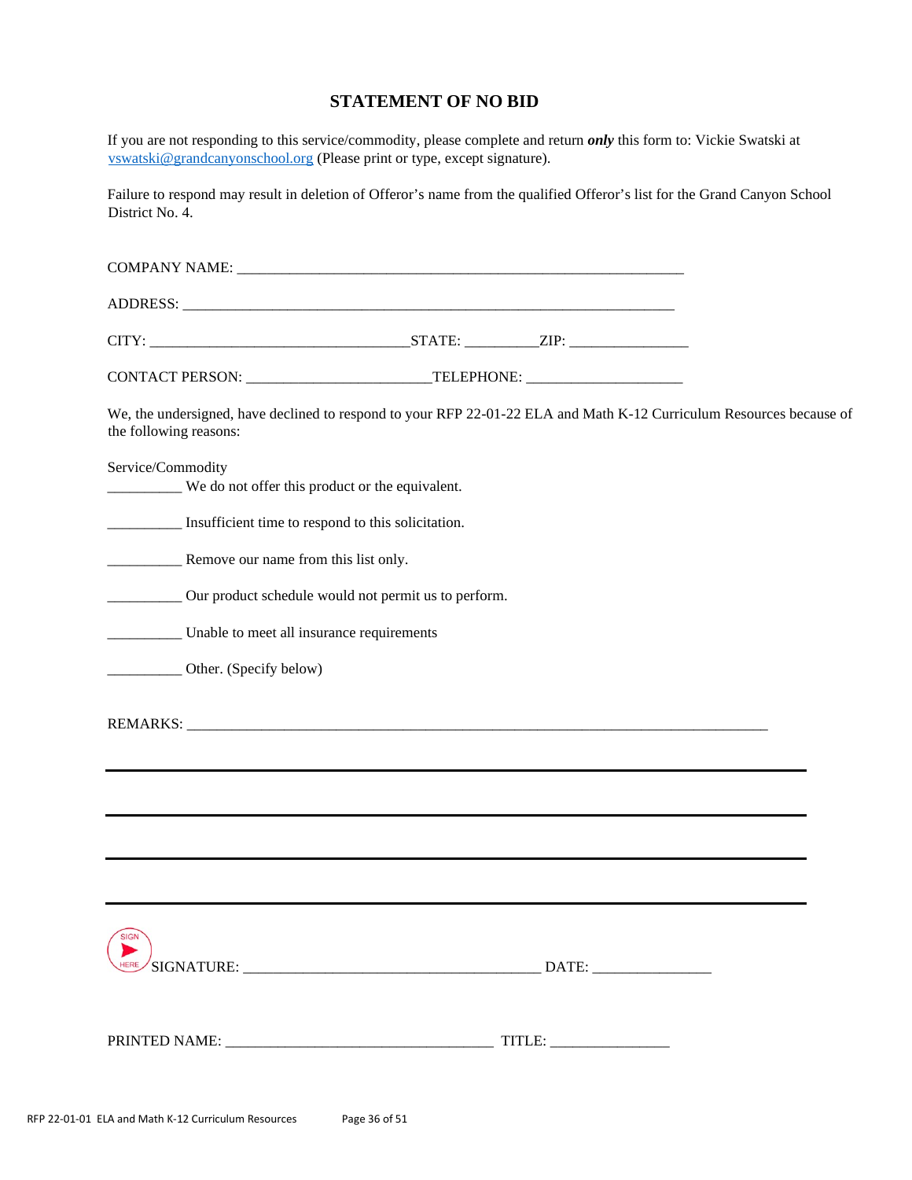# STATEMENT OF NO BID

If you are not responding to this service/commodity, please complete and return ***only*** this form to: Vickie Swatski at vswatski@grandcanyonschool.org (Please print or type, except signature).

Failure to respond may result in deletion of Offeror's name from the qualified Offeror's list for the Grand Canyon School District No. 4.

COMPANY NAME: ____________________________________________________________

ADDRESS: ____________________________________________________________________

CITY: ___________________________________STATE: __________ZIP: ________________

CONTACT PERSON: ________________________TELEPHONE: _____________________

We, the undersigned, have declined to respond to your RFP 22-01-22 ELA and Math K-12 Curriculum Resources because of the following reasons:

Service/Commodity

__________ We do not offer this product or the equivalent.

__________ Insufficient time to respond to this solicitation.

__________ Remove our name from this list only.

__________ Our product schedule would not permit us to perform.

__________ Unable to meet all insurance requirements

__________ Other. (Specify below)

REMARKS: ___________________________________________________________________________

_______________________________________________________________________________________

_______________________________________________________________________________________

_______________________________________________________________________________________

_______________________________________________________________________________________

SIGNATURE: _______________________________________ DATE: ________________

PRINTED NAME: ___________________________________ TITLE: ________________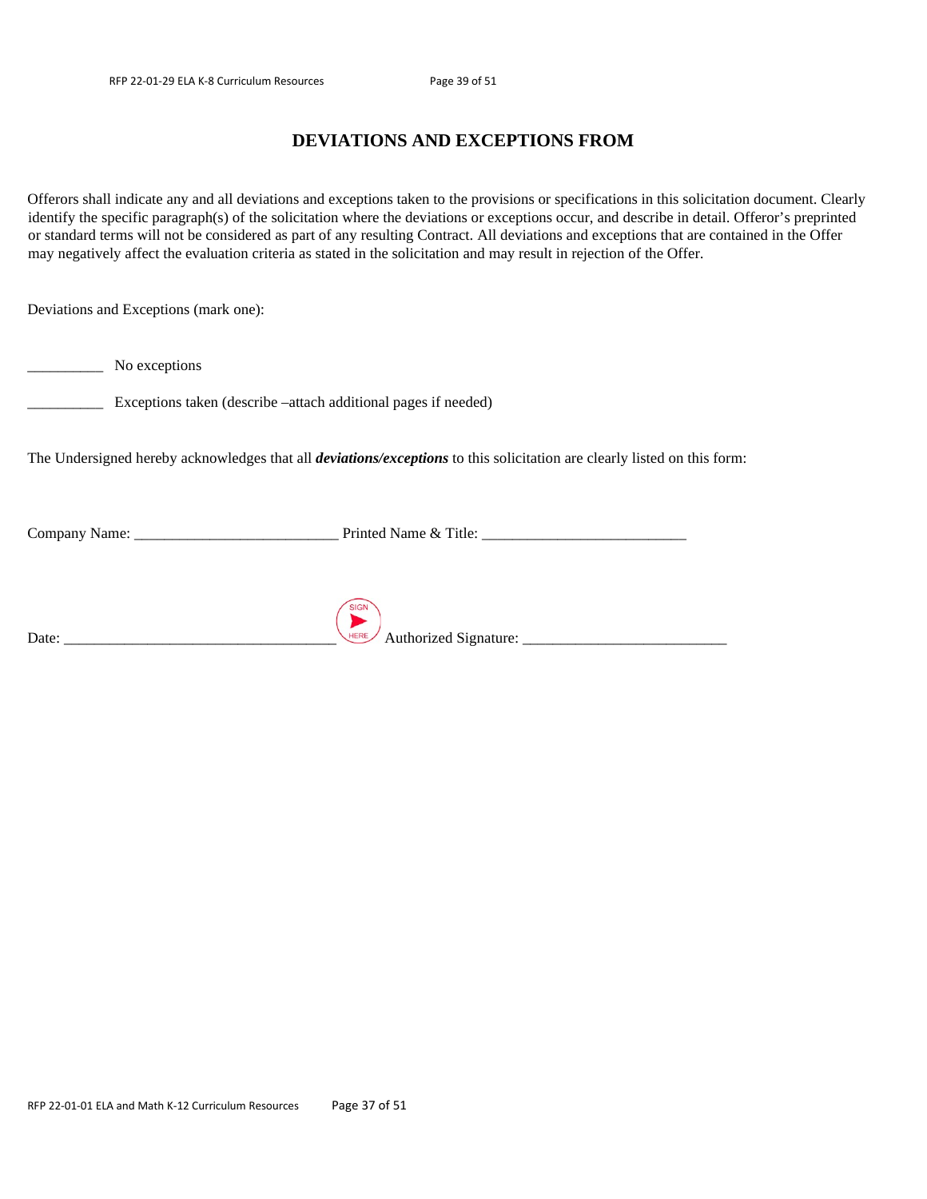# DEVIATIONS AND EXCEPTIONS FROM

Offerors shall indicate any and all deviations and exceptions taken to the provisions or specifications in this solicitation document. Clearly identify the specific paragraph(s) of the solicitation where the deviations or exceptions occur, and describe in detail. Offeror's preprinted or standard terms will not be considered as part of any resulting Contract. All deviations and exceptions that are contained in the Offer may negatively affect the evaluation criteria as stated in the solicitation and may result in rejection of the Offer.

Deviations and Exceptions (mark one):

__________ No exceptions

__________ Exceptions taken (describe –attach additional pages if needed)

The Undersigned hereby acknowledges that all ***deviations/exceptions*** to this solicitation are clearly listed on this form:

Company Name: __________________________ Printed Name & Title: __________________________

Date: ___________________________________ SIGN HERE Authorized Signature: __________________________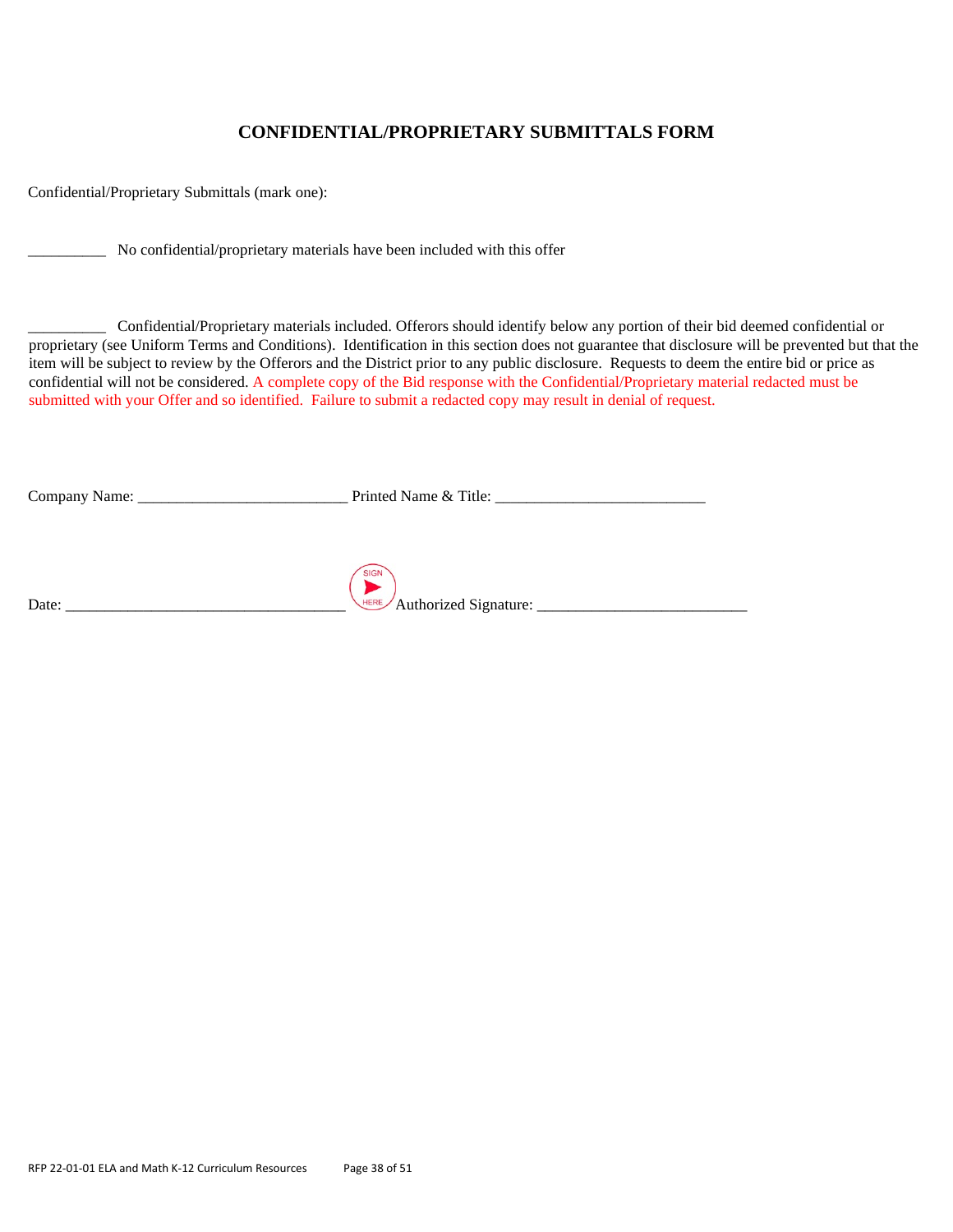## CONFIDENTIAL/PROPRIETARY SUBMITTALS FORM

Confidential/Proprietary Submittals (mark one):

__________ No confidential/proprietary materials have been included with this offer

__________ Confidential/Proprietary materials included. Offerors should identify below any portion of their bid deemed confidential or proprietary (see Uniform Terms and Conditions). Identification in this section does not guarantee that disclosure will be prevented but that the item will be subject to review by the Offerors and the District prior to any public disclosure. Requests to deem the entire bid or price as confidential will not be considered. A complete copy of the Bid response with the Confidential/Proprietary material redacted must be submitted with your Offer and so identified. Failure to submit a redacted copy may result in denial of request.

Company Name: ___________________________ Printed Name & Title: ___________________________

Date: ____________________________________ SIGN HERE Authorized Signature: ___________________________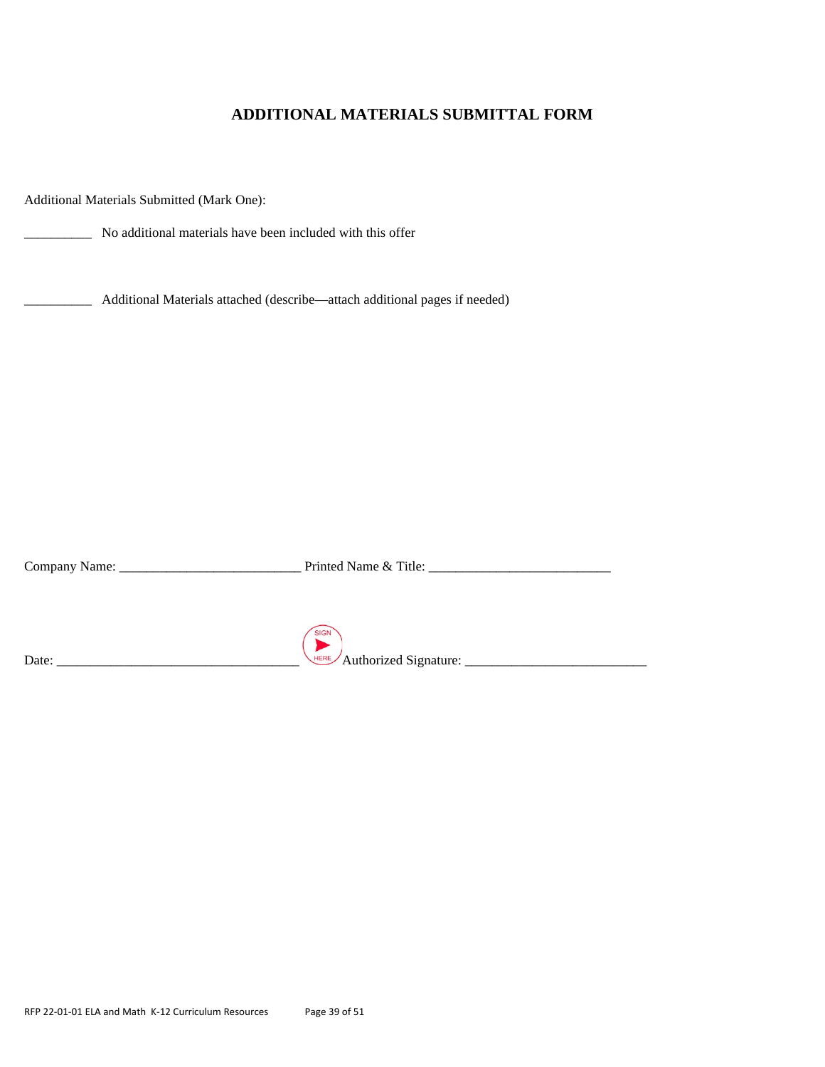## ADDITIONAL MATERIALS SUBMITTAL FORM

Additional Materials Submitted (Mark One):

__________ No additional materials have been included with this offer

__________ Additional Materials attached (describe—attach additional pages if needed)

Company Name: ___________________________ Printed Name & Title: ___________________________

Date: ____________________________________ Authorized Signature: ___________________________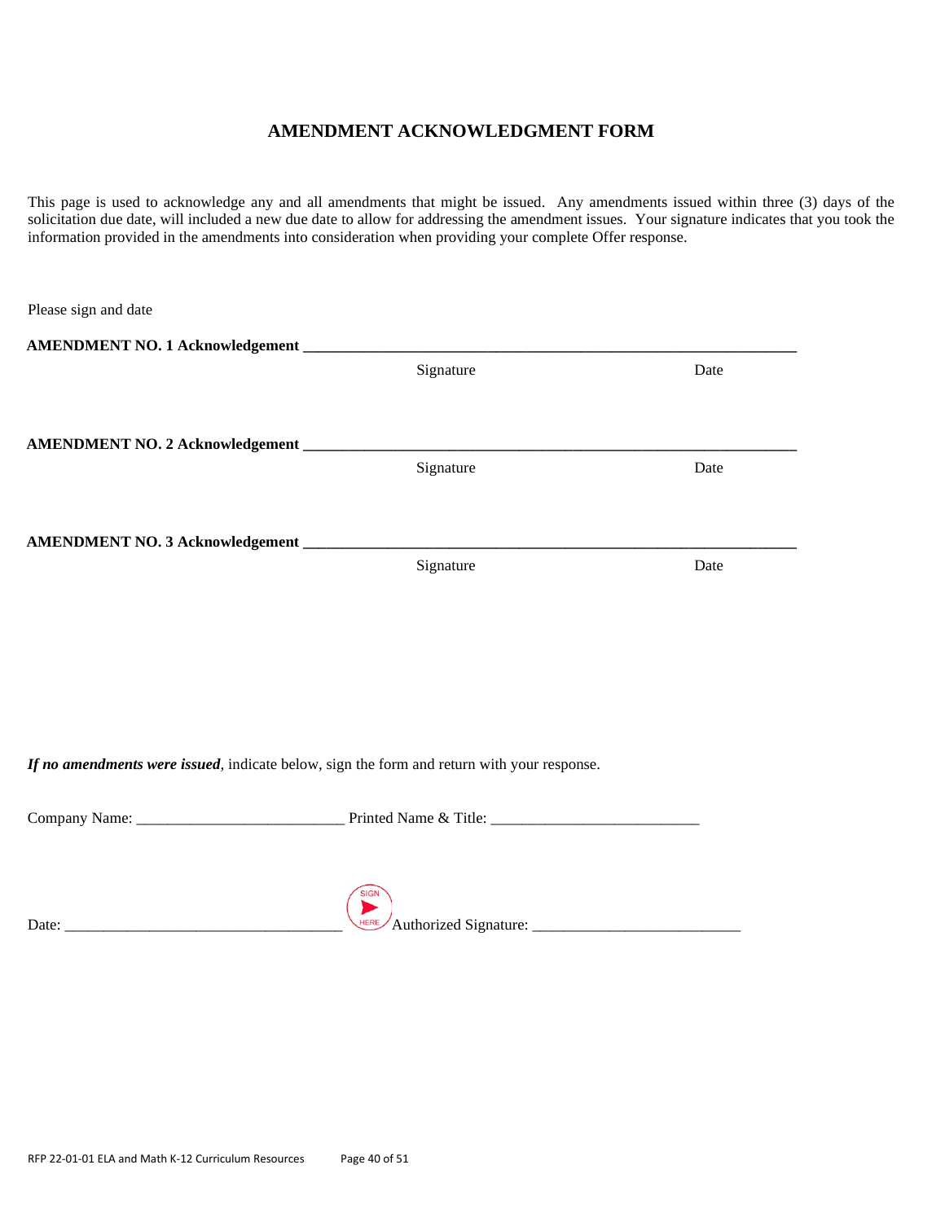# AMENDMENT ACKNOWLEDGMENT FORM

This page is used to acknowledge any and all amendments that might be issued. Any amendments issued within three (3) days of the solicitation due date, will included a new due date to allow for addressing the amendment issues. Your signature indicates that you took the information provided in the amendments into consideration when providing your complete Offer response.

Please sign and date

**AMENDMENT NO. 1 Acknowledgement** ______________________________________________

Signature                                        Date

**AMENDMENT NO. 2 Acknowledgement** ______________________________________________

Signature                                        Date

**AMENDMENT NO. 3 Acknowledgement** ______________________________________________

Signature                                        Date

***If no amendments were issued***, indicate below, sign the form and return with your response.

Company Name: ___________________________ Printed Name & Title: ___________________________

Date: ____________________________________ SIGN HERE Authorized Signature: ___________________________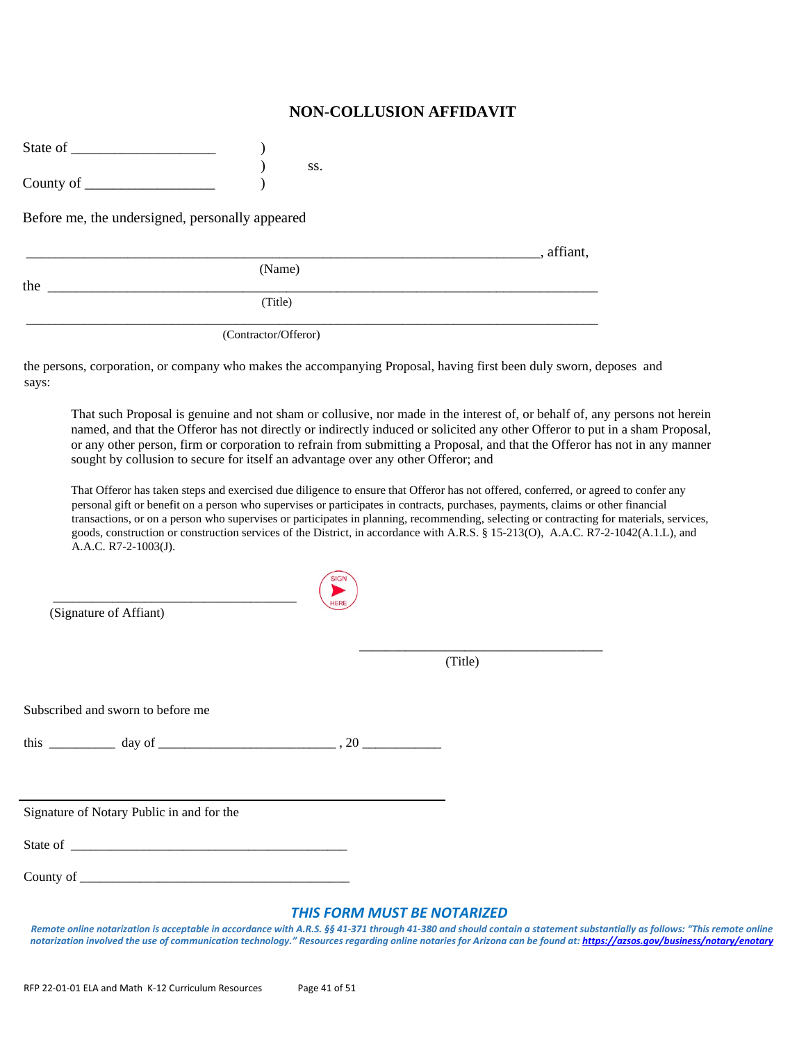# NON-COLLUSION AFFIDAVIT

State of ____________________ )
) ss.
County of __________________ )

Before me, the undersigned, personally appeared

_______________________________________________________________________, affiant,
(Name)

the ____________________________________________________________________________
(Title)

_______________________________________________________________________________
(Contractor/Offeror)

the persons, corporation, or company who makes the accompanying Proposal, having first been duly sworn, deposes and says:

> That such Proposal is genuine and not sham or collusive, nor made in the interest of, or behalf of, any persons not herein named, and that the Offeror has not directly or indirectly induced or solicited any other Offeror to put in a sham Proposal, or any other person, firm or corporation to refrain from submitting a Proposal, and that the Offeror has not in any manner sought by collusion to secure for itself an advantage over any other Offeror; and
>
> That Offeror has taken steps and exercised due diligence to ensure that Offeror has not offered, conferred, or agreed to confer any personal gift or benefit on a person who supervises or participates in contracts, purchases, payments, claims or other financial transactions, or on a person who supervises or participates in planning, recommending, selecting or contracting for materials, services, goods, construction or construction services of the District, in accordance with A.R.S. § 15-213(O), A.A.C. R7-2-1042(A.1.L), and A.A.C. R7-2-1003(J).

____________________________________ SIGN HERE
(Signature of Affiant)

____________________________________
(Title)

Subscribed and sworn to before me

this __________ day of ___________________________ , 20 ____________

____________________________________________________________
Signature of Notary Public in and for the

State of __________________________________________

County of _________________________________________

***THIS FORM MUST BE NOTARIZED***

***Remote online notarization is acceptable in accordance with A.R.S. §§ 41-371 through 41-380 and should contain a statement substantially as follows: "This remote online notarization involved the use of communication technology." Resources regarding online notaries for Arizona can be found at: https://azsos.gov/business/notary/enotary***

RFP 22-01-01 ELA and Math K-12 Curriculum Resources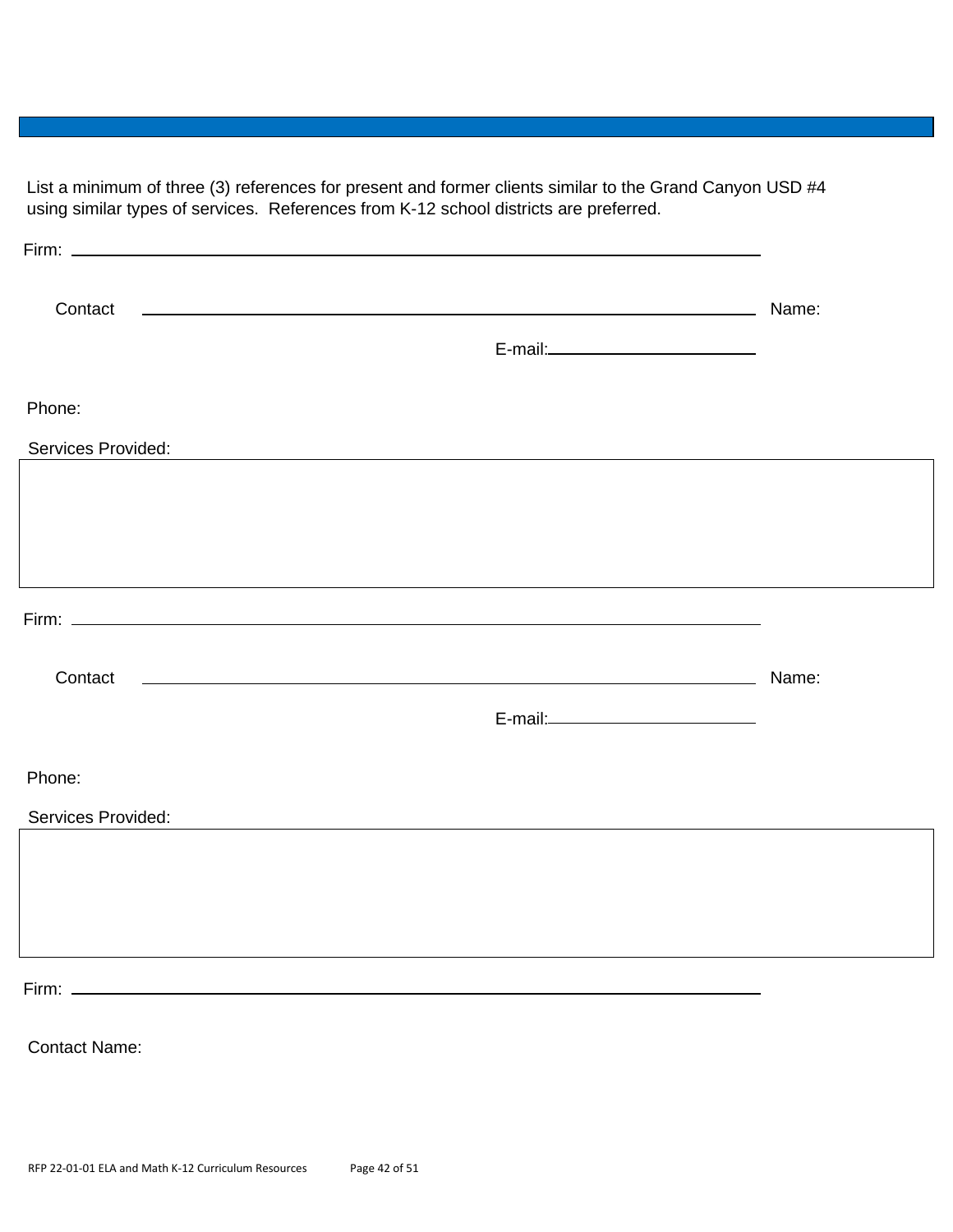List a minimum of three (3) references for present and former clients similar to the Grand Canyon USD #4 using similar types of services. References from K-12 school districts are preferred.

Firm: ______________________________________________________________

Contact ______________________________________________________________ Name:

E-mail: ______________________

Phone:

Services Provided:

| |
|---|
| |

Firm: ______________________________________________________________

Contact ______________________________________________________________ Name:

E-mail: ______________________

Phone:

Services Provided:

| |
|---|
| |

Firm: ______________________________________________________________

Contact Name: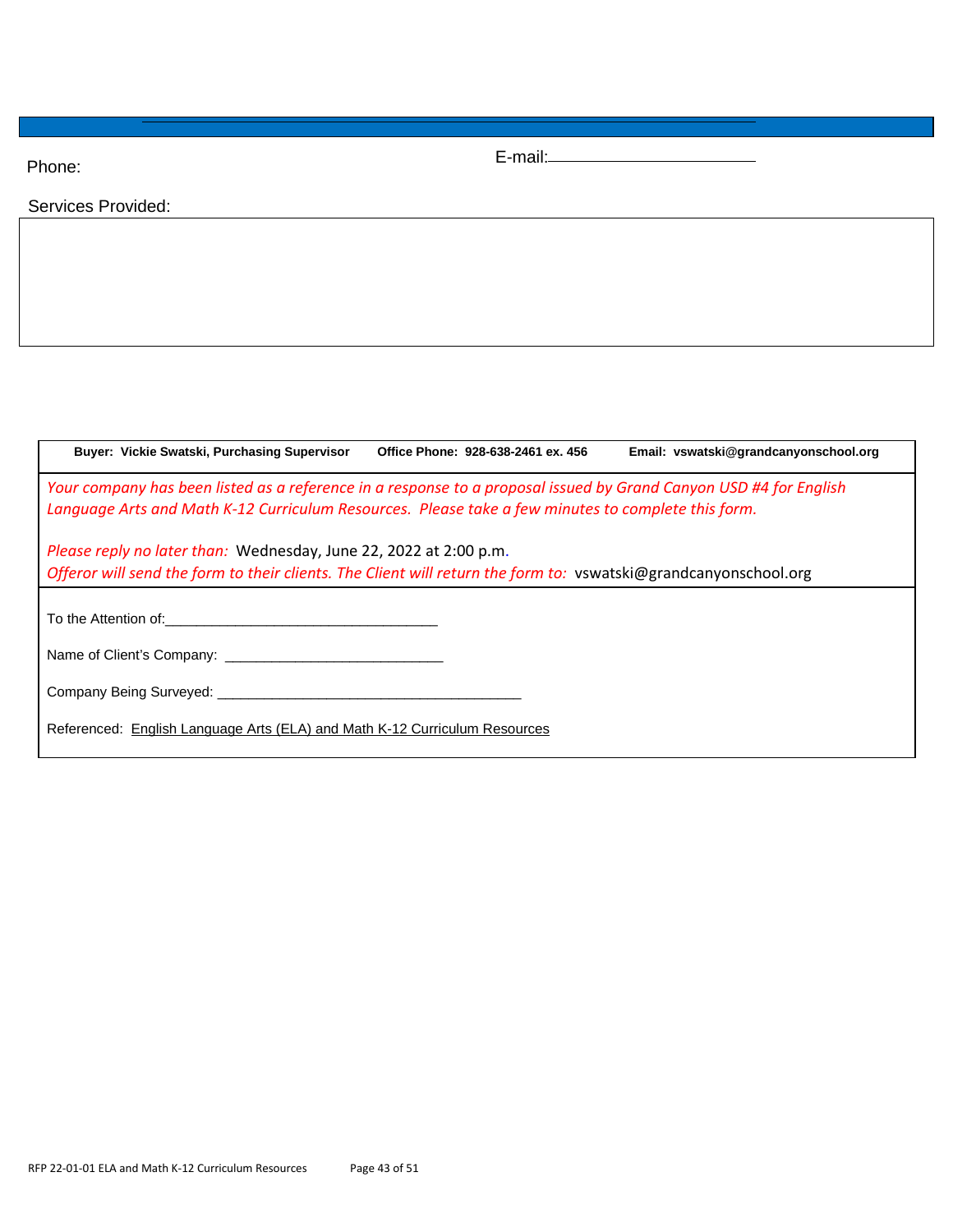Phone: E-mail:\_\_\_\_\_\_\_\_\_\_\_\_\_\_\_\_\_\_\_\_\_\_\_\_\_\_

Services Provided:

| |
|---|
| |

| **Buyer: Vickie Swatski, Purchasing Supervisor** | **Office Phone: 928-638-2461 ex. 456** | **Email: vswatski@grandcanyonschool.org** |
|---|---|---|

*Your company has been listed as a reference in a response to a proposal issued by Grand Canyon USD #4 for English Language Arts and Math K-12 Curriculum Resources. Please take a few minutes to complete this form.*

*Please reply no later than:* Wednesday, June 22, 2022 at 2:00 p.m.

*Offeror will send the form to their clients. The Client will return the form to:* vswatski@grandcanyonschool.org

To the Attention of:___________________________________

Name of Client's Company: ____________________________

Company Being Surveyed: _______________________________________

Referenced: English Language Arts (ELA) and Math K-12 Curriculum Resources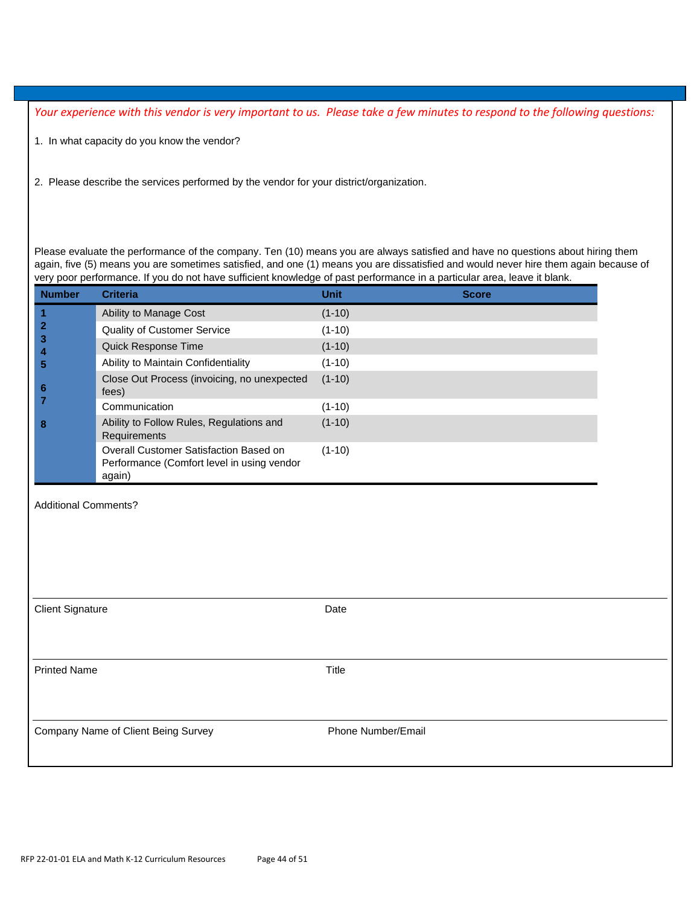*Your experience with this vendor is very important to us. Please take a few minutes to respond to the following questions:*

1. In what capacity do you know the vendor?

2. Please describe the services performed by the vendor for your district/organization.

Please evaluate the performance of the company. Ten (10) means you are always satisfied and have no questions about hiring them again, five (5) means you are sometimes satisfied, and one (1) means you are dissatisfied and would never hire them again because of very poor performance. If you do not have sufficient knowledge of past performance in a particular area, leave it blank.

| Number | Criteria | Unit | Score |
|---|---|---|---|
| 1 | Ability to Manage Cost | (1-10) | |
| 2 | Quality of Customer Service | (1-10) | |
| 3 | Quick Response Time | (1-10) | |
| 4 | Ability to Maintain Confidentiality | (1-10) | |
| 5 | Close Out Process (invoicing, no unexpected fees) | (1-10) | |
| 6 | Communication | (1-10) | |
| 7 | Ability to Follow Rules, Regulations and Requirements | (1-10) | |
| 8 | Overall Customer Satisfaction Based on Performance (Comfort level in using vendor again) | (1-10) | |

Additional Comments?

| | |
|---|---|
| Client Signature | Date |
| Printed Name | Title |
| Company Name of Client Being Survey | Phone Number/Email |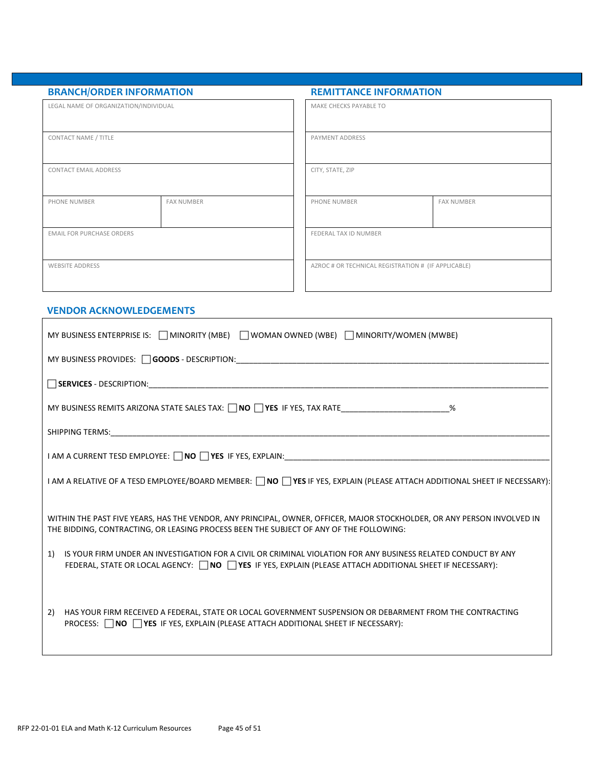## BRANCH/ORDER INFORMATION

| LEGAL NAME OF ORGANIZATION/INDIVIDUAL | |
|---|---|
| CONTACT NAME / TITLE | |
| CONTACT EMAIL ADDRESS | |
| PHONE NUMBER | FAX NUMBER |
| EMAIL FOR PURCHASE ORDERS | |
| WEBSITE ADDRESS | |

## REMITTANCE INFORMATION

| MAKE CHECKS PAYABLE TO | |
|---|---|
| PAYMENT ADDRESS | |
| CITY, STATE, ZIP | |
| PHONE NUMBER | FAX NUMBER |
| FEDERAL TAX ID NUMBER | |
| AZROC # OR TECHNICAL REGISTRATION # (IF APPLICABLE) | |

## VENDOR ACKNOWLEDGEMENTS

MY BUSINESS ENTERPRISE IS: ☐ MINORITY (MBE) ☐ WOMAN OWNED (WBE) ☐ MINORITY/WOMEN (MWBE)

MY BUSINESS PROVIDES: ☐ **GOODS** - DESCRIPTION:\_\_\_\_\_\_\_\_\_\_\_\_\_\_\_\_\_\_\_\_\_\_\_\_\_\_\_\_\_\_\_\_\_\_\_\_\_\_\_\_

☐ **SERVICES** - DESCRIPTION:\_\_\_\_\_\_\_\_\_\_\_\_\_\_\_\_\_\_\_\_\_\_\_\_\_\_\_\_\_\_\_\_\_\_\_\_\_\_\_\_\_\_\_\_\_\_\_\_

MY BUSINESS REMITS ARIZONA STATE SALES TAX: ☐ **NO** ☐ **YES** IF YES, TAX RATE\_\_\_\_\_\_\_\_\_\_\_\_\_\_\_\_\_\_\_\_\_\_\_\_%

SHIPPING TERMS:\_\_\_\_\_\_\_\_\_\_\_\_\_\_\_\_\_\_\_\_\_\_\_\_\_\_\_\_\_\_\_\_\_\_\_\_\_\_\_\_\_\_\_\_\_\_\_\_\_\_\_\_\_\_\_\_\_\_\_\_

I AM A CURRENT TESD EMPLOYEE: ☐ **NO** ☐ **YES** IF YES, EXPLAIN:\_\_\_\_\_\_\_\_\_\_\_\_\_\_\_\_\_\_\_\_\_\_\_\_\_\_\_\_\_\_\_\_\_\_\_\_

I AM A RELATIVE OF A TESD EMPLOYEE/BOARD MEMBER: ☐ **NO** ☐ **YES** IF YES, EXPLAIN (PLEASE ATTACH ADDITIONAL SHEET IF NECESSARY):

WITHIN THE PAST FIVE YEARS, HAS THE VENDOR, ANY PRINCIPAL, OWNER, OFFICER, MAJOR STOCKHOLDER, OR ANY PERSON INVOLVED IN THE BIDDING, CONTRACTING, OR LEASING PROCESS BEEN THE SUBJECT OF ANY OF THE FOLLOWING:

1) IS YOUR FIRM UNDER AN INVESTIGATION FOR A CIVIL OR CRIMINAL VIOLATION FOR ANY BUSINESS RELATED CONDUCT BY ANY FEDERAL, STATE OR LOCAL AGENCY: ☐ **NO** ☐ **YES** IF YES, EXPLAIN (PLEASE ATTACH ADDITIONAL SHEET IF NECESSARY):

2) HAS YOUR FIRM RECEIVED A FEDERAL, STATE OR LOCAL GOVERNMENT SUSPENSION OR DEBARMENT FROM THE CONTRACTING PROCESS: ☐ **NO** ☐ **YES** IF YES, EXPLAIN (PLEASE ATTACH ADDITIONAL SHEET IF NECESSARY):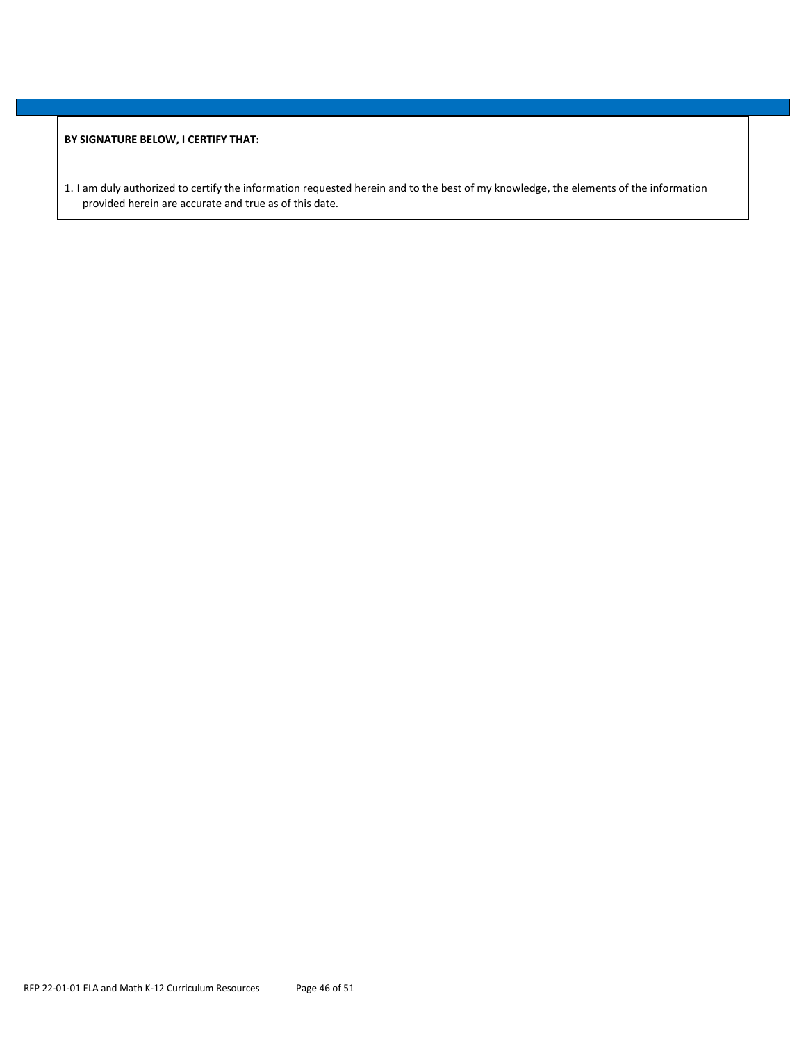**BY SIGNATURE BELOW, I CERTIFY THAT:**

1. I am duly authorized to certify the information requested herein and to the best of my knowledge, the elements of the information provided herein are accurate and true as of this date.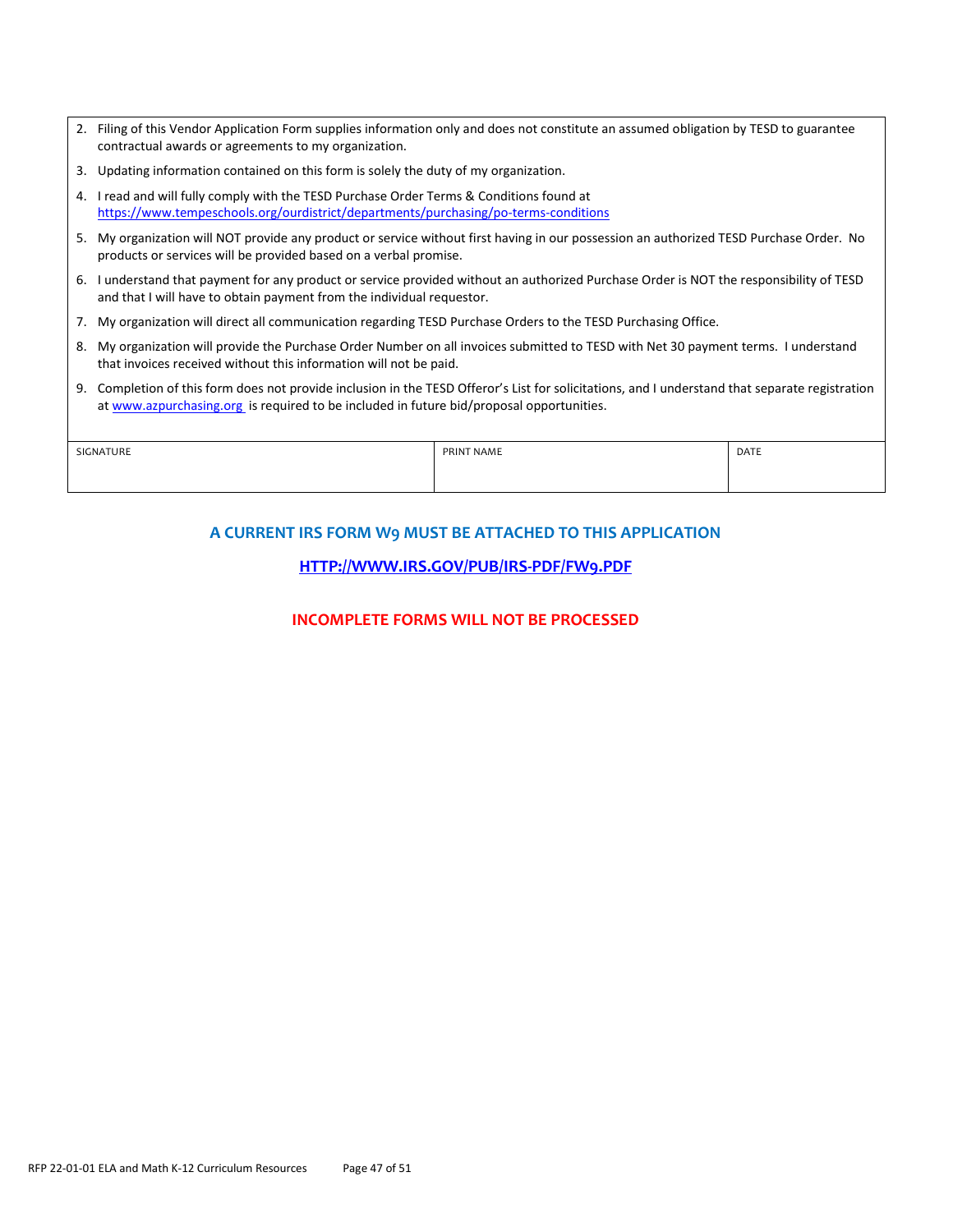2. Filing of this Vendor Application Form supplies information only and does not constitute an assumed obligation by TESD to guarantee contractual awards or agreements to my organization.
3. Updating information contained on this form is solely the duty of my organization.
4. I read and will fully comply with the TESD Purchase Order Terms & Conditions found at https://www.tempeschools.org/ourdistrict/departments/purchasing/po-terms-conditions
5. My organization will NOT provide any product or service without first having in our possession an authorized TESD Purchase Order. No products or services will be provided based on a verbal promise.
6. I understand that payment for any product or service provided without an authorized Purchase Order is NOT the responsibility of TESD and that I will have to obtain payment from the individual requestor.
7. My organization will direct all communication regarding TESD Purchase Orders to the TESD Purchasing Office.
8. My organization will provide the Purchase Order Number on all invoices submitted to TESD with Net 30 payment terms. I understand that invoices received without this information will not be paid.
9. Completion of this form does not provide inclusion in the TESD Offeror's List for solicitations, and I understand that separate registration at www.azpurchasing.org is required to be included in future bid/proposal opportunities.

| SIGNATURE | PRINT NAME | DATE |
|---|---|---|
| | | |

**A CURRENT IRS FORM W9 MUST BE ATTACHED TO THIS APPLICATION**

**HTTP://WWW.IRS.GOV/PUB/IRS-PDF/FW9.PDF**

**INCOMPLETE FORMS WILL NOT BE PROCESSED**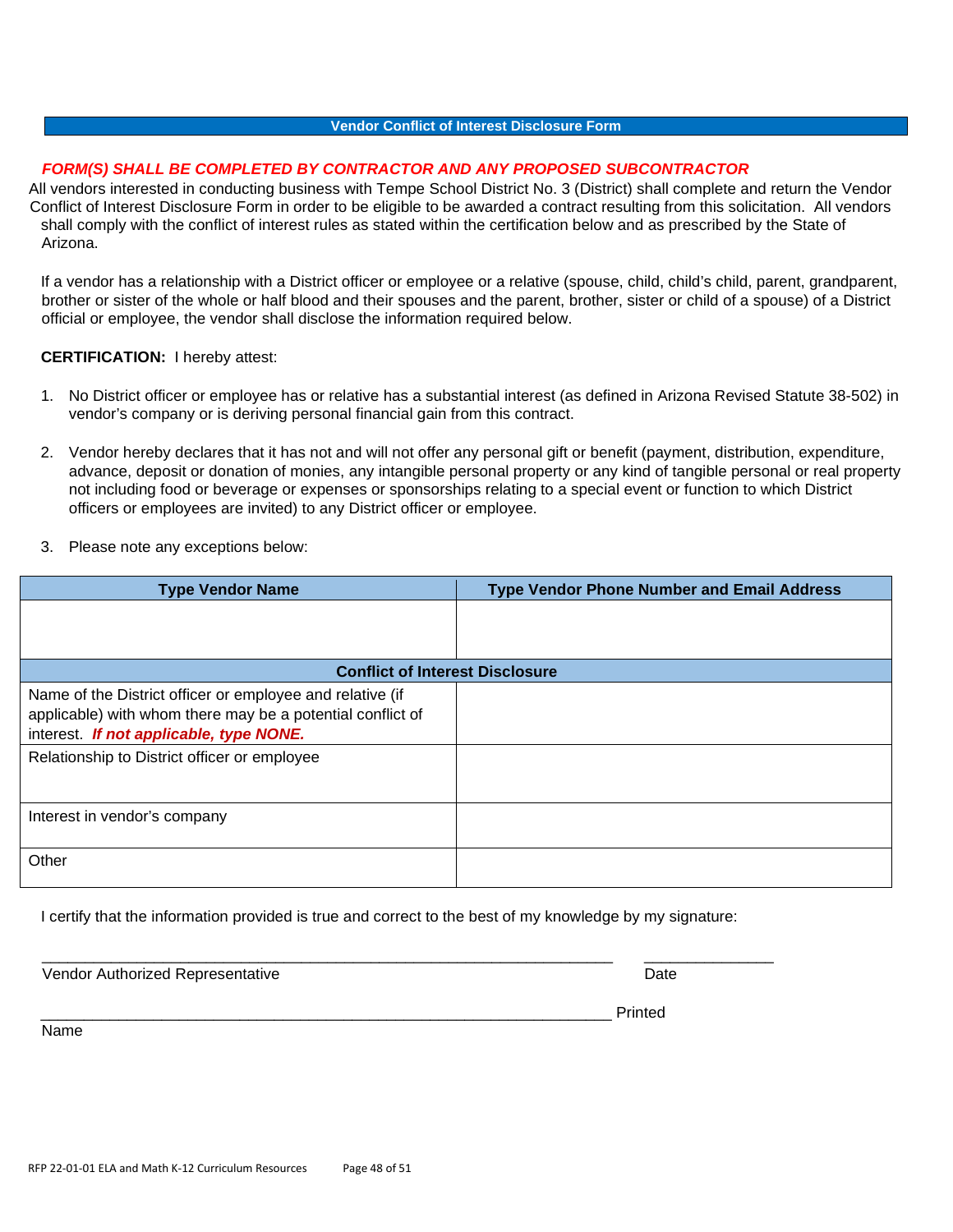## Vendor Conflict of Interest Disclosure Form

***FORM(S) SHALL BE COMPLETED BY CONTRACTOR AND ANY PROPOSED SUBCONTRACTOR***

All vendors interested in conducting business with Tempe School District No. 3 (District) shall complete and return the Vendor Conflict of Interest Disclosure Form in order to be eligible to be awarded a contract resulting from this solicitation. All vendors shall comply with the conflict of interest rules as stated within the certification below and as prescribed by the State of Arizona.

If a vendor has a relationship with a District officer or employee or a relative (spouse, child, child's child, parent, grandparent, brother or sister of the whole or half blood and their spouses and the parent, brother, sister or child of a spouse) of a District official or employee, the vendor shall disclose the information required below.

**CERTIFICATION:** I hereby attest:

1. No District officer or employee has or relative has a substantial interest (as defined in Arizona Revised Statute 38-502) in vendor's company or is deriving personal financial gain from this contract.
2. Vendor hereby declares that it has not and will not offer any personal gift or benefit (payment, distribution, expenditure, advance, deposit or donation of monies, any intangible personal property or any kind of tangible personal or real property not including food or beverage or expenses or sponsorships relating to a special event or function to which District officers or employees are invited) to any District officer or employee.
3. Please note any exceptions below:

| Type Vendor Name | Type Vendor Phone Number and Email Address |
|---|---|
| | |
| **Conflict of Interest Disclosure** | |
| Name of the District officer or employee and relative (if applicable) with whom there may be a potential conflict of interest. ***If not applicable, type NONE.*** | |
| Relationship to District officer or employee | |
| Interest in vendor's company | |
| Other | |

I certify that the information provided is true and correct to the best of my knowledge by my signature:

_______________________________________________________________ _______________

Vendor Authorized Representative Date

_______________________________________________________________ Printed Name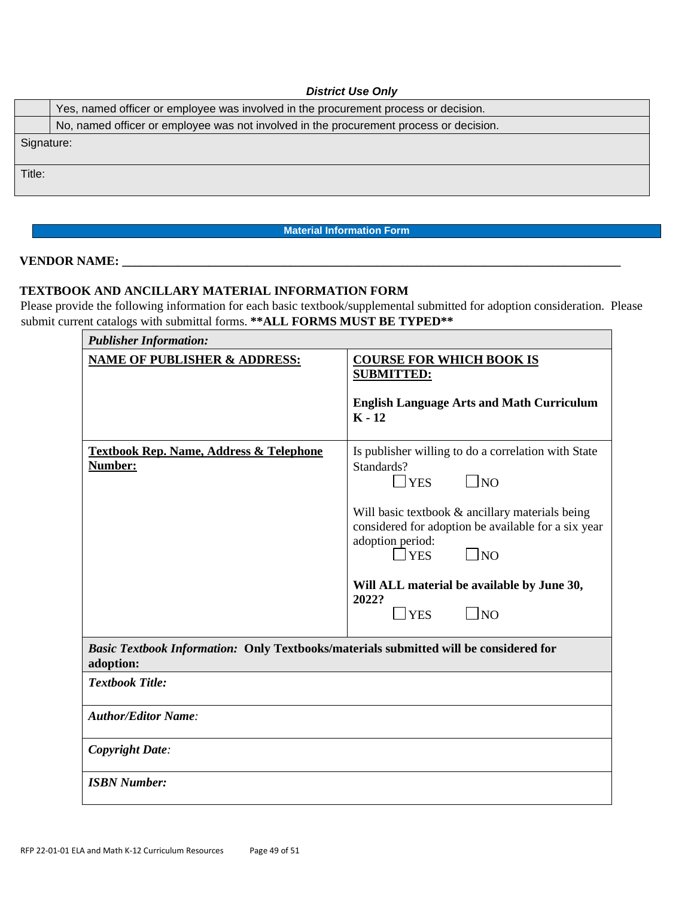***District Use Only***

| | |
|---|---|
| | Yes, named officer or employee was involved in the procurement process or decision. |
| | No, named officer or employee was not involved in the procurement process or decision. |
| Signature: | |
| Title: | |

**Material Information Form**

**VENDOR NAME: \_\_\_\_\_\_\_\_\_\_\_\_\_\_\_\_\_\_\_\_\_\_\_\_\_\_\_\_\_\_\_\_\_\_\_\_\_\_\_\_\_\_\_\_\_\_\_\_\_\_\_\_\_\_\_\_\_\_\_\_\_\_\_\_\_\_\_\_\_\_\_\_\_\_\_\_\_\_\_\_\_\_\_\_**

**TEXTBOOK AND ANCILLARY MATERIAL INFORMATION FORM**

Please provide the following information for each basic textbook/supplemental submitted for adoption consideration. Please submit current catalogs with submittal forms. **\*\*ALL FORMS MUST BE TYPED\*\***

| ***Publisher Information:*** | |
|---|---|
| **NAME OF PUBLISHER & ADDRESS:** | **COURSE FOR WHICH BOOK IS SUBMITTED:**<br><br>**English Language Arts and Math Curriculum K - 12** |
| **Textbook Rep. Name, Address & Telephone Number:** | Is publisher willing to do a correlation with State Standards?<br>☐ YES ☐ NO<br><br>Will basic textbook & ancillary materials being considered for adoption be available for a six year adoption period:<br>☐ YES ☐ NO<br><br>**Will ALL material be available by June 30, 2022?**<br>☐ YES ☐ NO |
| ***Basic Textbook Information:*** **Only Textbooks/materials submitted will be considered for adoption:** | |
| ***Textbook Title:*** | |
| ***Author/Editor Name:*** | |
| ***Copyright Date:*** | |
| ***ISBN Number:*** | |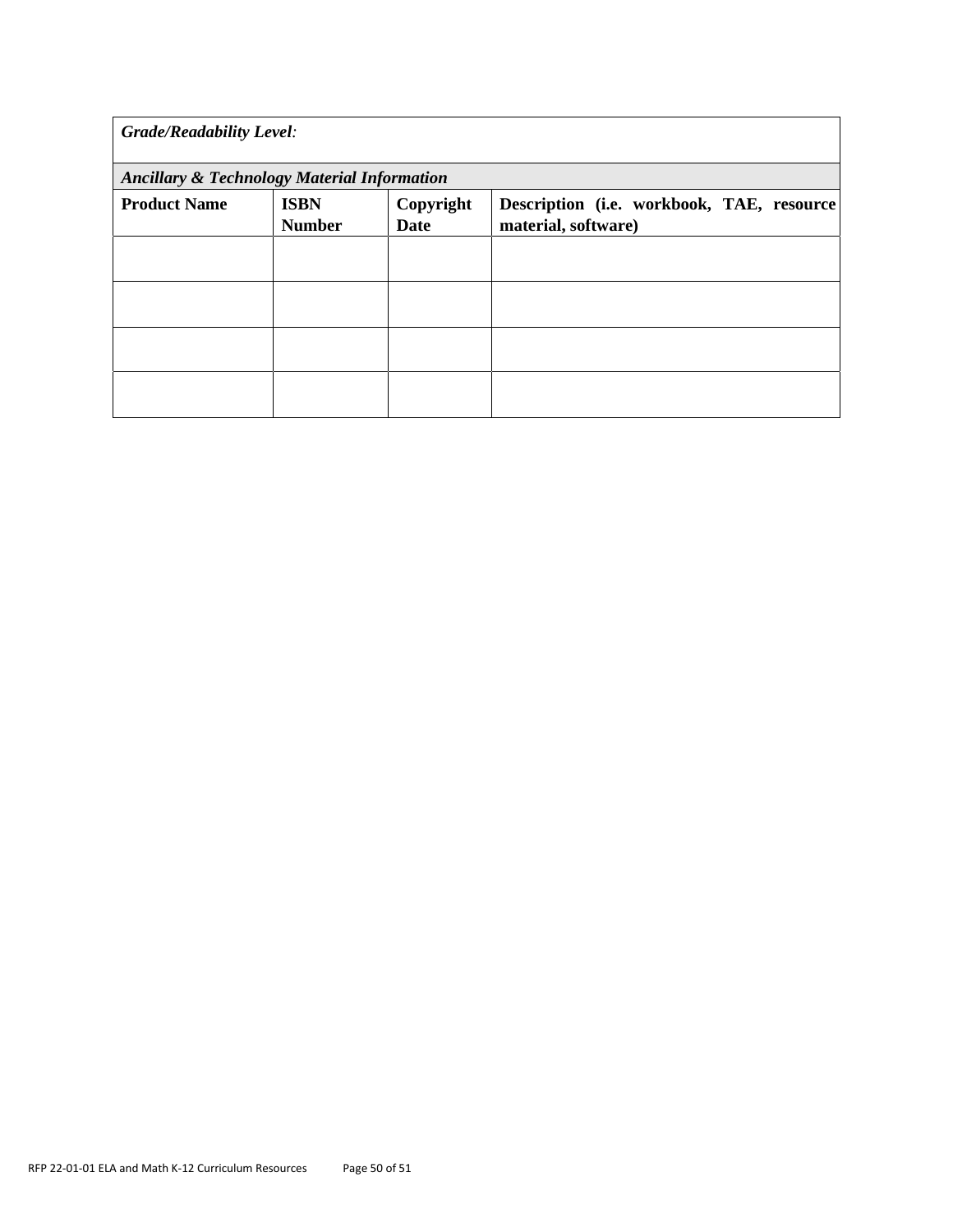| *Grade/Readability Level:* | | | |
|---|---|---|---|
| ***Ancillary & Technology Material Information*** | | | |
| **Product Name** | **ISBN Number** | **Copyright Date** | **Description (i.e. workbook, TAE, resource material, software)** |
| | | | |
| | | | |
| | | | |
| | | | |